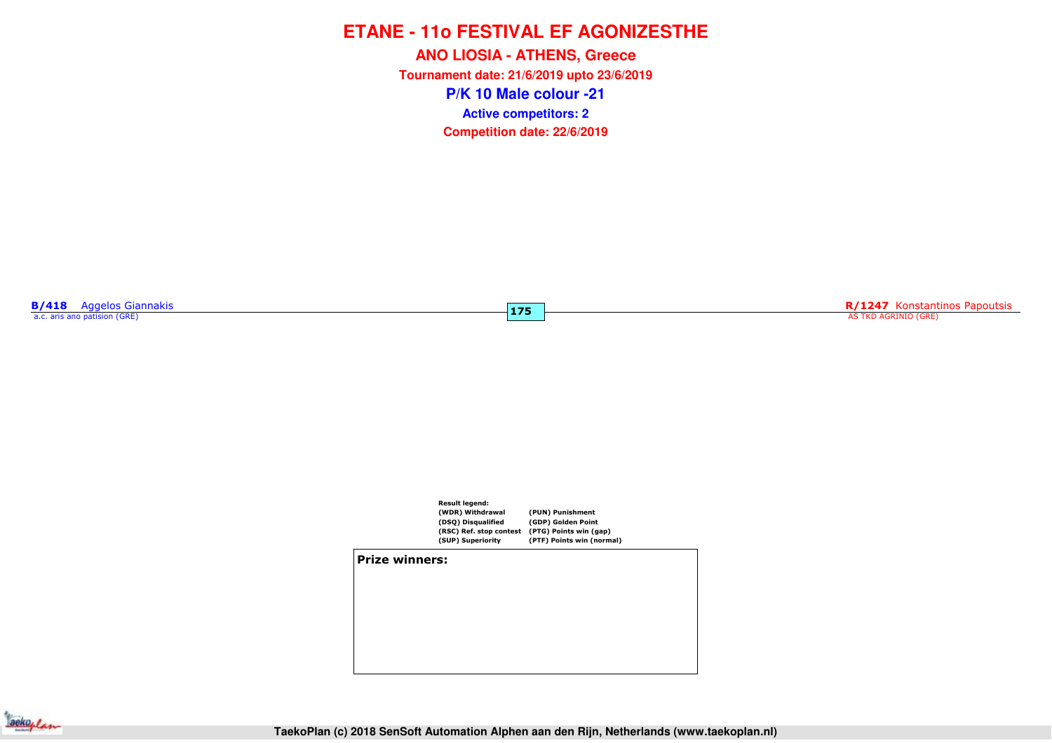# ETANE - 11o FESTIVAL EF AGONIZESTHE

## ANO LIOSIA - ATHENS, Greece

**Tournament date: 21/6/2019 upto 23/6/2019**

## P/K 10 Male colour -21

**Active competitors: 2**

**Competition date: 22/6/2019**

**B/418** Aggelos Giannakis
a.c. aris ano patision (GRE)

**175**

**R/1247** Konstantinos Papoutsis
AS TKD AGRINIO (GRE)

**Result legend:**

| | |
|---|---|
| (WDR) Withdrawal | (PUN) Punishment |
| (DSQ) Disqualified | (GDP) Golden Point |
| (RSC) Ref. stop contest | (PTG) Points win (gap) |
| (SUP) Superiority | (PTF) Points win (normal) |

**Prize winners:**

TaekoPlan (c) 2018 SenSoft Automation Alphen aan den Rijn, Netherlands (www.taekoplan.nl)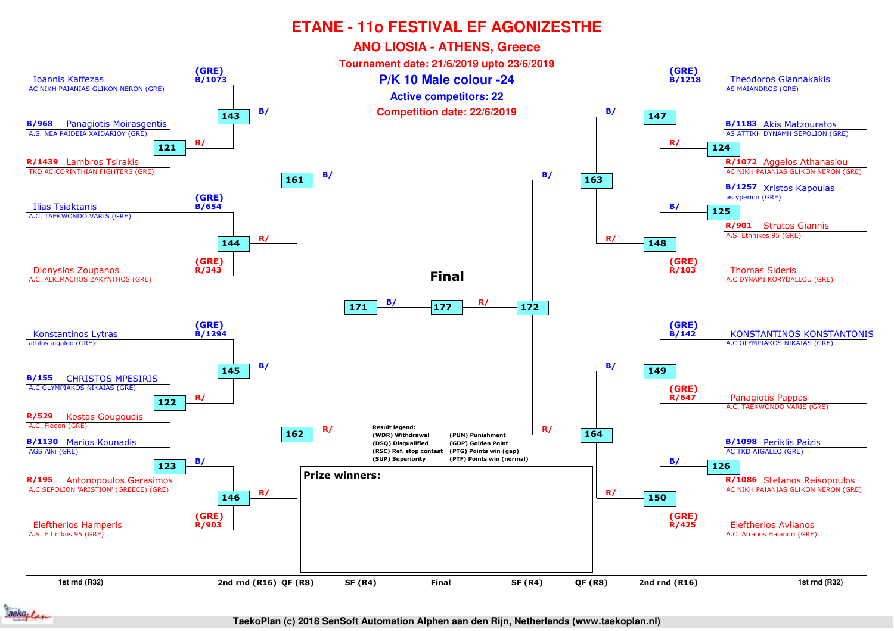# ETANE - 11o FESTIVAL EF AGONIZESTHE

## ANO LIOSIA - ATHENS, Greece

**Tournament date: 21/6/2019 upto 23/6/2019**

**P/K 10 Male colour -24**

**Active competitors: 22**

**Competition date: 22/6/2019**

### Left side of bracket

| Competitor | Club | Code | 1st rnd (R32) | 2nd rnd (R16) | QF (R8) | SF (R4) |
|---|---|---|---|---|---|---|
| Ioannis Kaffezas | AC NIKH PAIANIAS GLIKON NERON (GRE) | (GRE) B/1073 | | 143 B/ | 161 B/ | 171 B/ |
| Panagiotis Moirasgentis | A.S. NEA PAIDEIA XAIDARIOY (GRE) | B/968 | 121 R/ | 143 R/ | | |
| Lambros Tsirakis | TKD AC CORINTHIAN FIGHTERS (GRE) | R/1439 | 121 | | | |
| Ilias Tsiaktanis | A.C. TAEKWONDO VARIS (GRE) | (GRE) B/654 | | 144 | 161 R/ | |
| Dionysios Zoupanos | A.C. ALKIMACHOS ZAKYNTHOS (GRE) | (GRE) R/343 | | 144 | | |
| Konstantinos Lytras | athlos aigaleo (GRE) | (GRE) B/1294 | | 145 B/ | 162 R/ | 171 |
| CHRISTOS MPESIRIS | A.C OLYMPIAKOS NIKAIAS (GRE) | B/155 | 122 R/ | 145 R/ | | |
| Kostas Gougoudis | A.C. Flegon (GRE) | R/529 | 122 | | | |
| Marios Kounadis | AGS Alki (GRE) | B/1130 | 123 B/ | 146 R/ | 162 | |
| Antonopoulos Gerasimos | A.C SEPOLION 'ARISTION' (GREECE) (GRE) | R/195 | 123 | | | |
| Eleftherios Hamperis | A.S. Ethnikos 95 (GRE) | (GRE) R/903 | | 146 | | |

### Final

171 B/ — 177 — R/ 172

### Right side of bracket

| Competitor | Club | Code | 1st rnd (R32) | 2nd rnd (R16) | QF (R8) | SF (R4) |
|---|---|---|---|---|---|---|
| Theodoros Giannakakis | AS MAIANDROS (GRE) | (GRE) B/1218 | | 147 B/ | 163 B/ | 172 R/ |
| Akis Matzouratos | AS ATTIKH DYNAMH SEPOLION (GRE) | B/1183 | 124 | 147 R/ | | |
| Aggelos Athanasiou | AC NIKH PAIANIAS GLIKON NERON (GRE) | R/1072 | 124 | | | |
| Xristos Kapoulas | as yperion (GRE) | B/1257 | 125 B/ | 148 R/ | 163 | |
| Stratos Giannis | A.S. Ethnikos 95 (GRE) | R/901 | 125 | | | |
| Thomas Sideris | A.C DYNAMI KORYDALLOU (GRE) | (GRE) R/103 | | 148 | | |
| KONSTANTINOS KONSTANTONIS | A.C OLYMPIAKOS NIKAIAS (GRE) | (GRE) B/142 | | 149 B/ | 164 R/ | 172 |
| Panagiotis Pappas | A.C. TAEKWONDO VARIS (GRE) | (GRE) R/647 | | 149 | | |
| Periklis Paizis | AC TKD AIGALEO (GRE) | B/1098 | 126 B/ | 150 R/ | 164 | |
| Stefanos Reisopoulos | AC NIKH PAIANIAS GLIKON NERON (GRE) | R/1086 | 126 | | | |
| Eleftherios Avlianos | A.C. Atrapos Halandri (GRE) | (GRE) R/425 | | 150 | | |

**Result legend:**

- (WDR) Withdrawal
- (DSQ) Disqualified
- (RSC) Ref. stop contest
- (SUP) Superiority
- (PUN) Punishment
- (GDP) Golden Point
- (PTG) Points win (gap)
- (PTF) Points win (normal)

**Prize winners:**

1st rnd (R32) | 2nd rnd (R16) | QF (R8) | SF (R4) | Final | SF (R4) | QF (R8) | 2nd rnd (R16) | 1st rnd (R32)

TaekoPlan (c) 2018 SenSoft Automation Alphen aan den Rijn, Netherlands (www.taekoplan.nl)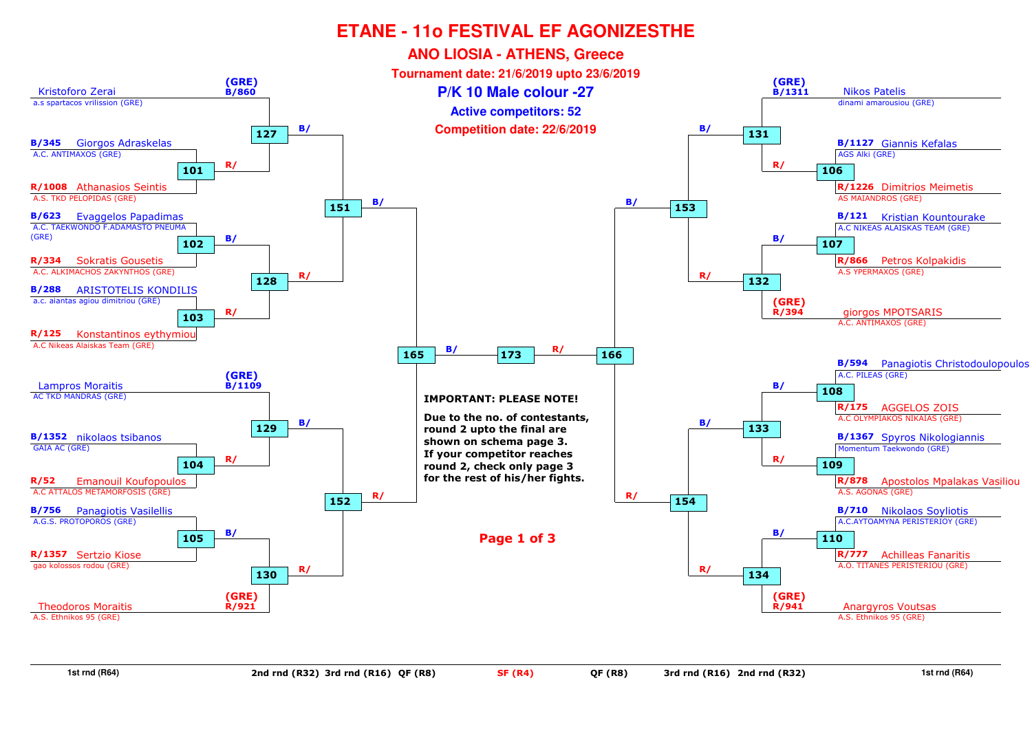# ETANE - 11o FESTIVAL EF AGONIZESTHE

## ANO LIOSIA - ATHENS, Greece

**Tournament date: 21/6/2019 upto 23/6/2019**

**P/K 10 Male colour -27**

**Active competitors: 52**

**Competition date: 22/6/2019**

### Left side

| Competitor | Club | Corner | Match |
|---|---|---|---|
| Kristoforo Zerai | a.s spartacos vrilission (GRE) | B/860 | 127 |
| Giorgos Adraskelas | A.C. ANTIMAXOS (GRE) | B/345 | 101 |
| Athanasios Seintis | A.S. TKD PELOPIDAS (GRE) | R/1008 | 101 |
| Evaggelos Papadimas | A.C. TAEKWONDO F.ADAMASTO PNEUMA (GRE) | B/623 | 102 |
| Sokratis Gousetis | A.C. ALKIMACHOS ZAKYNTHOS (GRE) | R/334 | 102 |
| ARISTOTELIS KONDILIS | a.c. aiantas agiou dimitriou (GRE) | B/288 | 103 |
| Konstantinos eythymiou | A.C Nikeas Alaiskas Team (GRE) | R/125 | 103 |
| Lampros Moraitis | AC TKD MANDRAS (GRE) | B/1109 | 129 |
| nikolaos tsibanos | GAIA AC (GRE) | B/1352 | 104 |
| Emanouil Koufopoulos | A.C ATTALOS METAMORFOSIS (GRE) | R/52 | 104 |
| Panagiotis Vasilellis | A.G.S. PROTOPOROS (GRE) | B/756 | 105 |
| Sertzio Kiose | gao kolossos rodou (GRE) | R/1357 | 105 |
| Theodoros Moraitis | A.S. Ethnikos 95 (GRE) | R/921 | 130 |

Matches: 101 (R/) and Kristoforo Zerai (B/) → 127; 102 (B/) and 103 (R/) → 128; 127 (B/) and 128 (R/) → 151; Lampros Moraitis (B/) and 104 (R/) → 129; 105 (B/) and Theodoros Moraitis (R/) → 130; 129 (B/) and 130 (R/) → 152; 151 (B/) and 152 (R/) → 165.

### Right side

| Competitor | Club | Corner | Match |
|---|---|---|---|
| Nikos Patelis | dinami amarousiou (GRE) | B/1311 | 131 |
| Giannis Kefalas | AGS Alki (GRE) | B/1127 | 106 |
| Dimitrios Meimetis | AS MAIANDROS (GRE) | R/1226 | 106 |
| Kristian Kountourake | A.C NIKEAS ALAISKAS TEAM (GRE) | B/121 | 107 |
| Petros Kolpakidis | A.S YPERMAXOS (GRE) | R/866 | 107 |
| giorgos MPOTSARIS | A.C. ANTIMAXOS (GRE) | R/394 | 132 |
| Panagiotis Christodoulopoulos | A.C. PILEAS (GRE) | B/594 | 108 |
| AGGELOS ZOIS | A.C OLYMPIAKOS NIKAIAS (GRE) | R/175 | 108 |
| Spyros Nikologiannis | Momentum Taekwondo (GRE) | B/1367 | 109 |
| Apostolos Mpalakas Vasiliou | A.S. AGONAS (GRE) | R/878 | 109 |
| Nikolaos Soyliotis | A.C.AYTOAMYNA PERISTERIOY (GRE) | B/710 | 110 |
| Achilleas Fanaritis | A.O. TITANES PERISTERIOU (GRE) | R/777 | 110 |
| Anargyros Voutsas | A.S. Ethnikos 95 (GRE) | R/941 | 134 |

Matches: Nikos Patelis (B/) and 106 (R/) → 131; 107 (B/) and giorgos MPOTSARIS (R/) → 132; 131 (B/) and 132 (R/) → 153; 108 (B/) and 109 (R/) → 133; 110 (B/) and Anargyros Voutsas (R/) → 134; 133 (B/) and 134 (R/) → 154; 153 (B/) and 154 (R/) → 166.

Final: 165 (B/) vs 166 (R/) → 173

**IMPORTANT: PLEASE NOTE!**

**Due to the no. of contestants, round 2 upto the final are shown on schema page 3. If your competitor reaches round 2, check only page 3 for the rest of his/her fights.**

1st rnd (R64) | 2nd rnd (R32) | 3rd rnd (R16) | QF (R8) | SF (R4) | QF (R8) | 3rd rnd (R16) | 2nd rnd (R32) | 1st rnd (R64)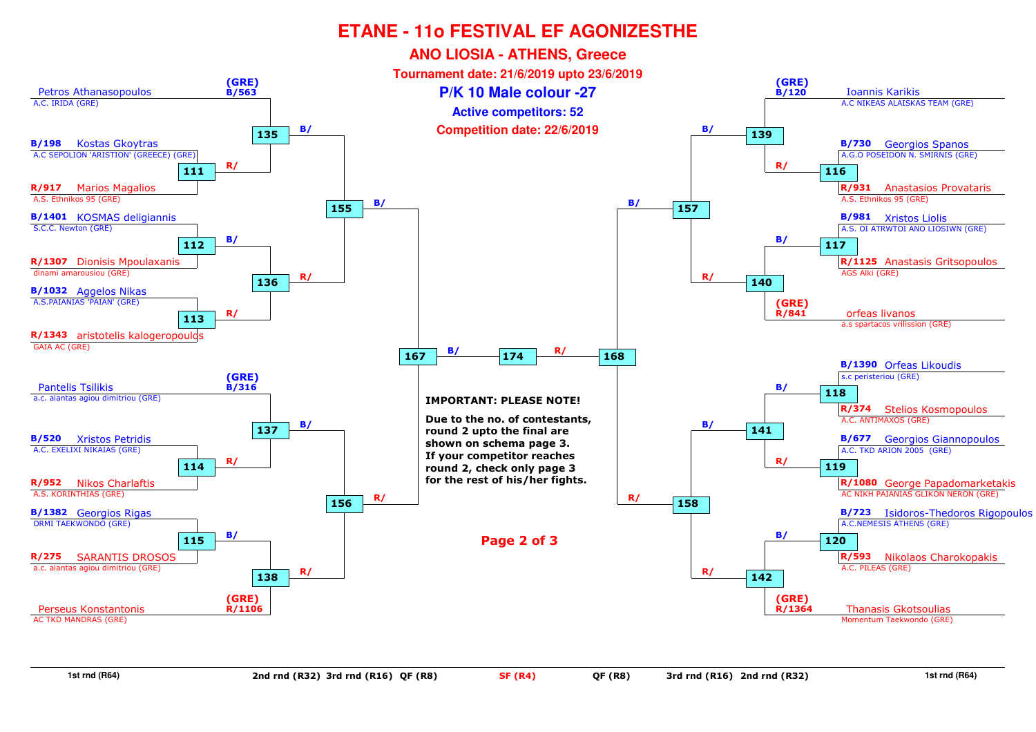# ETANE - 11o FESTIVAL EF AGONIZESTHE

## ANO LIOSIA - ATHENS, Greece

**Tournament date: 21/6/2019 upto 23/6/2019**

## P/K 10 Male colour -27

**Active competitors: 52**

**Competition date: 22/6/2019**

### Left side

| 1st rnd (R64) | Match | 2nd rnd (R32) | 3rd rnd (R16) | QF (R8) |
|---|---|---|---|---|
| (GRE) B/563 Petros Athanasopoulos – A.C. IRIDA (GRE) | | 135 (B/) | 155 (B/) | 167 (B/) |
| B/198 Kostas Gkoytras – A.C SEPOLION 'ARISTION' (GREECE) (GRE) | 111 | 135 (R/) | | |
| R/917 Marios Magalios – A.S. Ethnikos 95 (GRE) | 111 | | | |
| B/1401 KOSMAS deligiannis – S.C.C. Newton (GRE) | 112 | 136 (B/) | 155 (R/) | |
| R/1307 Dionisis Mpoulaxanis – dinami amarousiou (GRE) | 112 | | | |
| B/1032 Aggelos Nikas – A.S.PAIANIAS 'PAIAN' (GRE) | 113 | 136 (R/) | | |
| R/1343 aristotelis kalogeropoulos – GAIA AC (GRE) | 113 | | | |
| (GRE) B/316 Pantelis Tsilikis – a.c. aiantas agiou dimitriou (GRE) | | 137 (B/) | 156 (B/) | 167 (R/) |
| B/520 Xristos Petridis – A.C. EXELIXI NIKAIAS (GRE) | 114 | 137 (R/) | | |
| R/952 Nikos Charlaftis – A.S. KORINTHIAS (GRE) | 114 | | | |
| B/1382 Georgios Rigas – ORMI TAEKWONDO (GRE) | 115 | 138 (B/) | 156 (R/) | |
| R/275 SARANTIS DROSOS – a.c. aiantas agiou dimitriou (GRE) | 115 | | | |
| (GRE) R/1106 Perseus Konstantonis – AC TKD MANDRAS (GRE) | | 138 (R/) | | |

### Right side

| 1st rnd (R64) | Match | 2nd rnd (R32) | 3rd rnd (R16) | QF (R8) |
|---|---|---|---|---|
| (GRE) B/120 Ioannis Karikis – A.C NIKEAS ALAISKAS TEAM (GRE) | | 139 (B/) | 157 (B/) | 168 (B/) |
| B/730 Georgios Spanos – A.G.O POSEIDON N. SMIRNIS (GRE) | 116 | 139 (R/) | | |
| R/931 Anastasios Provataris – A.S. Ethnikos 95 (GRE) | 116 | | | |
| B/981 Xristos Liolis – A.S. OI ATRWTOI ANO LIOSIWN (GRE) | 117 | 140 (B/) | 157 (R/) | |
| R/1125 Anastasis Gritsopoulos – AGS Alki (GRE) | 117 | | | |
| (GRE) R/841 orfeas livanos – a.s spartacos vrilission (GRE) | | 140 (R/) | | |
| B/1390 Orfeas Likoudis – s.c peristeriou (GRE) | 118 | 141 (B/) | 158 (B/) | 168 (R/) |
| R/374 Stelios Kosmopoulos – A.C. ANTIMAXOS (GRE) | 118 | | | |
| B/677 Georgios Giannopoulos – A.C. TKD ARION 2005 (GRE) | 119 | 141 (R/) | | |
| R/1080 George Papadomarketakis – AC NIKH PAIANIAS GLIKON NERON (GRE) | 119 | | | |
| B/723 Isidoros-Thedoros Rigopoulos – A.C.NEMESIS ATHENS (GRE) | 120 | 142 (B/) | 158 (R/) | |
| R/593 Nikolaos Charokopakis – A.C. PILEAS (GRE) | 120 | | | |
| (GRE) R/1364 Thanasis Gkotsoulias – Momentum Taekwondo (GRE) | | 142 (R/) | | |

### SF (R4)

167 (B/) – 174 – 168 (R/)

**IMPORTANT: PLEASE NOTE!**

**Due to the no. of contestants, round 2 upto the final are shown on schema page 3. If your competitor reaches round 2, check only page 3 for the rest of his/her fights.**

1st rnd (R64) | 2nd rnd (R32) | 3rd rnd (R16) | QF (R8) | SF (R4) | QF (R8) | 3rd rnd (R16) | 2nd rnd (R32) | 1st rnd (R64)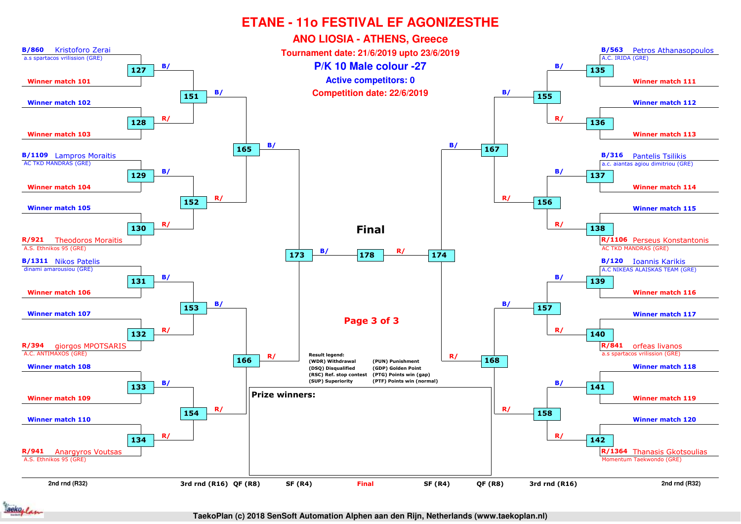# ETANE - 11o FESTIVAL EF AGONIZESTHE

## ANO LIOSIA - ATHENS, Greece

**Tournament date: 21/6/2019 upto 23/6/2019**

## P/K 10 Male colour -27

**Active competitors: 0**

**Competition date: 22/6/2019**

### Left side of bracket

| 2nd rnd (R32) | Match | 3rd rnd (R16) | QF (R8) | SF (R4) |
|---|---|---|---|---|
| B/860 Kristoforo Zerai – a.s spartacos vrilission (GRE) | 127 | 151 | 165 | 173 |
| Winner match 101 | 127 | 151 | 165 | 173 |
| Winner match 102 | 128 | 151 | 165 | 173 |
| Winner match 103 | 128 | 151 | 165 | 173 |
| B/1109 Lampros Moraitis – AC TKD MANDRAS (GRE) | 129 | 152 | 165 | 173 |
| Winner match 104 | 129 | 152 | 165 | 173 |
| Winner match 105 | 130 | 152 | 165 | 173 |
| R/921 Theodoros Moraitis – A.S. Ethnikos 95 (GRE) | 130 | 152 | 165 | 173 |
| B/1311 Nikos Patelis – dinami amarousiou (GRE) | 131 | 153 | 166 | 173 |
| Winner match 106 | 131 | 153 | 166 | 173 |
| Winner match 107 | 132 | 153 | 166 | 173 |
| R/394 giorgos MPOTSARIS – A.C. ANTIMAXOS (GRE) | 132 | 153 | 166 | 173 |
| Winner match 108 | 133 | 154 | 166 | 173 |
| Winner match 109 | 133 | 154 | 166 | 173 |
| Winner match 110 | 134 | 154 | 166 | 173 |
| R/941 Anargyros Voutsas – A.S. Ethnikos 95 (GRE) | 134 | 154 | 166 | 173 |

### Final

173 (B/) vs 174 (R/) – Match 178

### Right side of bracket

| 2nd rnd (R32) | Match | 3rd rnd (R16) | QF (R8) | SF (R4) |
|---|---|---|---|---|
| B/563 Petros Athanasopoulos – A.C. IRIDA (GRE) | 135 | 155 | 167 | 174 |
| Winner match 111 | 135 | 155 | 167 | 174 |
| Winner match 112 | 136 | 155 | 167 | 174 |
| Winner match 113 | 136 | 155 | 167 | 174 |
| B/316 Pantelis Tsilikis – a.c. aiantas agiou dimitriou (GRE) | 137 | 156 | 167 | 174 |
| Winner match 114 | 137 | 156 | 167 | 174 |
| Winner match 115 | 138 | 156 | 167 | 174 |
| R/1106 Perseus Konstantonis – AC TKD MANDRAS (GRE) | 138 | 156 | 167 | 174 |
| B/120 Ioannis Karikis – A.C NIKEAS ALAISKAS TEAM (GRE) | 139 | 157 | 168 | 174 |
| Winner match 116 | 139 | 157 | 168 | 174 |
| Winner match 117 | 140 | 157 | 168 | 174 |
| R/841 orfeas livanos – a.s spartacos vrilission (GRE) | 140 | 157 | 168 | 174 |
| Winner match 118 | 141 | 158 | 168 | 174 |
| Winner match 119 | 141 | 158 | 168 | 174 |
| Winner match 120 | 142 | 158 | 168 | 174 |
| R/1364 Thanasis Gkotsoulias – Momentum Taekwondo (GRE) | 142 | 158 | 168 | 174 |

**Result legend:**
(WDR) Withdrawal
(DSQ) Disqualified
(RSC) Ref. stop contest
(SUP) Superiority
(PUN) Punishment
(GDP) Golden Point
(PTG) Points win (gap)
(PTF) Points win (normal)

**Prize winners:**

TaekoPlan (c) 2018 SenSoft Automation Alphen aan den Rijn, Netherlands (www.taekoplan.nl)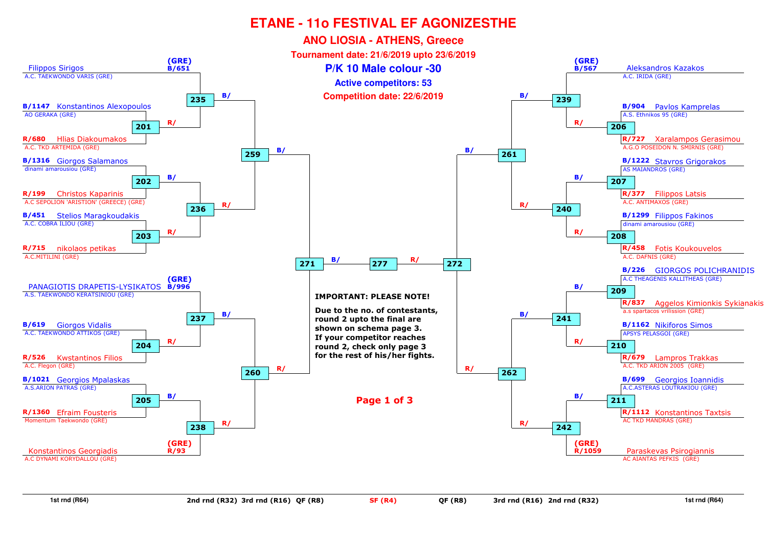# ETANE - 11o FESTIVAL EF AGONIZESTHE

## ANO LIOSIA - ATHENS, Greece

**Tournament date: 21/6/2019 upto 23/6/2019**

## P/K 10 Male colour -30

**Active competitors: 53**

**Competition date: 22/6/2019**

### Left side (1st rnd (R64))

| Seed | Competitor | Club | Match |
|---|---|---|---|
| (GRE) B/651 | Filippos Sirigos | A.C. TAEKWONDO VARIS (GRE) | 235 |
| B/1147 | Konstantinos Alexopoulos | AO GERAKA (GRE) | 201 |
| R/680 | Hlias Diakoumakos | A.C. TKD ARTEMIDA (GRE) | 201 |
| B/1316 | Giorgos Salamanos | dinami amarousiou (GRE) | 202 |
| R/199 | Christos Kaparinis | A.C SEPOLION 'ARISTION' (GREECE) (GRE) | 202 |
| B/451 | Stelios Maragkoudakis | A.C. COBRA ILIOU (GRE) | 203 |
| R/715 | nikolaos petikas | A.C.MITILINI (GRE) | 203 |
| (GRE) B/996 | PANAGIOTIS DRAPETIS-LYSIKATOS | A.S. TAEKWONDO KERATSINIOU (GRE) | 237 |
| B/619 | Giorgos Vidalis | A.C. TAEKWONDO ATTIKOS (GRE) | 204 |
| R/526 | Kwstantinos Filios | A.C. Flegon (GRE) | 204 |
| B/1021 | Georgios Mpalaskas | A.S.ARION PATRAS (GRE) | 205 |
| R/1360 | Efraim Fousteris | Momentum Taekwondo (GRE) | 205 |
| (GRE) R/93 | Konstantinos Georgiadis | A.C DYNAMI KORYDALLOU (GRE) | 238 |

### Right side (1st rnd (R64))

| Seed | Competitor | Club | Match |
|---|---|---|---|
| (GRE) B/567 | Aleksandros Kazakos | A.C. IRIDA (GRE) | 239 |
| B/904 | Pavlos Kamprelas | A.S. Ethnikos 95 (GRE) | 206 |
| R/727 | Xaralampos Gerasimou | A.G.O POSEIDON N. SMIRNIS (GRE) | 206 |
| B/1222 | Stavros Grigorakos | AS MAIANDROS (GRE) | 207 |
| R/377 | Filippos Latsis | A.C. ANTIMAXOS (GRE) | 207 |
| B/1299 | Filippos Fakinos | dinami amarousiou (GRE) | 208 |
| R/458 | Fotis Koukouvelos | A.C. DAFNIS (GRE) | 208 |
| B/226 | GIORGOS POLICHRANIDIS | A.C THEAGENIS KALLITHEAS (GRE) | 209 |
| R/837 | Aggelos Kimionkis Sykianakis | a.s spartacos vrilission (GRE) | 209 |
| B/1162 | Nikiforos Simos | APSYS PELASGOI (GRE) | 210 |
| R/679 | Lampros Trakkas | A.C. TKD ARION 2005 (GRE) | 210 |
| B/699 | Georgios Ioannidis | A.C.ASTERAS LOUTRAKIOU (GRE) | 211 |
| R/1112 | Konstantinos Taxtsis | AC TKD MANDRAS (GRE) | 211 |
| (GRE) R/1059 | Paraskevas Psirogiannis | AC AIANTAS PEFKIS (GRE) | 242 |

### Bracket progression

| Round | Matches |
|---|---|
| 2nd rnd (R32) | 235 (B: Sirigos, R: W201), 236 (B: W202, R: W203), 237 (B: Drapetis-Lysikatos, R: W204), 238 (B: W205, R: Georgiadis), 239 (B: Kazakos, R: W206), 240 (B: W207, R: W208), 241 (B: W209, R: W210), 242 (B: W211, R: Psirogiannis) |
| 3rd rnd (R16) | 259 (B: W235, R: W236), 260 (B: W237, R: W238), 261 (B: W239, R: W240), 262 (B: W241, R: W242) |
| QF (R8) | 271 (B: W259, R: W260), 272 (B: W261, R: W262) |
| SF (R4) | 277 (B: W271, R: W272) |

**IMPORTANT: PLEASE NOTE!**

**Due to the no. of contestants, round 2 upto the final are shown on schema page 3. If your competitor reaches round 2, check only page 3 for the rest of his/her fights.**

1st rnd (R64) — 2nd rnd (R32) — 3rd rnd (R16) — QF (R8) — SF (R4) — QF (R8) — 3rd rnd (R16) — 2nd rnd (R32) — 1st rnd (R64)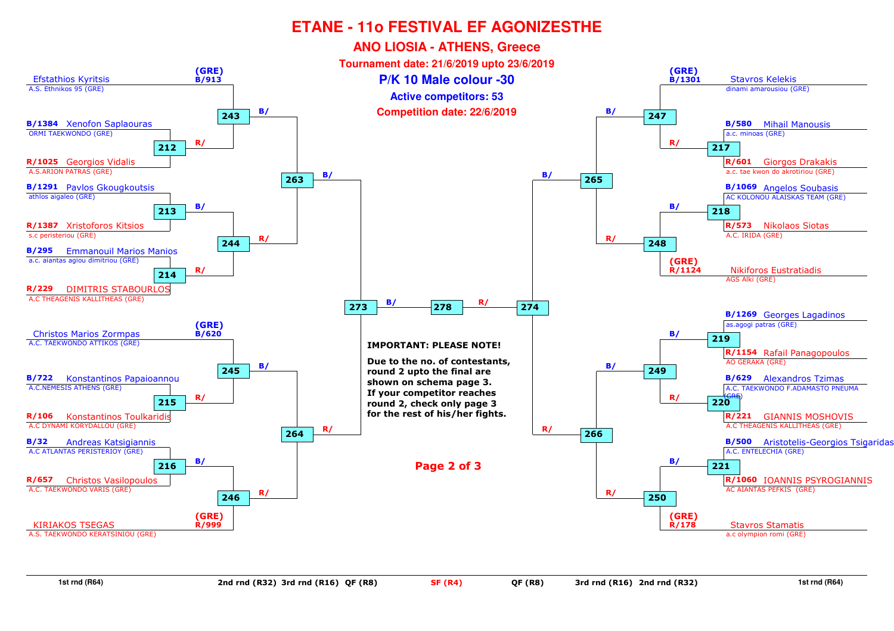# ETANE - 11o FESTIVAL EF AGONIZESTHE

## ANO LIOSIA - ATHENS, Greece

**Tournament date: 21/6/2019 upto 23/6/2019**

**P/K 10 Male colour -30**

**Active competitors: 53**

**Competition date: 22/6/2019**

### Left side of bracket

| Competitor | Club | Code | 1st match | 2nd match | 3rd match | QF |
|---|---|---|---|---|---|---|
| Efstathios Kyritsis | A.S. Ethnikos 95 (GRE) | (GRE) B/913 | | 243 (B/) | 263 (B/) | 273 (B/) |
| Xenofon Saplaouras | ORMI TAEKWONDO (GRE) | B/1384 | 212 | 243 (R/) | 263 (B/) | 273 (B/) |
| Georgios Vidalis | A.S.ARION PATRAS (GRE) | R/1025 | 212 | 243 (R/) | 263 (B/) | 273 (B/) |
| Pavlos Gkougkoutsis | athlos aigaleo (GRE) | B/1291 | 213 | 244 (B/) | 263 (R/) | 273 (B/) |
| Xristoforos Kitsios | s.c peristeriou (GRE) | R/1387 | 213 | 244 (B/) | 263 (R/) | 273 (B/) |
| Emmanouil Marios Manios | a.c. aiantas agiou dimitriou (GRE) | B/295 | 214 | 244 (R/) | 263 (R/) | 273 (B/) |
| DIMITRIS STABOURLOS | A.C THEAGENIS KALLITHEAS (GRE) | R/229 | 214 | 244 (R/) | 263 (R/) | 273 (B/) |
| Christos Marios Zormpas | A.C. TAEKWONDO ATTIKOS (GRE) | (GRE) B/620 | | 245 (B/) | 264 (B/) | 273 (R/) |
| Konstantinos Papaioannou | A.C.NEMESIS ATHENS (GRE) | B/722 | 215 | 245 (R/) | 264 (B/) | 273 (R/) |
| Konstantinos Toulkaridis | A.C DYNAMI KORYDALLOU (GRE) | R/106 | 215 | 245 (R/) | 264 (B/) | 273 (R/) |
| Andreas Katsigiannis | A.C ATLANTAS PERISTERIOY (GRE) | B/32 | 216 | 246 (B/) | 264 (R/) | 273 (R/) |
| Christos Vasilopoulos | A.C. TAEKWONDO VARIS (GRE) | R/657 | 216 | 246 (B/) | 264 (R/) | 273 (R/) |
| KIRIAKOS TSEGAS | A.S. TAEKWONDO KERATSINIOU (GRE) | (GRE) R/999 | | 246 (R/) | 264 (R/) | 273 (R/) |

### Semi-final

273 (B/) — 278 — (R/) 274

### Right side of bracket

| Competitor | Club | Code | 1st match | 2nd match | 3rd match | QF |
|---|---|---|---|---|---|---|
| Stavros Kelekis | dinami amarousiou (GRE) | (GRE) B/1301 | | 247 (B/) | 265 (B/) | 274 (B/) |
| Mihail Manousis | a.c. minoas (GRE) | B/580 | 217 | 247 (R/) | 265 (B/) | 274 (B/) |
| Giorgos Drakakis | a.c. tae kwon do akrotiriou (GRE) | R/601 | 217 | 247 (R/) | 265 (B/) | 274 (B/) |
| Angelos Soubasis | AC KOLONOU ALAISKAS TEAM (GRE) | B/1069 | 218 | 248 (B/) | 265 (R/) | 274 (B/) |
| Nikolaos Siotas | A.C. IRIDA (GRE) | R/573 | 218 | 248 (B/) | 265 (R/) | 274 (B/) |
| Nikiforos Eustratiadis | AGS Alki (GRE) | (GRE) R/1124 | | 248 (R/) | 265 (R/) | 274 (B/) |
| Georges Lagadinos | as.agogi patras (GRE) | B/1269 | 219 | 249 (B/) | 266 (B/) | 274 (R/) |
| Rafail Panagopoulos | AO GERAKA (GRE) | R/1154 | 219 | 249 (B/) | 266 (B/) | 274 (R/) |
| Alexandros Tzimas | A.C. TAEKWONDO F.ADAMASTO PNEUMA (GRE) | B/629 | 220 | 249 (R/) | 266 (B/) | 274 (R/) |
| GIANNIS MOSHOVIS | A.C THEAGENIS KALLITHEAS (GRE) | R/221 | 220 | 249 (R/) | 266 (B/) | 274 (R/) |
| Aristotelis-Georgios Tsigaridas | A.C. ENTELECHIA (GRE) | B/500 | 221 | 250 (B/) | 266 (R/) | 274 (R/) |
| IOANNIS PSYROGIANNIS | AC AIANTAS PEFKIS (GRE) | R/1060 | 221 | 250 (B/) | 266 (R/) | 274 (R/) |
| Stavros Stamatis | a.c olympion romi (GRE) | (GRE) R/178 | | 250 (R/) | 266 (R/) | 274 (R/) |

**IMPORTANT: PLEASE NOTE!**

**Due to the no. of contestants, round 2 upto the final are shown on schema page 3. If your competitor reaches round 2, check only page 3 for the rest of his/her fights.**

1st rnd (R64) | 2nd rnd (R32) | 3rd rnd (R16) | QF (R8) | SF (R4) | QF (R8) | 3rd rnd (R16) | 2nd rnd (R32) | 1st rnd (R64)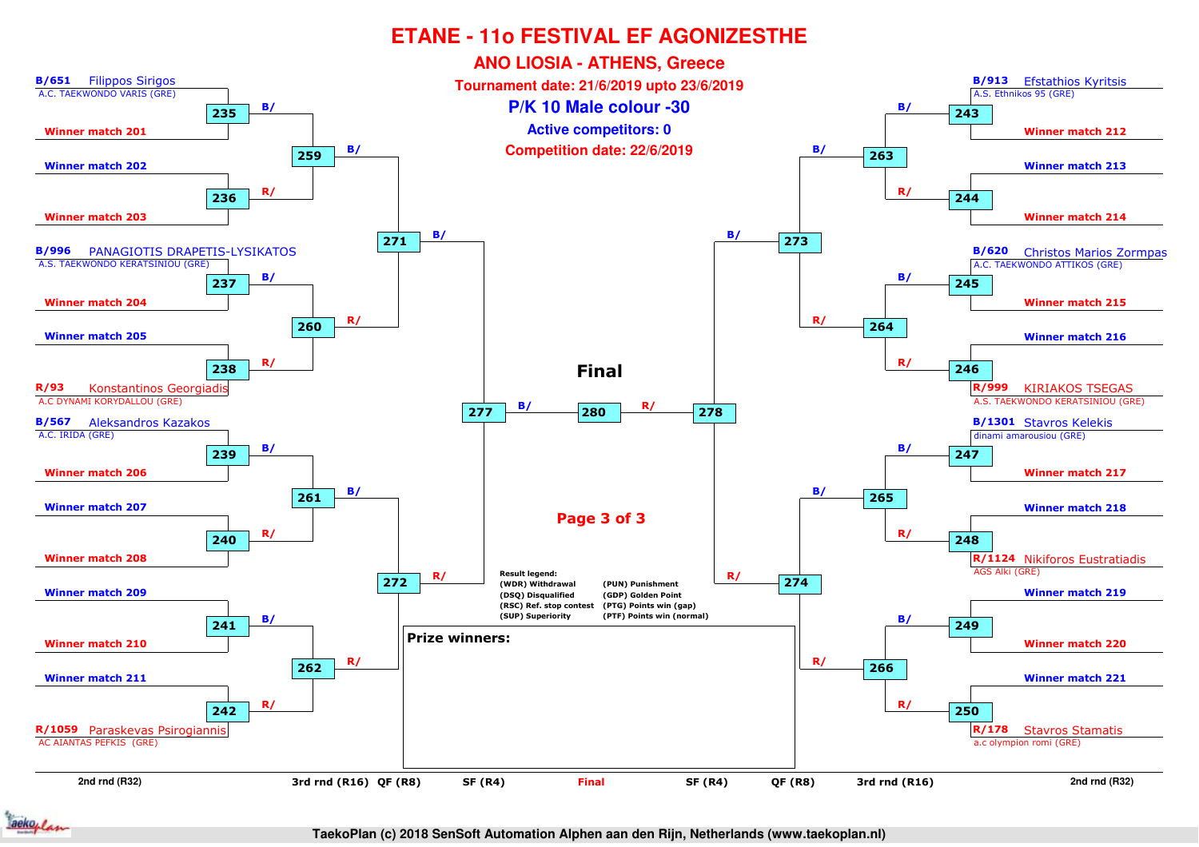# ETANE - 11o FESTIVAL EF AGONIZESTHE

## ANO LIOSIA - ATHENS, Greece

**Tournament date: 21/6/2019 upto 23/6/2019**

**P/K 10 Male colour -30**

**Active competitors: 0**

**Competition date: 22/6/2019**

### Left side of bracket

| 2nd rnd (R32) | Match | 3rd rnd (R16) | QF (R8) | SF (R4) |
|---|---|---|---|---|
| B/651 Filippos Sirigos, A.C. TAEKWONDO VARIS (GRE) | 235 | 259 | 271 | 277 |
| Winner match 201 | 235 | | | |
| Winner match 202 | 236 | 259 | | |
| Winner match 203 | 236 | | | |
| B/996 PANAGIOTIS DRAPETIS-LYSIKATOS, A.S. TAEKWONDO KERATSINIOU (GRE) | 237 | 260 | 271 | |
| Winner match 204 | 237 | | | |
| Winner match 205 | 238 | 260 | | |
| R/93 Konstantinos Georgiadis, A.C DYNAMI KORYDALLOU (GRE) | 238 | | | |
| B/567 Aleksandros Kazakos, A.C. IRIDA (GRE) | 239 | 261 | 272 | 277 |
| Winner match 206 | 239 | | | |
| Winner match 207 | 240 | 261 | | |
| Winner match 208 | 240 | | | |
| Winner match 209 | 241 | 262 | 272 | |
| Winner match 210 | 241 | | | |
| Winner match 211 | 242 | 262 | | |
| R/1059 Paraskevas Psirogiannis, AC AIANTAS PEFKIS (GRE) | 242 | | | |

### Right side of bracket

| 2nd rnd (R32) | Match | 3rd rnd (R16) | QF (R8) | SF (R4) |
|---|---|---|---|---|
| B/913 Efstathios Kyritsis, A.S. Ethnikos 95 (GRE) | 243 | 263 | 273 | 278 |
| Winner match 212 | 243 | | | |
| Winner match 213 | 244 | 263 | | |
| Winner match 214 | 244 | | | |
| B/620 Christos Marios Zormpas, A.C. TAEKWONDO ATTIKOS (GRE) | 245 | 264 | 273 | |
| Winner match 215 | 245 | | | |
| Winner match 216 | 246 | 264 | | |
| R/999 KIRIAKOS TSEGAS, A.S. TAEKWONDO KERATSINIOU (GRE) | 246 | | | |
| B/1301 Stavros Kelekis, dinami amarousiou (GRE) | 247 | 265 | 274 | 278 |
| Winner match 217 | 247 | | | |
| Winner match 218 | 248 | 265 | | |
| R/1124 Nikiforos Eustratiadis, AGS Alki (GRE) | 248 | | | |
| Winner match 219 | 249 | 266 | 274 | |
| Winner match 220 | 249 | | | |
| Winner match 221 | 250 | 266 | | |
| R/178 Stavros Stamatis, a.c olympion romi (GRE) | 250 | | | |

### Final

277 (B/) — **280** — (R/) 278

**Result legend:**
- (WDR) Withdrawal
- (DSQ) Disqualified
- (RSC) Ref. stop contest
- (SUP) Superiority
- (PUN) Punishment
- (GDP) Golden Point
- (PTG) Points win (gap)
- (PTF) Points win (normal)

**Prize winners:**

TaekoPlan (c) 2018 SenSoft Automation Alphen aan den Rijn, Netherlands (www.taekoplan.nl)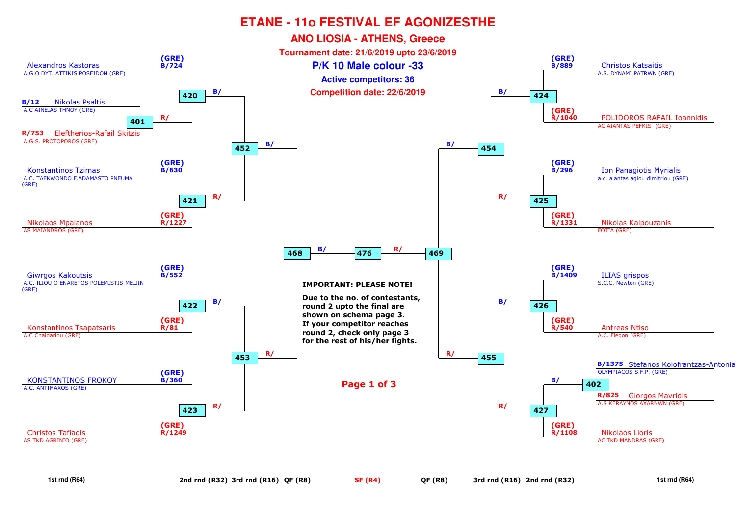# ETANE - 11o FESTIVAL EF AGONIZESTHE

## ANO LIOSIA - ATHENS, Greece

**Tournament date: 21/6/2019 upto 23/6/2019**

## P/K 10 Male colour -33

**Active competitors: 36**

**Competition date: 22/6/2019**

### Left side of bracket

| 1st rnd (R64) | 2nd rnd (R32) | 3rd rnd (R16) | QF (R8) | SF (R4) |
|---|---|---|---|---|
| B/12 Nikolas Psaltis – A.C AINEIAS THNOY (GRE) vs R/753 Eleftherios-Rafail Skitzis – A.G.S. PROTOPOROS (GRE) → 401 | | | | |
| | B/724 (GRE) Alexandros Kastoras – A.G.O DYT. ATTIKIS POSEIDON (GRE) vs R/ winner 401 → 420 | 420 B/ | | |
| | B/630 (GRE) Konstantinos Tzimas – A.C. TAEKWONDO F.ADAMASTO PNEUMA (GRE) vs R/1227 (GRE) Nikolaos Mpalanos – AS MAIANDROS (GRE) → 421 | 421 R/ → 452 | 452 B/ | |
| | B/552 (GRE) Giwrgos Kakoutsis – A.C. ILIOU O ENARETOS POLEMISTIS-MEIJIN (GRE) vs R/81 (GRE) Konstantinos Tsapatsaris – A.C Chaidariou (GRE) → 422 | 422 B/ | | |
| | B/360 (GRE) KONSTANTINOS FROKOY – A.C. ANTIMAXOS (GRE) vs R/1249 (GRE) Christos Tafiadis – AS TKD AGRINIO (GRE) → 423 | 423 R/ → 453 | 453 R/ → 468 | 468 B/ → 476 |

### Right side of bracket

| 1st rnd (R64) | 2nd rnd (R32) | 3rd rnd (R16) | QF (R8) | SF (R4) |
|---|---|---|---|---|
| | B/889 (GRE) Christos Katsaitis – A.S. DYNAMI PATRWN (GRE) vs R/1040 (GRE) POLIDOROS RAFAIL Ioannidis – AC AIANTAS PEFKIS (GRE) → 424 | 424 B/ | | |
| | B/296 (GRE) Ion Panagiotis Myrialis – a.c. aiantas agiou dimitriou (GRE) vs R/1331 (GRE) Nikolas Kalpouzanis – FOTIA (GRE) → 425 | 425 R/ → 454 | 454 B/ | |
| | B/1409 (GRE) ILIAS grispos – S.C.C. Newton (GRE) vs R/540 (GRE) Antreas Ntiso – A.C. Flegon (GRE) → 426 | 426 B/ | | |
| B/1375 Stefanos Kolofrantzas-Antonia – OLYMPIACOS S.F.P. (GRE) vs R/825 Giorgos Mavridis – A.S KERAYNOS AXARNWN (GRE) → 402 | B/ winner 402 vs R/1108 (GRE) Nikolaos Lioris – AC TKD MANDRAS (GRE) → 427 | 427 R/ → 455 | 455 R/ → 469 | 469 R/ → 476 |

**IMPORTANT: PLEASE NOTE!**

**Due to the no. of contestants, round 2 upto the final are shown on schema page 3. If your competitor reaches round 2, check only page 3 for the rest of his/her fights.**

1st rnd (R64) | 2nd rnd (R32) | 3rd rnd (R16) | QF (R8) | SF (R4) | QF (R8) | 3rd rnd (R16) | 2nd rnd (R32) | 1st rnd (R64)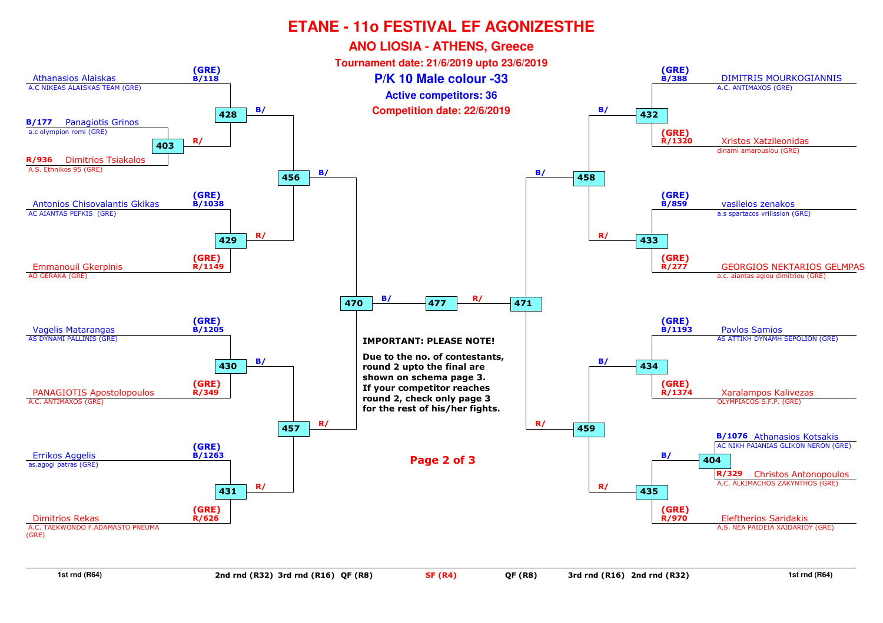# ETANE - 11o FESTIVAL EF AGONIZESTHE

## ANO LIOSIA - ATHENS, Greece

**Tournament date: 21/6/2019 upto 23/6/2019**

## P/K 10 Male colour -33

**Active competitors: 36**

**Competition date: 22/6/2019**

### Left side

| Competitor | Club | Draw | Match (R32) | Match (R16) | Match (QF) |
|---|---|---|---|---|---|
| Athanasios Alaiskas | A.C NIKEAS ALAISKAS TEAM (GRE) | (GRE) B/118 | 428 | 456 | 470 |
| Panagiotis Grinos | a.c olympion romi (GRE) | B/177 | 403 (R64) | | |
| Dimitrios Tsiakalos | A.S. Ethnikos 95 (GRE) | R/936 | | | |
| Antonios Chisovalantis Gkikas | AC AIANTAS PEFKIS (GRE) | (GRE) B/1038 | 429 | | |
| Emmanouil Gkerpinis | AO GERAKA (GRE) | (GRE) R/1149 | | | |
| Vagelis Matarangas | AS DYNAMI PALLINIS (GRE) | (GRE) B/1205 | 430 | 457 | |
| PANAGIOTIS Apostolopoulos | A.C. ANTIMAXOS (GRE) | (GRE) R/349 | | | |
| Errikos Aggelis | as.agogi patras (GRE) | (GRE) B/1263 | 431 | | |
| Dimitrios Rekas | A.C. TAEKWONDO F.ADAMASTO PNEUMA (GRE) | (GRE) R/626 | | | |

### Right side

| Competitor | Club | Draw | Match (R32) | Match (R16) | Match (QF) |
|---|---|---|---|---|---|
| DIMITRIS MOURKOGIANNIS | A.C. ANTIMAXOS (GRE) | (GRE) B/388 | 432 | 458 | 471 |
| Xristos Xatzileonidas | dinami amarousiou (GRE) | (GRE) R/1320 | | | |
| vasileios zenakos | a.s spartacos vrilission (GRE) | (GRE) B/859 | 433 | | |
| GEORGIOS NEKTARIOS GELMPAS | a.c. aiantas agiou dimitriou (GRE) | (GRE) R/277 | | | |
| Pavlos Samios | AS ATTIKH DYNAMH SEPOLION (GRE) | (GRE) B/1193 | 434 | 459 | |
| Xaralampos Kalivezas | OLYMPIACOS S.F.P. (GRE) | (GRE) R/1374 | | | |
| Athanasios Kotsakis | AC NIKH PAIANIAS GLIKON NERON (GRE) | B/1076 | 404 (R64) → 435 | | |
| Christos Antonopoulos | A.C. ALKIMACHOS ZAKYNTHOS (GRE) | R/329 | | | |
| Eleftherios Saridakis | A.S. NEA PAIDEIA XAIDARIOY (GRE) | (GRE) R/970 | 435 | | |

Semifinal (SF R4): 470 (B/) – 477 – 471 (R/)

**IMPORTANT: PLEASE NOTE!**

**Due to the no. of contestants, round 2 upto the final are shown on schema page 3. If your competitor reaches round 2, check only page 3 for the rest of his/her fights.**

**Page 2 of 3**

1st rnd (R64) | 2nd rnd (R32) | 3rd rnd (R16) | QF (R8) | SF (R4) | QF (R8) | 3rd rnd (R16) | 2nd rnd (R32) | 1st rnd (R64)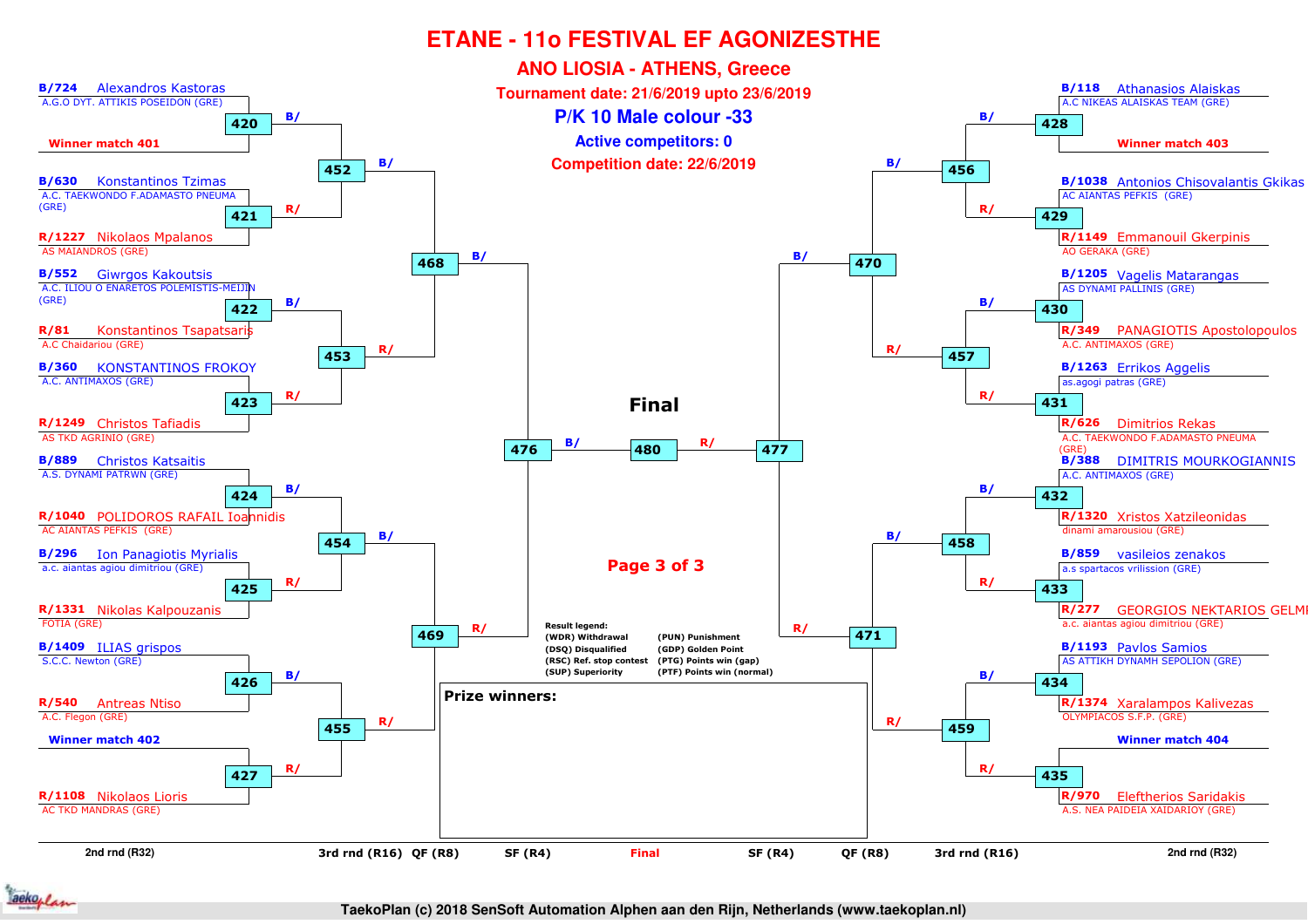# ETANE - 11o FESTIVAL EF AGONIZESTHE

## ANO LIOSIA - ATHENS, Greece

**Tournament date: 21/6/2019 upto 23/6/2019**

## P/K 10 Male colour -33

**Active competitors: 0**

**Competition date: 22/6/2019**

### Left side

| Match | Blue | Red |
|---|---|---|
| 420 | B/724 Alexandros Kastoras – A.G.O DYT. ATTIKIS POSEIDON (GRE) | Winner match 401 |
| 421 | B/630 Konstantinos Tzimas – A.C. TAEKWONDO F.ADAMASTO PNEUMA (GRE) | R/1227 Nikolaos Mpalanos – AS MAIANDROS (GRE) |
| 422 | B/552 Giwrgos Kakoutsis – A.C. ILIOU O ENARETOS POLEMISTIS-MEIJIN (GRE) | R/81 Konstantinos Tsapatsaris – A.C Chaidariou (GRE) |
| 423 | B/360 KONSTANTINOS FROKOY – A.C. ANTIMAXOS (GRE) | R/1249 Christos Tafiadis – AS TKD AGRINIO (GRE) |
| 424 | B/889 Christos Katsaitis – A.S. DYNAMI PATRWN (GRE) | R/1040 POLIDOROS RAFAIL Ioannidis – AC AIANTAS PEFKIS (GRE) |
| 425 | B/296 Ion Panagiotis Myrialis – a.c. aiantas agiou dimitriou (GRE) | R/1331 Nikolas Kalpouzanis – FOTIA (GRE) |
| 426 | B/1409 ILIAS grispos – S.C.C. Newton (GRE) | R/540 Antreas Ntiso – A.C. Flegon (GRE) |
| 427 | Winner match 402 | R/1108 Nikolaos Lioris – AC TKD MANDRAS (GRE) |

- 452: B/ (winner 420) – R/ (winner 421)
- 453: B/ (winner 422) – R/ (winner 423)
- 454: B/ (winner 424) – R/ (winner 425)
- 455: B/ (winner 426) – R/ (winner 427)
- 468: B/ (winner 452) – R/ (winner 453)
- 469: B/ (winner 454) – R/ (winner 455)
- 476: B/ (winner 468) – R/ (winner 469)

### Right side

| Match | Blue | Red |
|---|---|---|
| 428 | B/118 Athanasios Alaiskas – A.C NIKEAS ALAISKAS TEAM (GRE) | Winner match 403 |
| 429 | B/1038 Antonios Chisovalantis Gkikas – AC AIANTAS PEFKIS (GRE) | R/1149 Emmanouil Gkerpinis – AO GERAKA (GRE) |
| 430 | B/1205 Vagelis Matarangas – AS DYNAMI PALLINIS (GRE) | R/349 PANAGIOTIS Apostolopoulos – A.C. ANTIMAXOS (GRE) |
| 431 | B/1263 Errikos Aggelis – as.agogi patras (GRE) | R/626 Dimitrios Rekas – A.C. TAEKWONDO F.ADAMASTO PNEUMA (GRE) |
| 432 | B/388 DIMITRIS MOURKOGIANNIS – A.C. ANTIMAXOS (GRE) | R/1320 Xristos Xatzileonidas – dinami amarousiou (GRE) |
| 433 | B/859 vasileios zenakos – a.s spartacos vrilissіon (GRE) | R/277 GEORGIOS NEKTARIOS GELMI – a.c. aiantas agiou dimitriou (GRE) |
| 434 | B/1193 Pavlos Samios – AS ATTIKH DYNAMH SEPOLION (GRE) | R/1374 Xaralampos Kalivezas – OLYMPIACOS S.F.P. (GRE) |
| 435 | Winner match 404 | R/970 Eleftherios Saridakis – A.S. NEA PAIDEIA XAIDARIOY (GRE) |

- 456: B/ (winner 428) – R/ (winner 429)
- 457: B/ (winner 430) – R/ (winner 431)
- 458: B/ (winner 432) – R/ (winner 433)
- 459: B/ (winner 434) – R/ (winner 435)
- 470: B/ (winner 456) – R/ (winner 457)
- 471: B/ (winner 458) – R/ (winner 459)
- 477: B/ (winner 470) – R/ (winner 471)

### Final

- 480: B/ (winner 476) – R/ (winner 477)

**Result legend:**

| | |
|---|---|
| (WDR) Withdrawal | (PUN) Punishment |
| (DSQ) Disqualified | (GDP) Golden Point |
| (RSC) Ref. stop contest | (PTG) Points win (gap) |
| (SUP) Superiority | (PTF) Points win (normal) |

**Prize winners:**

Rounds: 2nd rnd (R32) | 3rd rnd (R16) | QF (R8) | SF (R4) | Final | SF (R4) | QF (R8) | 3rd rnd (R16) | 2nd rnd (R32)

TaekoPlan (c) 2018 SenSoft Automation Alphen aan den Rijn, Netherlands (www.taekoplan.nl)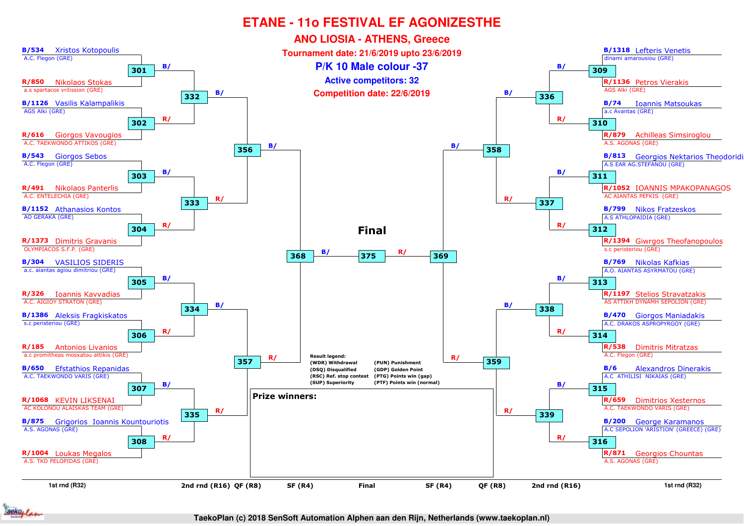# ETANE - 11o FESTIVAL EF AGONIZESTHE

## ANO LIOSIA - ATHENS, Greece

**Tournament date: 21/6/2019 upto 23/6/2019**

**P/K 10 Male colour -37**

**Active competitors: 32**

**Competition date: 22/6/2019**

### 1st rnd (R32) — Left side

| Match | Blue | Red |
|---|---|---|
| 301 | B/534 Xristos Kotopoulis — A.C. Flegon (GRE) | R/850 Nikolaos Stokas — a.s spartacos vrilission (GRE) |
| 302 | B/1126 Vasilis Kalampalikis — AGS Alki (GRE) | R/616 Giorgos Vavougios — A.C. TAEKWONDO ATTIKOS (GRE) |
| 303 | B/543 Giorgos Sebos — A.C. Flegon (GRE) | R/491 Nikolaos Panterlis — A.C. ENTELECHIA (GRE) |
| 304 | B/1152 Athanasios Kontos — AO GERAKA (GRE) | R/1373 Dimitris Gravanis — OLYMPIACOS S.F.P. (GRE) |
| 305 | B/304 VASILIOS SIDERIS — a.c. aiantas agiou dimitriou (GRE) | R/326 Ioannis Kavvadias — A.C. AIGIOY STRATON (GRE) |
| 306 | B/1386 Aleksis Fragkiskatos — s.c peristeriou (GRE) | R/185 Antonios Livanios — a.c promitheas mosxatou attikis (GRE) |
| 307 | B/650 Efstathios Repanidas — A.C. TAEKWONDO VARIS (GRE) | R/1068 KEVIN LIKSENAI — AC KOLONOU ALAISKAS TEAM (GRE) |
| 308 | B/875 Grigorios Ioannis Kountouriotis — A.S. AGONAS (GRE) | R/1004 Loukas Megalos — A.S. TKD PELOPIDAS (GRE) |

### 1st rnd (R32) — Right side

| Match | Blue | Red |
|---|---|---|
| 309 | B/1318 Lefteris Venetis — dinami amarousiou (GRE) | R/1136 Petros Vierakis — AGS Alki (GRE) |
| 310 | B/74 Ioannis Matsoukas — a.c Avantas (GRE) | R/879 Achilleas Simsiroglou — A.S. AGONAS (GRE) |
| 311 | B/813 Georgios Nektarios Theodoridi — A.S EAR AG.STEFANOU (GRE) | R/1052 IOANNIS MPAKOPANAGOS — AC AIANTAS PEFKIS (GRE) |
| 312 | B/799 Nikos Fratzeskos — A.S ATHLOPAIDIA (GRE) | R/1394 Giwrgos Theofanopoulos — s.c peristeriou (GRE) |
| 313 | B/769 Nikolas Kafkias — A.O. AIANTAS ASYRMATOU (GRE) | R/1197 Stelios Stravatzakis — AS ATTIKH DYNAMH SEPOLION (GRE) |
| 314 | B/470 Giorgos Maniadakis — A.C. DRAKOS ASPROPYRGOY (GRE) | R/538 Dimitris Mitratzas — A.C. Flegon (GRE) |
| 315 | B/6 Alexandros Dinerakis — A.C ATHILISI NIKAIAS (GRE) | R/659 Dimitrios Xesternos — A.C. TAEKWONDO VARIS (GRE) |
| 316 | B/200 George Karamanos — A.C SEPOLION 'ARISTION' (GREECE) (GRE) | R/871 Georgios Chountas — A.S. AGONAS (GRE) |

### 2nd rnd (R16)

- 332: B/ (301) – R/ (302)
- 333: B/ (303) – R/ (304)
- 334: B/ (305) – R/ (306)
- 335: B/ (307) – R/ (308)
- 336: B/ (309) – R/ (310)
- 337: B/ (311) – R/ (312)
- 338: B/ (313) – R/ (314)
- 339: B/ (315) – R/ (316)

### QF (R8)

- 356: B/ (332) – R/ (333)
- 357: B/ (334) – R/ (335)
- 358: B/ (336) – R/ (337)
- 359: B/ (338) – R/ (339)

### SF (R4)

- 368: B/ (356) – R/ (357)
- 369: B/ (358) – R/ (359)

### Final

- 375: B/ (368) – R/ (369)

**Result legend:**

- (WDR) Withdrawal
- (DSQ) Disqualified
- (RSC) Ref. stop contest
- (SUP) Superiority
- (PUN) Punishment
- (GDP) Golden Point
- (PTG) Points win (gap)
- (PTF) Points win (normal)

**Prize winners:**

TaekoPlan (c) 2018 SenSoft Automation Alphen aan den Rijn, Netherlands (www.taekoplan.nl)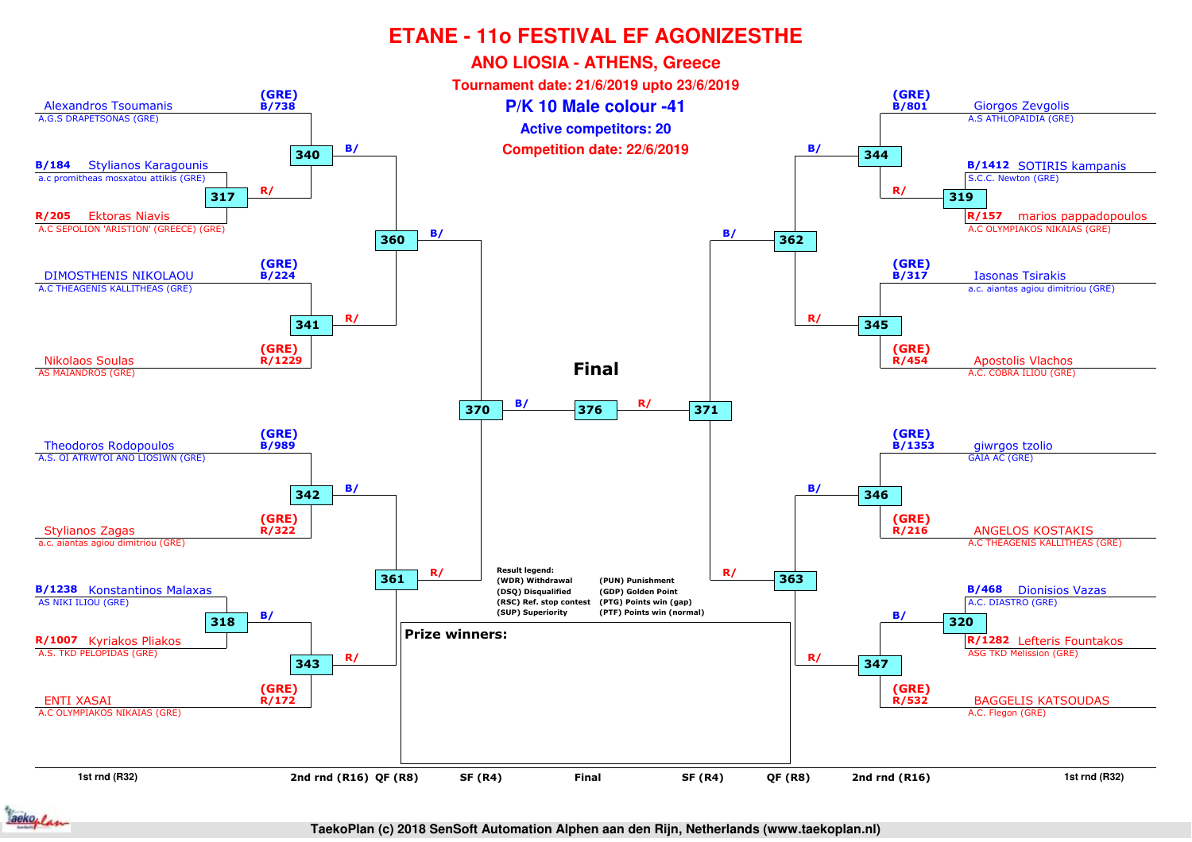# ETANE - 11o FESTIVAL EF AGONIZESTHE

## ANO LIOSIA - ATHENS, Greece

**Tournament date: 21/6/2019 upto 23/6/2019**

**P/K 10 Male colour -41**

**Active competitors: 20**

**Competition date: 22/6/2019**

### Left side

| Competitor | Club | Position |
|---|---|---|
| Alexandros Tsoumanis | A.G.S DRAPETSONAS (GRE) | (GRE) B/738 |
| Stylianos Karagounis | a.c promitheas mosxatou attikis (GRE) | B/184 |
| Ektoras Niavis | A.C SEPOLION 'ARISTION' (GREECE) (GRE) | R/205 |
| DIMOSTHENIS NIKOLAOU | A.C THEAGENIS KALLITHEAS (GRE) | (GRE) B/224 |
| Nikolaos Soulas | AS MAIANDROS (GRE) | (GRE) R/1229 |
| Theodoros Rodopoulos | A.S. OI ATRWTOI ANO LIOSIWN (GRE) | (GRE) B/989 |
| Stylianos Zagas | a.c. aiantas agiou dimitriou (GRE) | (GRE) R/322 |
| Konstantinos Malaxas | AS NIKI ILIOU (GRE) | B/1238 |
| Kyriakos Pliakos | A.S. TKD PELOPIDAS (GRE) | R/1007 |
| ENTI XASAI | A.C OLYMPIAKOS NIKAIAS (GRE) | (GRE) R/172 |

Matches: 317 (Karagounis vs Niavis), 340 (Tsoumanis vs winner 317), 341 (Nikolaou vs Soulas), 360 (winner 340 vs winner 341), 318 (Malaxas vs Pliakos), 342 (Rodopoulos vs Zagas), 343 (winner 318 vs Xasai), 361 (winner 342 vs winner 343), 370 (winner 360 vs winner 361)

### Right side

| Competitor | Club | Position |
|---|---|---|
| Giorgos Zevgolis | A.S ATHLOPAIDIA (GRE) | (GRE) B/801 |
| SOTIRIS kampanis | S.C.C. Newton (GRE) | B/1412 |
| marios pappadopoulos | A.C OLYMPIAKOS NIKAIAS (GRE) | R/157 |
| Iasonas Tsirakis | a.c. aiantas agiou dimitriou (GRE) | (GRE) B/317 |
| Apostolis Vlachos | A.C. COBRA ILIOU (GRE) | (GRE) R/454 |
| giwrgos tzolio | GAIA AC (GRE) | (GRE) B/1353 |
| ANGELOS KOSTAKIS | A.C THEAGENIS KALLITHEAS (GRE) | (GRE) R/216 |
| Dionisios Vazas | A.C. DIASTRO (GRE) | B/468 |
| Lefteris Fountakos | ASG TKD Melission (GRE) | R/1282 |
| BAGGELIS KATSOUDAS | A.C. Flegon (GRE) | (GRE) R/532 |

Matches: 319 (kampanis vs pappadopoulos), 344 (Zevgolis vs winner 319), 345 (Tsirakis vs Vlachos), 362 (winner 344 vs winner 345), 320 (Vazas vs Fountakos), 346 (tzolio vs KOSTAKIS), 347 (winner 320 vs KATSOUDAS), 363 (winner 346 vs winner 347), 371 (winner 362 vs winner 363)

### Final

376 (winner 370 vs winner 371)

**Result legend:**
- (WDR) Withdrawal
- (DSQ) Disqualified
- (RSC) Ref. stop contest
- (SUP) Superiority
- (PUN) Punishment
- (GDP) Golden Point
- (PTG) Points win (gap)
- (PTF) Points win (normal)

**Prize winners:**

1st rnd (R32) | 2nd rnd (R16) | QF (R8) | SF (R4) | Final | SF (R4) | QF (R8) | 2nd rnd (R16) | 1st rnd (R32)

TaekoPlan (c) 2018 SenSoft Automation Alphen aan den Rijn, Netherlands (www.taekoplan.nl)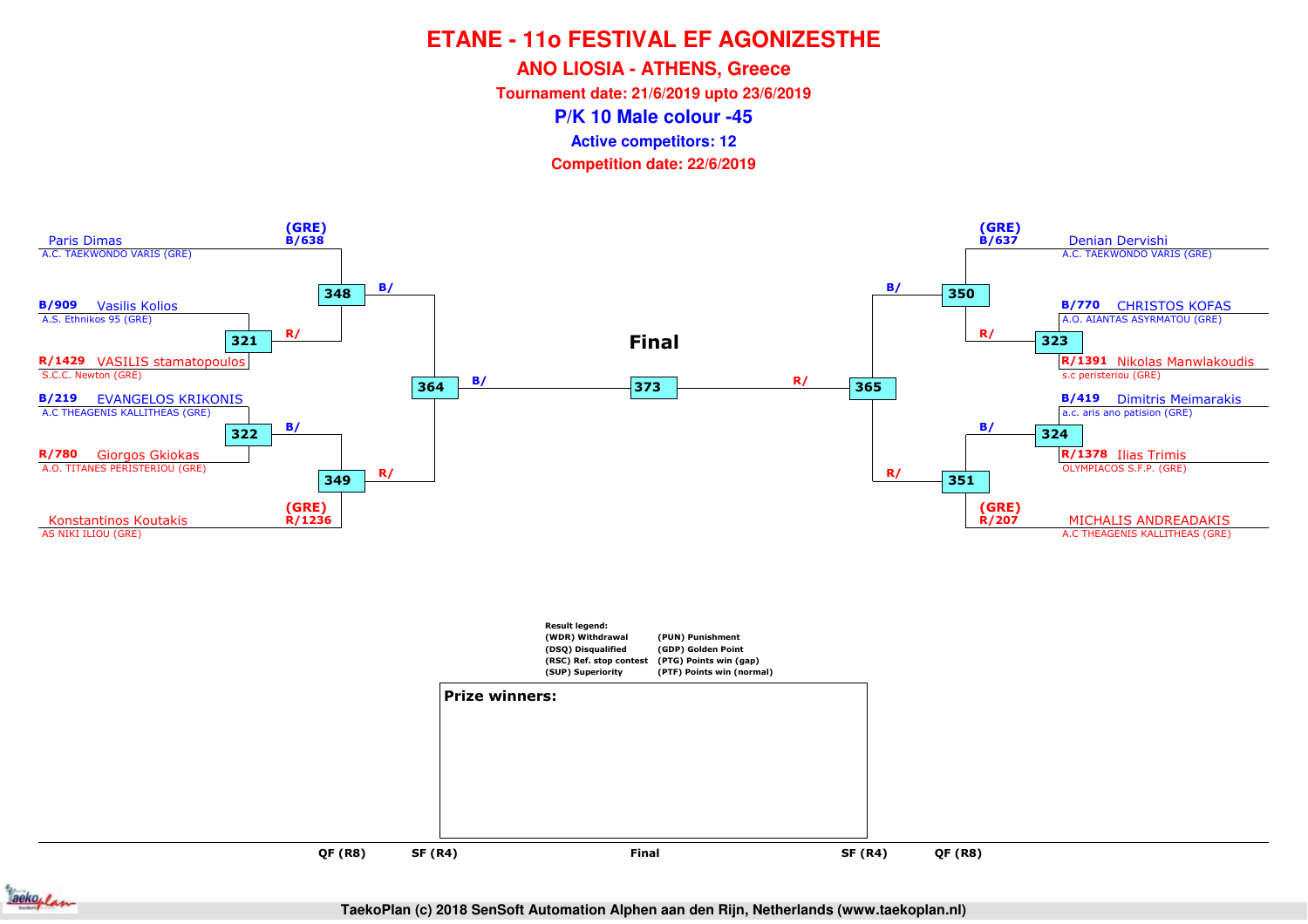# ETANE - 11o FESTIVAL EF AGONIZESTHE

## ANO LIOSIA - ATHENS, Greece

**Tournament date: 21/6/2019 upto 23/6/2019**

## P/K 10 Male colour -45

**Active competitors: 12**

**Competition date: 22/6/2019**

| Left bracket | Match |
|---|---|
| (GRE) B/638 Paris Dimas — A.C. TAEKWONDO VARIS (GRE) | 348 |
| B/909 Vasilis Kolios — A.S. Ethnikos 95 (GRE) | 321 |
| R/1429 VASILIS stamatopoulos — S.C.C. Newton (GRE) | 321 |
| B/219 EVANGELOS KRIKONIS — A.C THEAGENIS KALLITHEAS (GRE) | 322 |
| R/780 Giorgos Gkiokas — A.O. TITANES PERISTERIOU (GRE) | 322 |
| (GRE) R/1236 Konstantinos Koutakis — AS NIKI ILIOU (GRE) | 349 |

| Right bracket | Match |
|---|---|
| (GRE) B/637 Denian Dervishi — A.C. TAEKWONDO VARIS (GRE) | 350 |
| B/770 CHRISTOS KOFAS — A.O. AIANTAS ASYRMATOU (GRE) | 323 |
| R/1391 Nikolas Manwlakoudis — s.c peristeriou (GRE) | 323 |
| B/419 Dimitris Meimarakis — a.c. aris ano patision (GRE) | 324 |
| R/1378 Ilias Trimis — OLYMPIACOS S.F.P. (GRE) | 324 |
| (GRE) R/207 MICHALIS ANDREADAKIS — A.C THEAGENIS KALLITHEAS (GRE) | 351 |

Semi-finals: 364 (winners of 348 B/ and 349 R/), 365 (winners of 350 B/ and 351 R/)

**Final**: 373 (B/ winner of 364, R/ winner of 365)

QF (R8) | SF (R4) | Final | SF (R4) | QF (R8)

**Result legend:**

- (WDR) Withdrawal
- (DSQ) Disqualified
- (RSC) Ref. stop contest
- (SUP) Superiority
- (PUN) Punishment
- (GDP) Golden Point
- (PTG) Points win (gap)
- (PTF) Points win (normal)

**Prize winners:**

TaekoPlan (c) 2018 SenSoft Automation Alphen aan den Rijn, Netherlands (www.taekoplan.nl)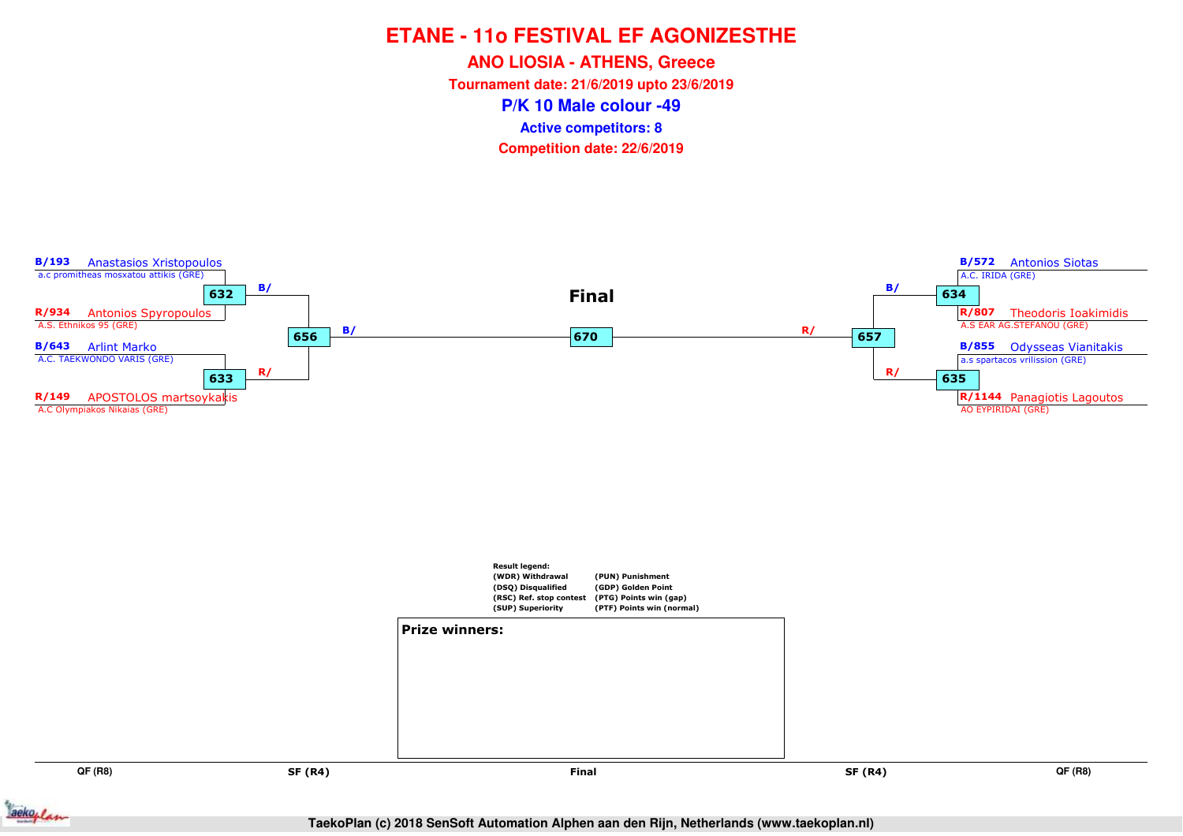# ETANE - 11o FESTIVAL EF AGONIZESTHE

## ANO LIOSIA - ATHENS, Greece

**Tournament date: 21/6/2019 upto 23/6/2019**

## P/K 10 Male colour -49

**Active competitors: 8**

**Competition date: 22/6/2019**

### Final

| Match | Competitor | Club |
|---|---|---|
| 632 | B/193 Anastasios Xristopoulos | a.c promitheas mosxatou attikis (GRE) |
| 632 | R/934 Antonios Spyropoulos | A.S. Ethnikos 95 (GRE) |
| 633 | B/643 Arlint Marko | A.C. TAEKWONDO VARIS (GRE) |
| 633 | R/149 APOSTOLOS martsoykakis | A.C Olympiakos Nikaias (GRE) |
| 634 | B/572 Antonios Siotas | A.C. IRIDA (GRE) |
| 634 | R/807 Theodoris Ioakimidis | A.S EAR AG.STEFANOU (GRE) |
| 635 | B/855 Odysseas Vianitakis | a.s spartacos vrilission (GRE) |
| 635 | R/1144 Panagiotis Lagoutos | AO EYPIRIDAI (GRE) |

- 632 → B/ → 656
- 633 → R/ → 656
- 634 → B/ → 657
- 635 → R/ → 657
- 656 → B/ → 670
- 657 → R/ → 670

QF (R8) | SF (R4) | Final | SF (R4) | QF (R8)

**Result legend:**

| | |
|---|---|
| (WDR) Withdrawal | (PUN) Punishment |
| (DSQ) Disqualified | (GDP) Golden Point |
| (RSC) Ref. stop contest | (PTG) Points win (gap) |
| (SUP) Superiority | (PTF) Points win (normal) |

**Prize winners:**

TaekoPlan (c) 2018 SenSoft Automation Alphen aan den Rijn, Netherlands (www.taekoplan.nl)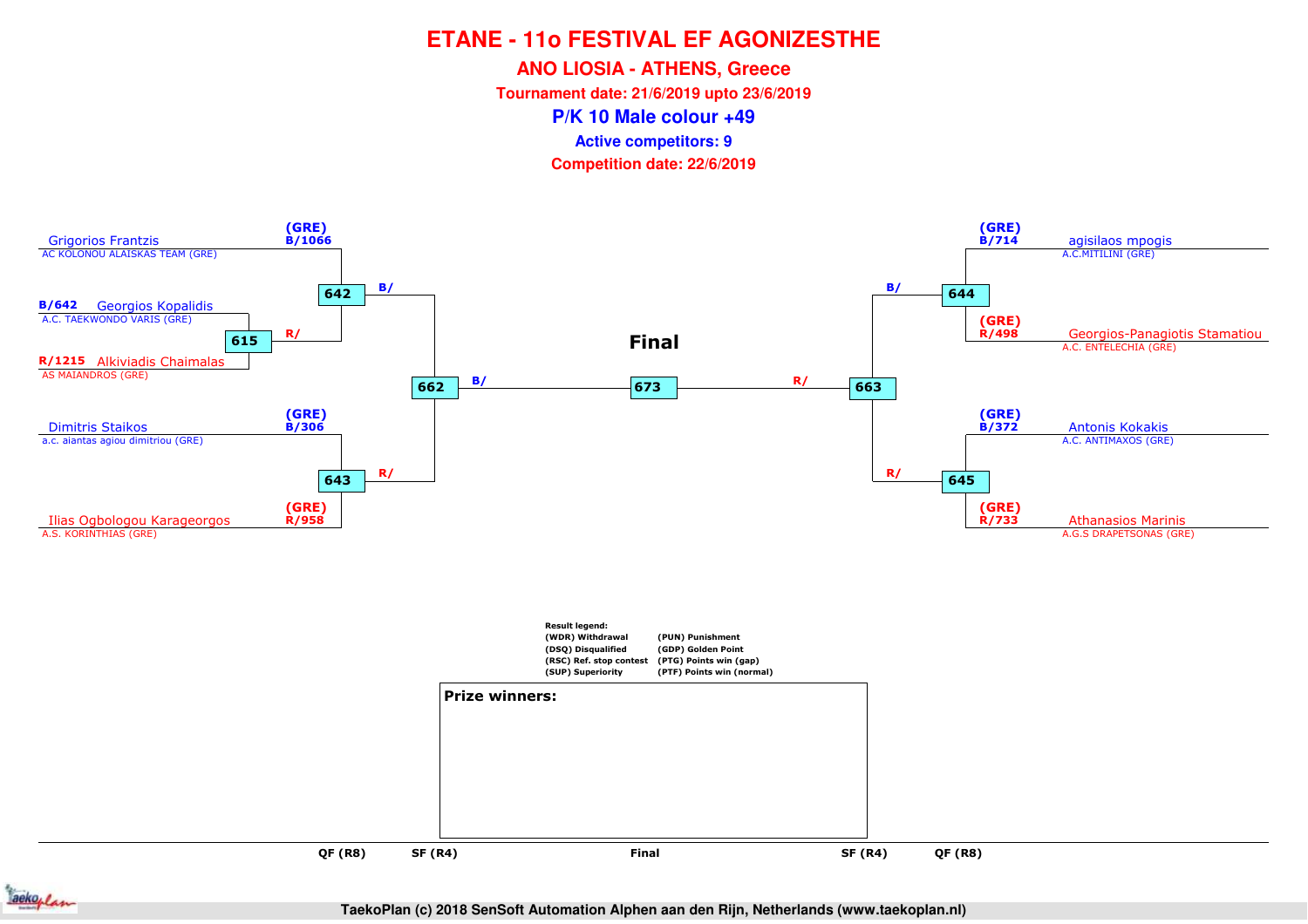# ETANE - 11o FESTIVAL EF AGONIZESTHE

## ANO LIOSIA - ATHENS, Greece

**Tournament date: 21/6/2019 upto 23/6/2019**

## P/K 10 Male colour +49

**Active competitors: 9**

**Competition date: 22/6/2019**

### Left side of bracket

- (GRE) B/1066 Grigorios Frantzis — AC KOLONOU ALAISKAS TEAM (GRE)
- B/642 Georgios Kopalidis — A.C. TAEKWONDO VARIS (GRE)
- R/1215 Alkiviadis Chaimalas — AS MAIANDROS (GRE)
- (GRE) B/306 Dimitris Staikos — a.c. aiantas agiou dimitriou (GRE)
- (GRE) R/958 Ilias Ogbologou Karageorgos — A.S. KORINTHIAS (GRE)

Matches: 615 (Kopalidis vs Chaimalas) → R/ to 642; 642 (Frantzis vs winner 615) → B/ to 662; 643 (Staikos vs Ogbologou Karageorgos) → R/ to 662; 662 → B/ to 673

### Right side of bracket

- (GRE) B/714 agisilaos mpogis — A.C.MITILINI (GRE)
- (GRE) R/498 Georgios-Panagiotis Stamatiou — A.C. ENTELECHIA (GRE)
- (GRE) B/372 Antonis Kokakis — A.C. ANTIMAXOS (GRE)
- (GRE) R/733 Athanasios Marinis — A.G.S DRAPETSONAS (GRE)

Matches: 644 (mpogis vs Stamatiou) → B/ to 663; 645 (Kokakis vs Marinis) → R/ to 663; 663 → R/ to 673

### Final

673

**Result legend:**

| | |
|---|---|
| (WDR) Withdrawal | (PUN) Punishment |
| (DSQ) Disqualified | (GDP) Golden Point |
| (RSC) Ref. stop contest | (PTG) Points win (gap) |
| (SUP) Superiority | (PTF) Points win (normal) |

**Prize winners:**

QF (R8) | SF (R4) | Final | SF (R4) | QF (R8)

TaekoPlan (c) 2018 SenSoft Automation Alphen aan den Rijn, Netherlands (www.taekoplan.nl)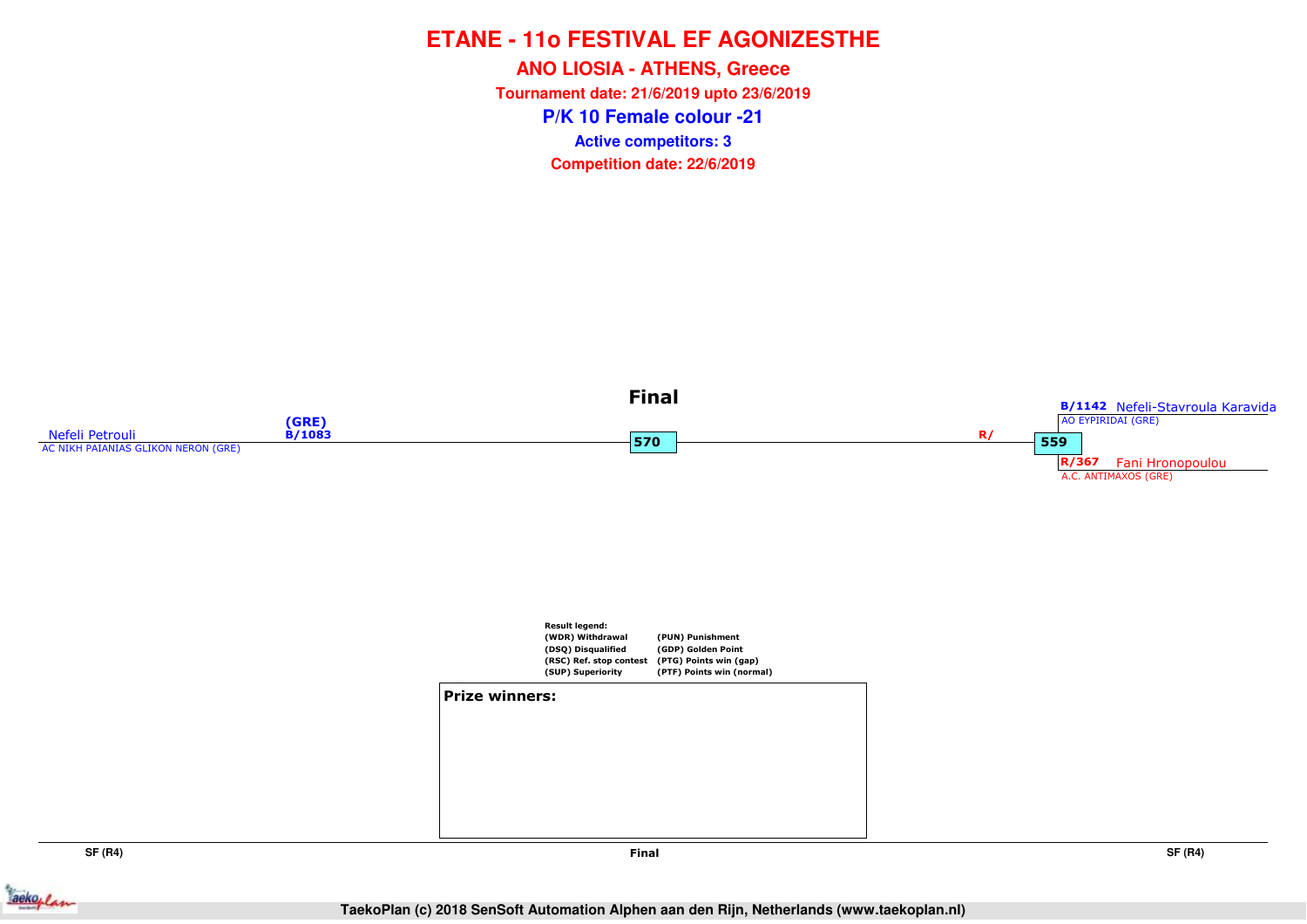# ETANE - 11o FESTIVAL EF AGONIZESTHE

## ANO LIOSIA - ATHENS, Greece

**Tournament date: 21/6/2019 upto 23/6/2019**

## P/K 10 Female colour -21

**Active competitors: 3**

**Competition date: 22/6/2019**

### Final

Nefeli Petrouli (GRE) B/1083
AC NIKH PAIANIAS GLIKON NERON (GRE)

570

R/

559

B/1142 Nefeli-Stavroula Karavida
AO EYPIRIDAI (GRE)

R/367 Fani Hronopoulou
A.C. ANTIMAXOS (GRE)

Result legend:

| | |
|---|---|
| (WDR) Withdrawal | (PUN) Punishment |
| (DSQ) Disqualified | (GDP) Golden Point |
| (RSC) Ref. stop contest | (PTG) Points win (gap) |
| (SUP) Superiority | (PTF) Points win (normal) |

**Prize winners:**

SF (R4) | Final | SF (R4)

TaekoPlan (c) 2018 SenSoft Automation Alphen aan den Rijn, Netherlands (www.taekoplan.nl)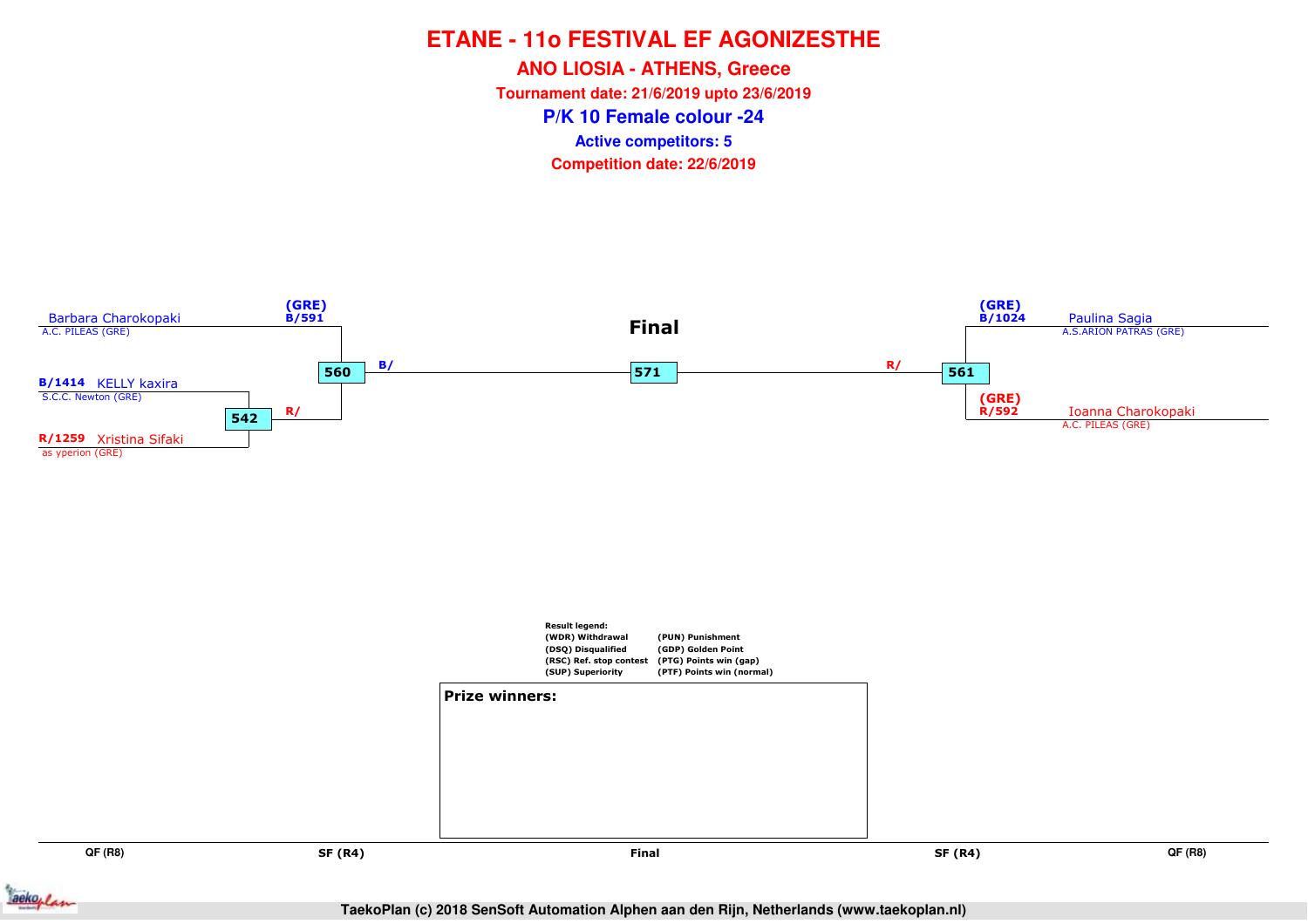# ETANE - 11o FESTIVAL EF AGONIZESTHE

## ANO LIOSIA - ATHENS, Greece

**Tournament date: 21/6/2019 upto 23/6/2019**

## P/K 10 Female colour -24

**Active competitors: 5**

**Competition date: 22/6/2019**

**Final**

Barbara Charokopaki
A.C. PILEAS (GRE)

(GRE)
B/591

B/1414 KELLY kaxira
S.C.C. Newton (GRE)

542

R/

R/1259 Xristina Sifaki
as yperion (GRE)

560

B/

571

R/

561

(GRE)
B/1024 Paulina Sagia
A.S.ARION PATRAS (GRE)

(GRE)
R/592 Ioanna Charokopaki
A.C. PILEAS (GRE)

Result legend:

| | |
|---|---|
| (WDR) Withdrawal | (PUN) Punishment |
| (DSQ) Disqualified | (GDP) Golden Point |
| (RSC) Ref. stop contest | (PTG) Points win (gap) |
| (SUP) Superiority | (PTF) Points win (normal) |

**Prize winners:**

QF (R8) | SF (R4) | Final | SF (R4) | QF (R8)

TaekoPlan (c) 2018 SenSoft Automation Alphen aan den Rijn, Netherlands (www.taekoplan.nl)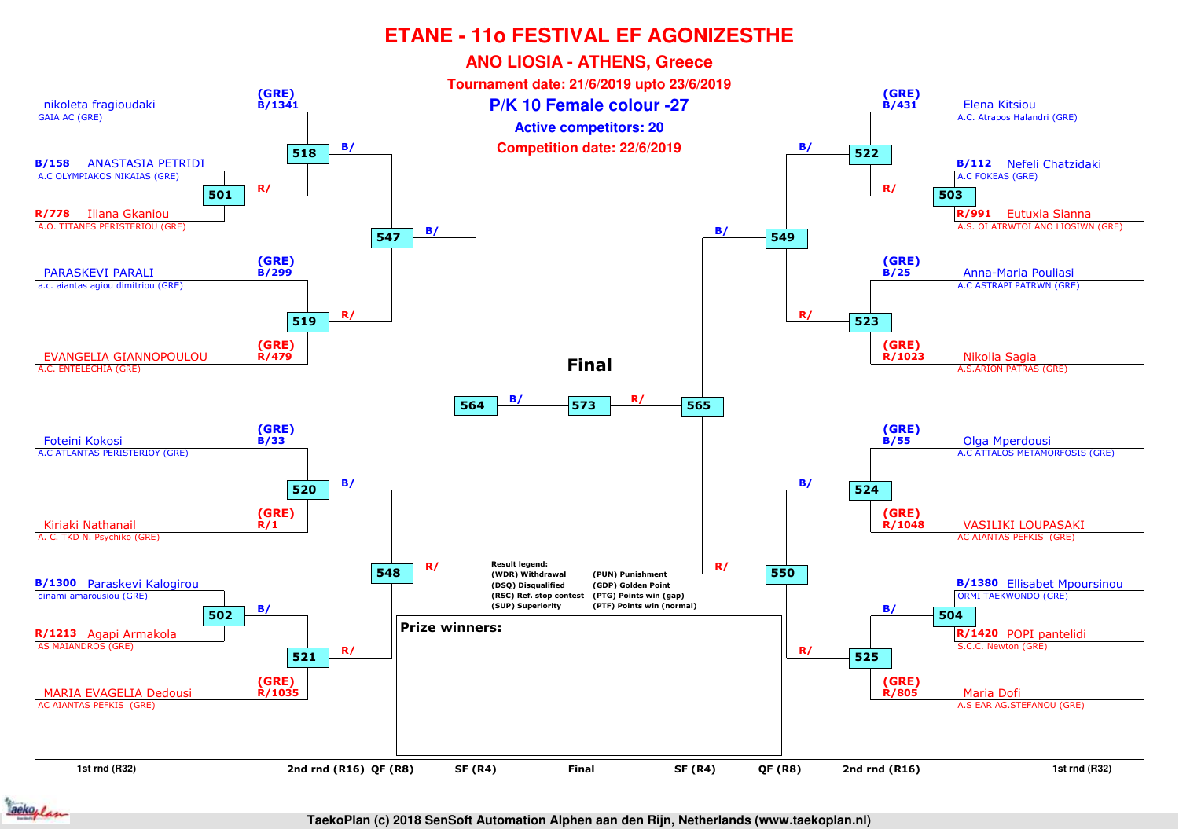# ETANE - 11o FESTIVAL EF AGONIZESTHE

## ANO LIOSIA - ATHENS, Greece

**Tournament date: 21/6/2019 upto 23/6/2019**

## P/K 10 Female colour -27

**Active competitors: 20**

**Competition date: 22/6/2019**

### Left side of bracket

**Match 518**
- B/ (GRE) B/1341 nikoleta fragioudaki — GAIA AC (GRE)
- R/ Winner of 501

**Match 501**
- B/158 ANASTASIA PETRIDI — A.C OLYMPIAKOS NIKAIAS (GRE)
- R/778 Iliana Gkaniou — A.O. TITANES PERISTERIOU (GRE)

**Match 519**
- B/ (GRE) B/299 PARASKEVI PARALI — a.c. aiantas agiou dimitriou (GRE)
- R/ (GRE) R/479 EVANGELIA GIANNOPOULOU — A.C. ENTELECHIA (GRE)

**Match 547**
- B/ Winner of 518
- R/ Winner of 519

**Match 520**
- B/ (GRE) B/33 Foteini Kokosi — A.C ATLANTAS PERISTERIOY (GRE)
- R/ (GRE) R/1 Kiriaki Nathanail — A. C. TKD N. Psychiko (GRE)

**Match 502**
- B/1300 Paraskevi Kalogirou — dinami amarousiou (GRE)
- R/1213 Agapi Armakola — AS MAIANDROS (GRE)

**Match 521**
- B/ Winner of 502
- R/ (GRE) R/1035 MARIA EVAGELIA Dedousi — AC AIANTAS PEFKIS (GRE)

**Match 548**
- B/ Winner of 520
- R/ Winner of 521

**Match 564 (SF)**
- B/ Winner of 547
- R/ Winner of 548

### Final

**Match 573**
- B/ Winner of 564
- R/ Winner of 565

### Right side of bracket

**Match 522**
- B/ (GRE) B/431 Elena Kitsiou — A.C. Atrapos Halandri (GRE)
- R/ Winner of 503

**Match 503**
- B/112 Nefeli Chatzidaki — A.C FOKEAS (GRE)
- R/991 Eutuxia Sianna — A.S. OI ATRWTOI ANO LIOSIWN (GRE)

**Match 523**
- B/ (GRE) B/25 Anna-Maria Pouliasi — A.C ASTRAPI PATRWN (GRE)
- R/ (GRE) R/1023 Nikolia Sagia — A.S.ARION PATRAS (GRE)

**Match 549**
- B/ Winner of 522
- R/ Winner of 523

**Match 524**
- B/ (GRE) B/55 Olga Mperdousi — A.C ATTALOS METAMORFOSIS (GRE)
- R/ (GRE) R/1048 VASILIKI LOUPASAKI — AC AIANTAS PEFKIS (GRE)

**Match 504**
- B/1380 Ellisabet Mpoursinou — ORMI TAEKWONDO (GRE)
- R/1420 POPI pantelidi — S.C.C. Newton (GRE)

**Match 525**
- B/ Winner of 504
- R/ (GRE) R/805 Maria Dofi — A.S EAR AG.STEFANOU (GRE)

**Match 550**
- B/ Winner of 524
- R/ Winner of 525

**Match 565 (SF)**
- B/ Winner of 549
- R/ Winner of 550

Rounds: 1st rnd (R32) | 2nd rnd (R16) | QF (R8) | SF (R4) | Final | SF (R4) | QF (R8) | 2nd rnd (R16) | 1st rnd (R32)

**Result legend:**

| | |
|---|---|
| (WDR) Withdrawal | (PUN) Punishment |
| (DSQ) Disqualified | (GDP) Golden Point |
| (RSC) Ref. stop contest | (PTG) Points win (gap) |
| (SUP) Superiority | (PTF) Points win (normal) |

**Prize winners:**

TaekoPlan (c) 2018 SenSoft Automation Alphen aan den Rijn, Netherlands (www.taekoplan.nl)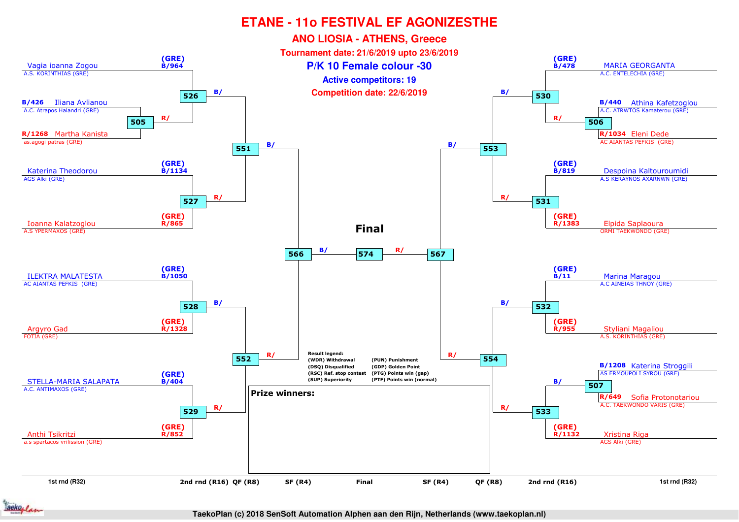# ETANE - 11o FESTIVAL EF AGONIZESTHE

## ANO LIOSIA - ATHENS, Greece

**Tournament date: 21/6/2019 upto 23/6/2019**

## P/K 10 Female colour -30

**Active competitors: 19**

**Competition date: 22/6/2019**

### Left side of bracket

| Competitor | Club | Code | Match |
| --- | --- | --- | --- |
| Vagia ioanna Zogou | A.S. KORINTHIAS (GRE) | (GRE) B/964 | 526 |
| Iliana Avlianou | A.C. Atrapos Halandri (GRE) | B/426 | 505 → 526 |
| Martha Kanista | as.agogi patras (GRE) | R/1268 | 505 → 526 |
| Katerina Theodorou | AGS Alki (GRE) | (GRE) B/1134 | 527 |
| Ioanna Kalatzoglou | A.S YPERMAXOS (GRE) | (GRE) R/865 | 527 |
| ILEKTRA MALATESTA | AC AIANTAS PEFKIS (GRE) | (GRE) B/1050 | 528 |
| Argyro Gad | FOTIA (GRE) | (GRE) R/1328 | 528 |
| STELLA-MARIA SALAPATA | A.C. ANTIMAXOS (GRE) | (GRE) B/404 | 529 |
| Anthi Tsikritzi | a.s spartacos vrilission (GRE) | (GRE) R/852 | 529 |

- 526 (B/) and 527 (R/) → 551
- 528 (B/) and 529 (R/) → 552
- 551 (B/) and 552 (R/) → 566

### Right side of bracket

| Competitor | Club | Code | Match |
| --- | --- | --- | --- |
| MARIA GEORGANTA | A.C. ENTELECHIA (GRE) | (GRE) B/478 | 530 |
| Athina Kafetzoglou | A.C. ATRWTOS Kamaterou (GRE) | B/440 | 506 → 530 |
| Eleni Dede | AC AIANTAS PEFKIS (GRE) | R/1034 | 506 → 530 |
| Despoina Kaltouroumidi | A.S KERAYNOS AXARNWN (GRE) | (GRE) B/819 | 531 |
| Elpida Saplaoura | ORMI TAEKWONDO (GRE) | (GRE) R/1383 | 531 |
| Marina Maragou | A.C AINEIAS THNOY (GRE) | (GRE) B/11 | 532 |
| Styliani Magaliou | A.S. KORINTHIAS (GRE) | (GRE) R/955 | 532 |
| Katerina Stroggili | AS ERMOUPOLI SYROU (GRE) | B/1208 | 507 → 533 |
| Sofia Protonotariou | A.C. TAEKWONDO VARIS (GRE) | R/649 | 507 → 533 |
| Xristina Riga | AGS Alki (GRE) | (GRE) R/1132 | 533 |

- 530 (B/) and 531 (R/) → 553
- 532 (B/) and 533 (R/) → 554
- 553 (B/) and 554 (R/) → 567

### Final

566 (B/) — **574** — 567 (R/)

**Result legend:**

- (WDR) Withdrawal
- (DSQ) Disqualified
- (RSC) Ref. stop contest
- (SUP) Superiority
- (PUN) Punishment
- (GDP) Golden Point
- (PTG) Points win (gap)
- (PTF) Points win (normal)

**Prize winners:**

1st rnd (R32) | 2nd rnd (R16) | QF (R8) | SF (R4) | Final | SF (R4) | QF (R8) | 2nd rnd (R16) | 1st rnd (R32)

TaekoPlan (c) 2018 SenSoft Automation Alphen aan den Rijn, Netherlands (www.taekoplan.nl)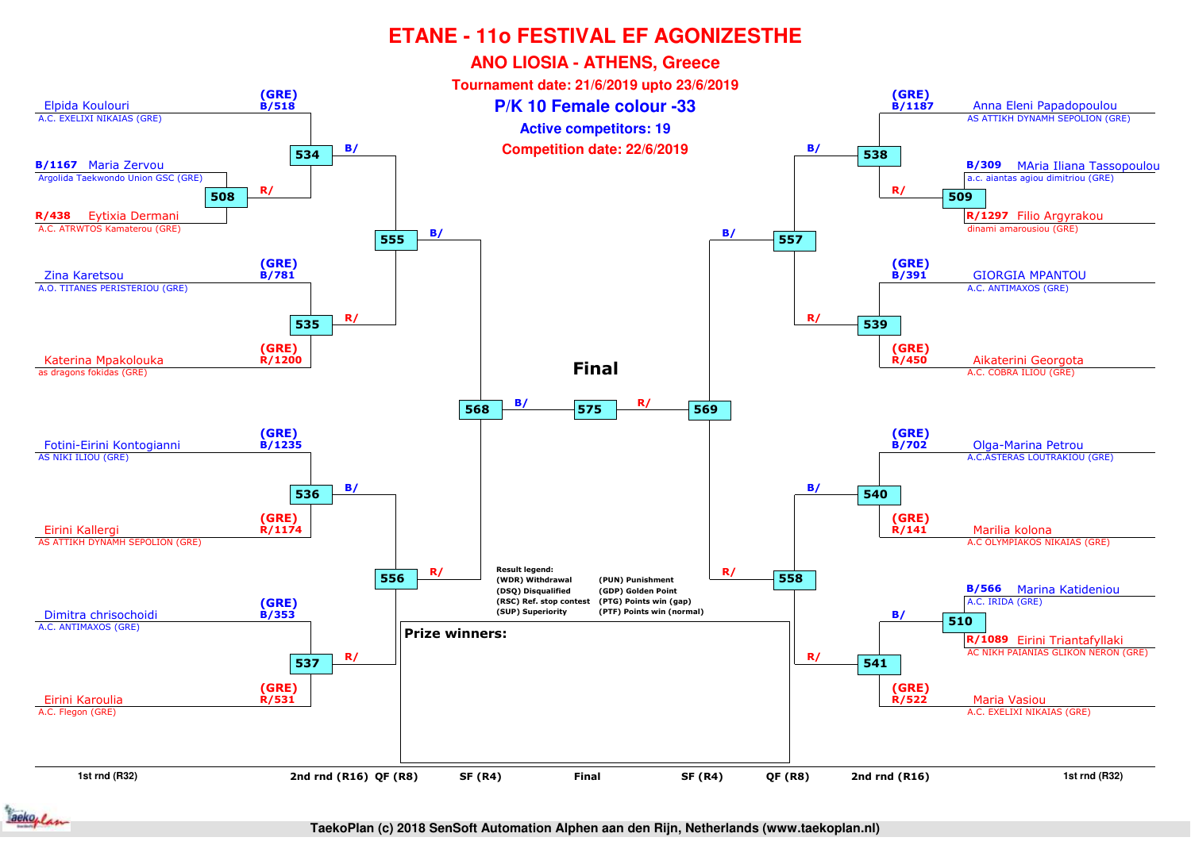# ETANE - 11o FESTIVAL EF AGONIZESTHE

## ANO LIOSIA - ATHENS, Greece

**Tournament date: 21/6/2019 upto 23/6/2019**

## P/K 10 Female colour -33

**Active competitors: 19**

**Competition date: 22/6/2019**

### Left side of bracket

**1st rnd (R32) / 2nd rnd (R16)**

- Elpida Koulouri — A.C. EXELIXI NIKAIAS (GRE) — (GRE) B/518
- B/1167 Maria Zervou — Argolida Taekwondo Union GSC (GRE)
- R/438 Eytixia Dermani — A.C. ATRWTOS Kamaterou (GRE)
  - Match 508: B/ Maria Zervou vs R/ Eytixia Dermani
- Match 534: B/ Elpida Koulouri vs R/ winner 508
- Zina Karetsou — A.O. TITANES PERISTERIOU (GRE) — (GRE) B/781
- Katerina Mpakolouka — as dragons fokidas (GRE) — (GRE) R/1200
  - Match 535
- Match 555: B/ winner 534 vs R/ winner 535
- Fotini-Eirini Kontogianni — AS NIKI ILIOU (GRE) — (GRE) B/1235
- Eirini Kallergi — AS ATTIKH DYNAMH SEPOLION (GRE) — (GRE) R/1174
  - Match 536
- Dimitra chrisochoidi — A.C. ANTIMAXOS (GRE) — (GRE) B/353
- Eirini Karoulia — A.C. Flegon (GRE) — (GRE) R/531
  - Match 537
- Match 556: B/ winner 536 vs R/ winner 537
- Match 568 (SF): B/ winner 555 vs R/ winner 556

### Right side of bracket

- Anna Eleni Papadopoulou — AS ATTIKH DYNAMH SEPOLION (GRE) — (GRE) B/1187
- B/309 MAria Iliana Tassopoulou — a.c. aiantas agiou dimitriou (GRE)
- R/1297 Filio Argyrakou — dinami amarousiou (GRE)
  - Match 509
- Match 538: B/ Anna Eleni Papadopoulou vs R/ winner 509
- GIORGIA MPANTOU — A.C. ANTIMAXOS (GRE) — (GRE) B/391
- Aikaterini Georgota — A.C. COBRA ILIOU (GRE) — (GRE) R/450
  - Match 539
- Match 557: B/ winner 538 vs R/ winner 539
- Olga-Marina Petrou — A.C.ASTERAS LOUTRAKIOU (GRE) — (GRE) B/702
- Marilia kolona — A.C OLYMPIAKOS NIKAIAS (GRE) — (GRE) R/141
  - Match 540
- B/566 Marina Katideniou — A.C. IRIDA (GRE)
- R/1089 Eirini Triantafyllaki — AC NIKH PAIANIAS GLIKON NERON (GRE)
  - Match 510
- Maria Vasiou — A.C. EXELIXI NIKAIAS (GRE) — (GRE) R/522
- Match 541: B/ winner 510 vs R/ Maria Vasiou
- Match 558: B/ winner 540 vs R/ winner 541
- Match 569 (SF): B/ winner 557 vs R/ winner 558

### Final

Match 575: B/ winner 568 vs R/ winner 569

**Result legend:**

| | |
|---|---|
| (WDR) Withdrawal | (PUN) Punishment |
| (DSQ) Disqualified | (GDP) Golden Point |
| (RSC) Ref. stop contest | (PTG) Points win (gap) |
| (SUP) Superiority | (PTF) Points win (normal) |

**Prize winners:**

1st rnd (R32) | 2nd rnd (R16) | QF (R8) | SF (R4) | Final | SF (R4) | QF (R8) | 2nd rnd (R16) | 1st rnd (R32)

TaekoPlan (c) 2018 SenSoft Automation Alphen aan den Rijn, Netherlands (www.taekoplan.nl)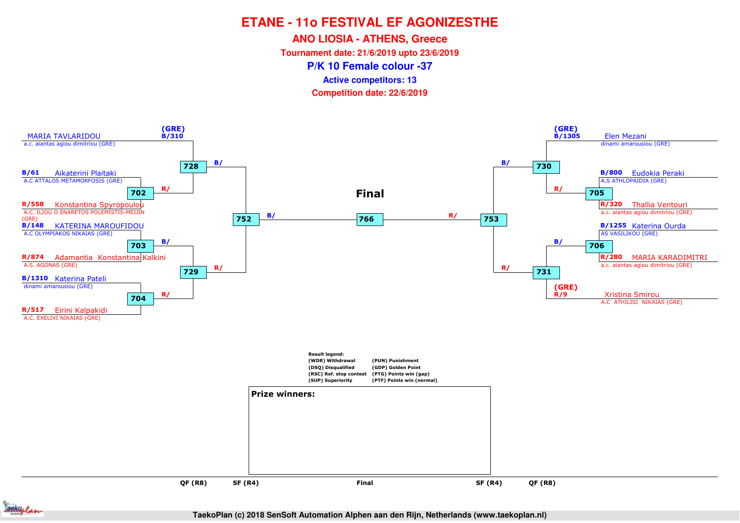# ETANE - 11o FESTIVAL EF AGONIZESTHE

## ANO LIOSIA - ATHENS, Greece

**Tournament date: 21/6/2019 upto 23/6/2019**

**P/K 10 Female colour -37**

**Active competitors: 13**

**Competition date: 22/6/2019**

### Left bracket

- (GRE) B/310 MARIA TAVLARIDOU — a.c. aiantas agiou dimitriou (GRE)
- **728** B/
- B/61 Aikaterini Plaitaki — A.C ATTALOS METAMORFOSIS (GRE)
- **702** R/
- R/558 Konstantina Spyropoulou — A.C. ILIOU O ENARETOS POLEMISTIS-MEIJIN (GRE)
- **752** B/
- B/148 KATERINA MAROUFIDOU — A.C OLYMPIAKOS NIKAIAS (GRE)
- **703** B/
- R/874 Adamantia Konstantina Kalkini — A.S. AGONAS (GRE)
- **729** R/
- B/1310 Katerina Pateli — dinami amarousiou (GRE)
- **704** R/
- R/517 Eirini Kalpakidi — A.C. EXELIXI NIKAIAS (GRE)

### Final

**766**

### Right bracket

- (GRE) B/1305 Elen Mezani — dinami amarousiou (GRE)
- **730** B/
- B/800 Eudokia Peraki — A.S ATHLOPAIDIA (GRE)
- **705** R/
- R/320 Thallia Ventouri — a.c. aiantas agiou dimitriou (GRE)
- **753** R/
- B/1255 Katerina Ourda — AS VASILIKOU (GRE)
- **706** B/
- R/280 MARIA KARADIMITRI — a.c. aiantas agiou dimitriou (GRE)
- **731** R/
- (GRE) R/9 Xristina Smirou — A.C ATHILISI NIKAIAS (GRE)

**Result legend:**

| | |
|---|---|
| (WDR) Withdrawal | (PUN) Punishment |
| (DSQ) Disqualified | (GDP) Golden Point |
| (RSC) Ref. stop contest | (PTG) Points win (gap) |
| (SUP) Superiority | (PTF) Points win (normal) |

**Prize winners:**

QF (R8) | SF (R4) | Final | SF (R4) | QF (R8)

TaekoPlan (c) 2018 SenSoft Automation Alphen aan den Rijn, Netherlands (www.taekoplan.nl)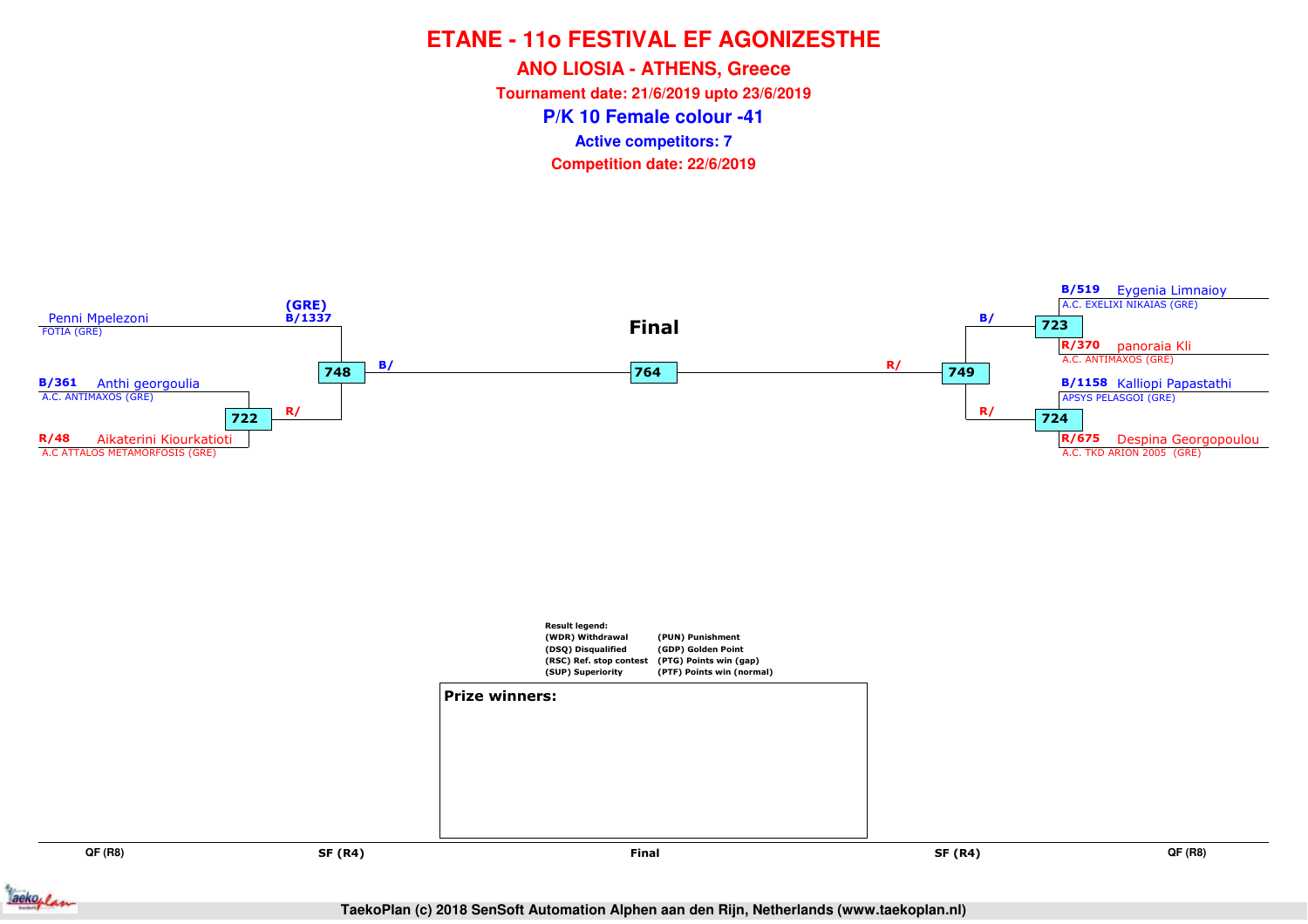# ETANE - 11o FESTIVAL EF AGONIZESTHE

## ANO LIOSIA - ATHENS, Greece

**Tournament date: 21/6/2019 upto 23/6/2019**

## P/K 10 Female colour -41

**Active competitors: 7**

**Competition date: 22/6/2019**

Penni Mpelezoni
FOTIA (GRE)

(GRE)
B/1337

B/361 Anthi georgoulia
A.C. ANTIMAXOS (GRE)

722

R/48 Aikaterini Kiourkatioti
A.C ATTALOS METAMORFOSIS (GRE)

R/

748

B/

**Final**

764

R/

749

B/

723

B/519 Eygenia Limnaioy
A.C. EXELIXI NIKAIAS (GRE)

R/370 panoraia Kli
A.C. ANTIMAXOS (GRE)

R/

724

B/1158 Kalliopi Papastathi
APSYS PELASGOI (GRE)

R/675 Despina Georgopoulou
A.C. TKD ARION 2005 (GRE)

Result legend:

| | |
|---|---|
| (WDR) Withdrawal | (PUN) Punishment |
| (DSQ) Disqualified | (GDP) Golden Point |
| (RSC) Ref. stop contest | (PTG) Points win (gap) |
| (SUP) Superiority | (PTF) Points win (normal) |

**Prize winners:**

QF (R8) SF (R4) Final SF (R4) QF (R8)

TaekoPlan (c) 2018 SenSoft Automation Alphen aan den Rijn, Netherlands (www.taekoplan.nl)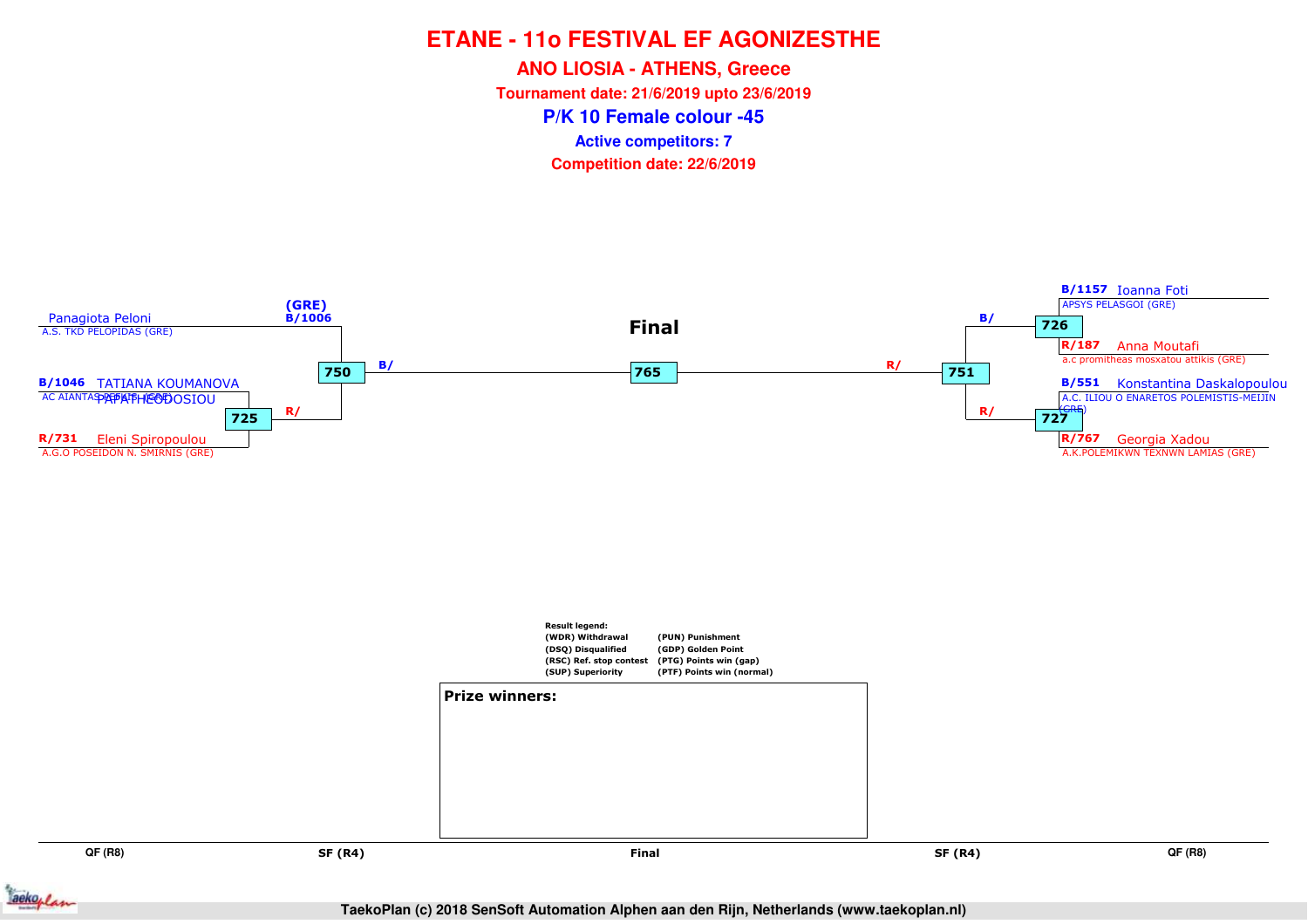# ETANE - 11o FESTIVAL EF AGONIZESTHE

## ANO LIOSIA - ATHENS, Greece

**Tournament date: 21/6/2019 upto 23/6/2019**

## P/K 10 Female colour -45

**Active competitors: 7**

**Competition date: 22/6/2019**

**Final**

| QF (R8) | SF (R4) | Final | SF (R4) | QF (R8) |
|---|---|---|---|---|
| | (GRE) B/1006 Panagiota Peloni, A.S. TKD PELOPIDAS (GRE) | | | B/1157 Ioanna Foti, APSYS PELASGOI (GRE) |
| B/1046 TATIANA KOUMANOVA PAPATHEODOSIOU, AC AIANTAS PEFKIS (GRE) | | | | R/187 Anna Moutafi, a.c promitheas mosxatou attikis (GRE) |
| R/731 Eleni Spiropoulou, A.G.O POSEIDON N. SMIRNIS (GRE) | | | | B/551 Konstantina Daskalopoulou, A.C. ILIOU O ENARETOS POLEMISTIS-MEIJIN (GRE) |
| | | | | R/767 Georgia Xadou, A.K.POLEMIKWN TEXNWN LAMIAS (GRE) |

Matches:
- 725: B/1046 TATIANA KOUMANOVA PAPATHEODOSIOU vs R/731 Eleni Spiropoulou → R/
- 750: B/1006 Panagiota Peloni vs winner 725 → B/
- 726: B/1157 Ioanna Foti vs R/187 Anna Moutafi → B/
- 727: B/551 Konstantina Daskalopoulou vs R/767 Georgia Xadou → R/
- 751: winner 726 vs winner 727 → R/
- 765 (Final): winner 750 (B/) vs winner 751 (R/)

**Result legend:**

| | |
|---|---|
| (WDR) Withdrawal | (PUN) Punishment |
| (DSQ) Disqualified | (GDP) Golden Point |
| (RSC) Ref. stop contest | (PTG) Points win (gap) |
| (SUP) Superiority | (PTF) Points win (normal) |

**Prize winners:**

TaekoPlan (c) 2018 SenSoft Automation Alphen aan den Rijn, Netherlands (www.taekoplan.nl)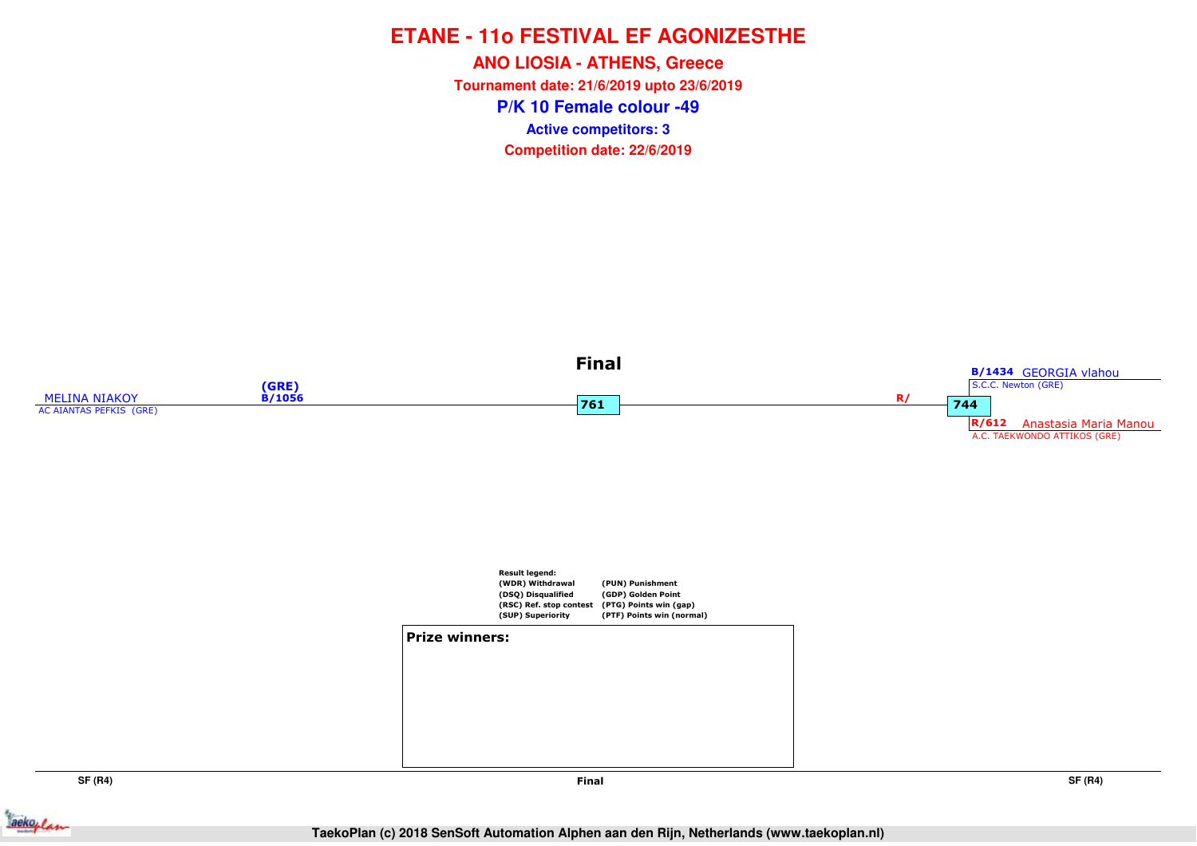# ETANE - 11o FESTIVAL EF AGONIZESTHE

## ANO LIOSIA - ATHENS, Greece

**Tournament date: 21/6/2019 upto 23/6/2019**

## P/K 10 Female colour -49

**Active competitors: 3**

**Competition date: 22/6/2019**

### Final

MELINA NIAKOY (GRE) B/1056
AC AIANTAS PEFKIS (GRE)

761

R/

744

B/1434 GEORGIA vlahou
S.C.C. Newton (GRE)

R/612 Anastasia Maria Manou
A.C. TAEKWONDO ATTIKOS (GRE)

**Result legend:**

| | |
|---|---|
| (WDR) Withdrawal | (PUN) Punishment |
| (DSQ) Disqualified | (GDP) Golden Point |
| (RSC) Ref. stop contest | (PTG) Points win (gap) |
| (SUP) Superiority | (PTF) Points win (normal) |

**Prize winners:**

SF (R4) | Final | SF (R4)

TaekoPlan (c) 2018 SenSoft Automation Alphen aan den Rijn, Netherlands (www.taekoplan.nl)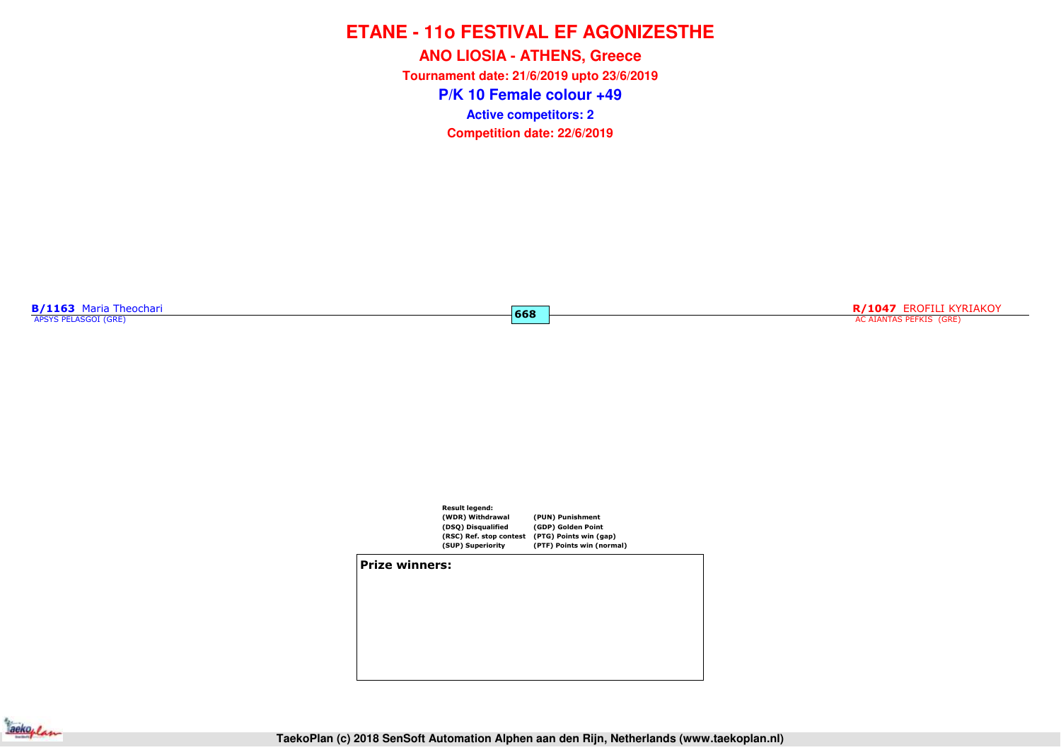# ETANE - 11o FESTIVAL EF AGONIZESTHE

## ANO LIOSIA - ATHENS, Greece

**Tournament date: 21/6/2019 upto 23/6/2019**

## P/K 10 Female colour +49

**Active competitors: 2**

**Competition date: 22/6/2019**

**B/1163** Maria Theochari
APSYS PELASGOI (GRE)

**668**

**R/1047** EROFILI KYRIAKOY
AC AIANTAS PEFKIS (GRE)

**Result legend:**

| | |
|---|---|
| (WDR) Withdrawal | (PUN) Punishment |
| (DSQ) Disqualified | (GDP) Golden Point |
| (RSC) Ref. stop contest | (PTG) Points win (gap) |
| (SUP) Superiority | (PTF) Points win (normal) |

**Prize winners:**

TaekoPlan (c) 2018 SenSoft Automation Alphen aan den Rijn, Netherlands (www.taekoplan.nl)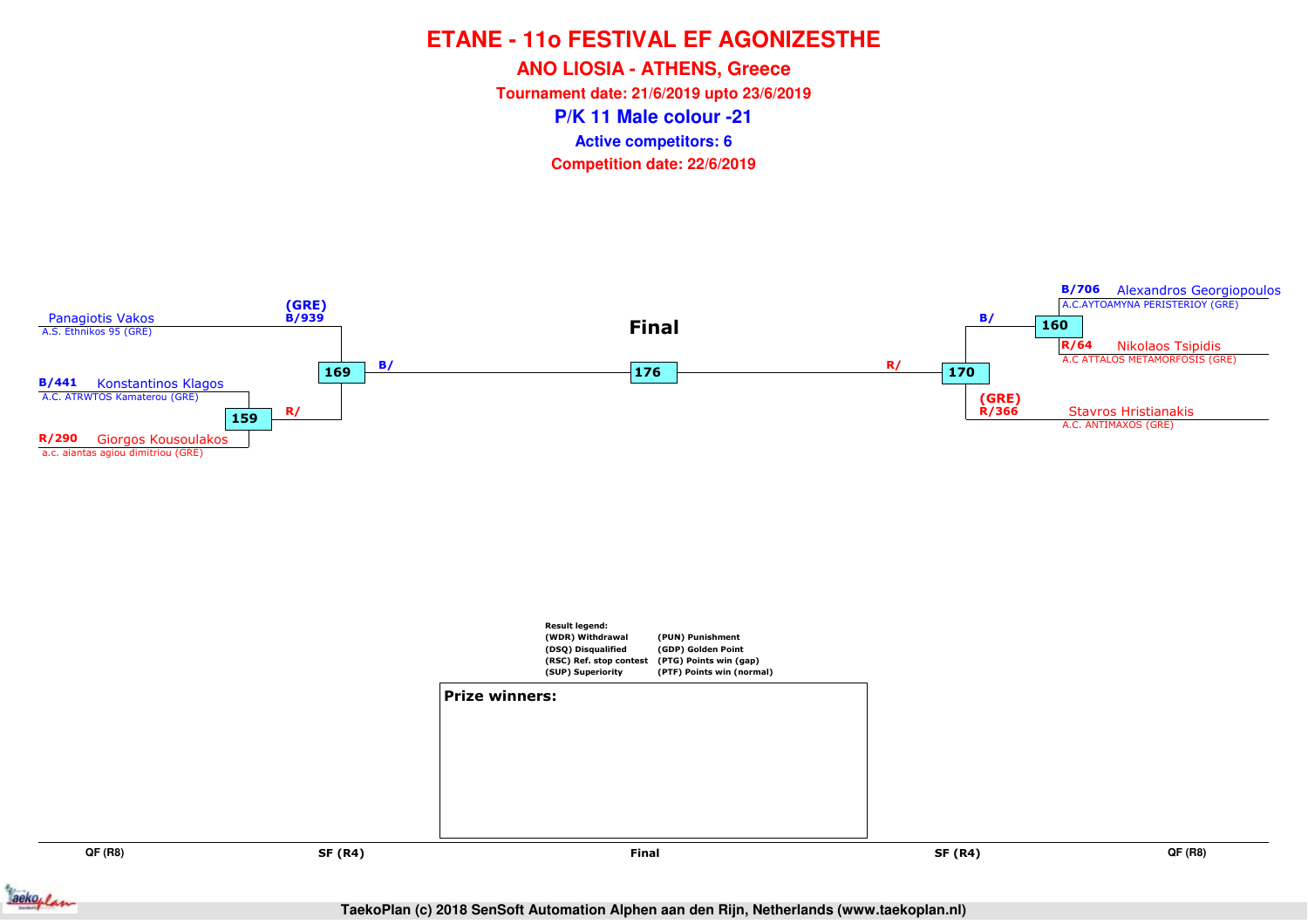# ETANE - 11o FESTIVAL EF AGONIZESTHE

## ANO LIOSIA - ATHENS, Greece

**Tournament date: 21/6/2019 upto 23/6/2019**

## P/K 11 Male colour -21

**Active competitors: 6**

**Competition date: 22/6/2019**

Panagiotis Vakos
A.S. Ethnikos 95 (GRE)
(GRE)
B/939

B/441 Konstantinos Klagos
A.C. ATRWTOS Kamaterou (GRE)

159 R/

R/290 Giorgos Kousoulakos
a.c. aiantas agiou dimitriou (GRE)

169 B/

**Final**

176

R/ 170

B/706 Alexandros Georgiopoulos
A.C.AYTOAMYNA PERISTERIOY (GRE)

B/ 160

R/64 Nikolaos Tsipidis
A.C ATTALOS METAMORFOSIS (GRE)

(GRE)
R/366 Stavros Hristianakis
A.C. ANTIMAXOS (GRE)

**Result legend:**

| | |
|---|---|
| (WDR) Withdrawal | (PUN) Punishment |
| (DSQ) Disqualified | (GDP) Golden Point |
| (RSC) Ref. stop contest | (PTG) Points win (gap) |
| (SUP) Superiority | (PTF) Points win (normal) |

**Prize winners:**

QF (R8) | SF (R4) | Final | SF (R4) | QF (R8)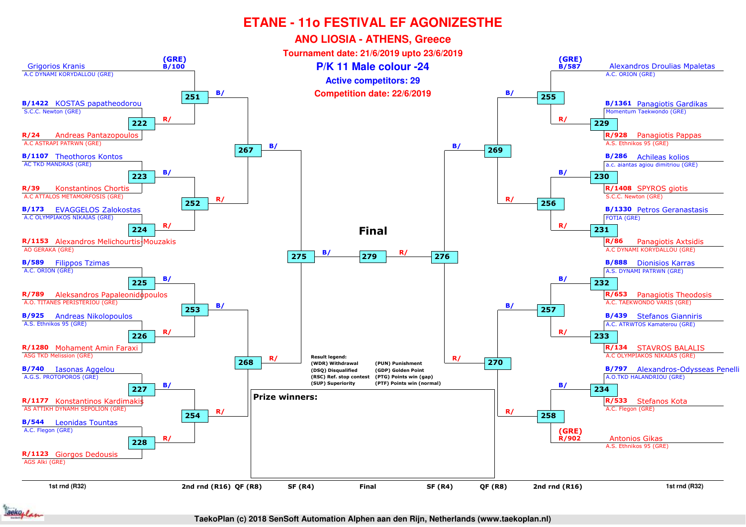# ETANE - 11o FESTIVAL EF AGONIZESTHE

## ANO LIOSIA - ATHENS, Greece

**Tournament date: 21/6/2019 upto 23/6/2019**

**P/K 11 Male colour -24**

**Active competitors: 29**

**Competition date: 22/6/2019**

### Left side – 1st round (R32)

| Match | Blue | Red |
|---|---|---|
| 251 | (GRE) B/100 Grigorios Kranis – A.C DYNAMI KORYDALLOU (GRE) | Winner 222 |
| 222 | B/1422 KOSTAS papatheodorou – S.C.C. Newton (GRE) | R/24 Andreas Pantazopoulos – A.C ASTRAPI PATRWN (GRE) |
| 223 | B/1107 Theothoros Kontos – AC TKD MANDRAS (GRE) | R/39 Konstantinos Chortis – A.C ATTALOS METAMORFOSIS (GRE) |
| 224 | B/173 EVAGGELOS Zalokostas – A.C OLYMPIAKOS NIKAIAS (GRE) | R/1153 Alexandros Melichourtis-Mouzakis – AO GERAKA (GRE) |
| 225 | B/589 Filippos Tzimas – A.C. ORION (GRE) | R/789 Aleksandros Papaleonidopoulos – A.O. TITANES PERISTERIOU (GRE) |
| 226 | B/925 Andreas Nikolopoulos – A.S. Ethnikos 95 (GRE) | R/1280 Mohament Amin Faraxi – ASG TKD Melission (GRE) |
| 227 | B/740 Iasonas Aggelou – A.G.S. PROTOPOROS (GRE) | R/1177 Konstantinos Kardimakis – AS ATTIKH DYNAMH SEPOLION (GRE) |
| 228 | B/544 Leonidas Tountas – A.C. Flegon (GRE) | R/1123 Giorgos Dedousis – AGS Alki (GRE) |

### Right side – 1st round (R32)

| Match | Blue | Red |
|---|---|---|
| 255 | (GRE) B/587 Alexandros Droulias Mpaletas – A.C. ORION (GRE) | Winner 229 |
| 229 | B/1361 Panagiotis Gardikas – Momentum Taekwondo (GRE) | R/928 Panagiotis Pappas – A.S. Ethnikos 95 (GRE) |
| 230 | B/286 Achileas kolios – a.c. aiantas agiou dimitriou (GRE) | R/1408 SPYROS giotis – S.C.C. Newton (GRE) |
| 231 | B/1330 Petros Geranastasis – FOTIA (GRE) | R/86 Panagiotis Axtsidis – A.C DYNAMI KORYDALLOU (GRE) |
| 232 | B/888 Dionisios Karras – A.S. DYNAMI PATRWN (GRE) | R/653 Panagiotis Theodosis – A.C. TAEKWONDO VARIS (GRE) |
| 233 | B/439 Stefanos Giannniris – A.C. ATRWTOS Kamaterou (GRE) | R/134 STAVROS BALALIS – A.C OLYMPIAKOS NIKAIAS (GRE) |
| 234 | B/797 Alexandros-Odysseas Penelli – A.O.TKD HALANDRIOU (GRE) | R/533 Stefanos Kota – A.C. Flegon (GRE) |
| 258 | Winner 234 | (GRE) R/902 Antonios Gikas – A.S. Ethnikos 95 (GRE) |

### Later rounds

- 2nd rnd (R16): 251, 252, 253, 254 (left); 255, 256, 257, 258 (right)
- QF (R8): 267, 268 (left); 269, 270 (right)
- SF (R4): 275, 276
- **Final**: 279

**Result legend:**
- (WDR) Withdrawal
- (DSQ) Disqualified
- (RSC) Ref. stop contest
- (SUP) Superiority
- (PUN) Punishment
- (GDP) Golden Point
- (PTG) Points win (gap)
- (PTF) Points win (normal)

**Prize winners:**

1st rnd (R32) | 2nd rnd (R16) | QF (R8) | SF (R4) | Final | SF (R4) | QF (R8) | 2nd rnd (R16) | 1st rnd (R32)

TaekoPlan (c) 2018 SenSoft Automation Alphen aan den Rijn, Netherlands (www.taekoplan.nl)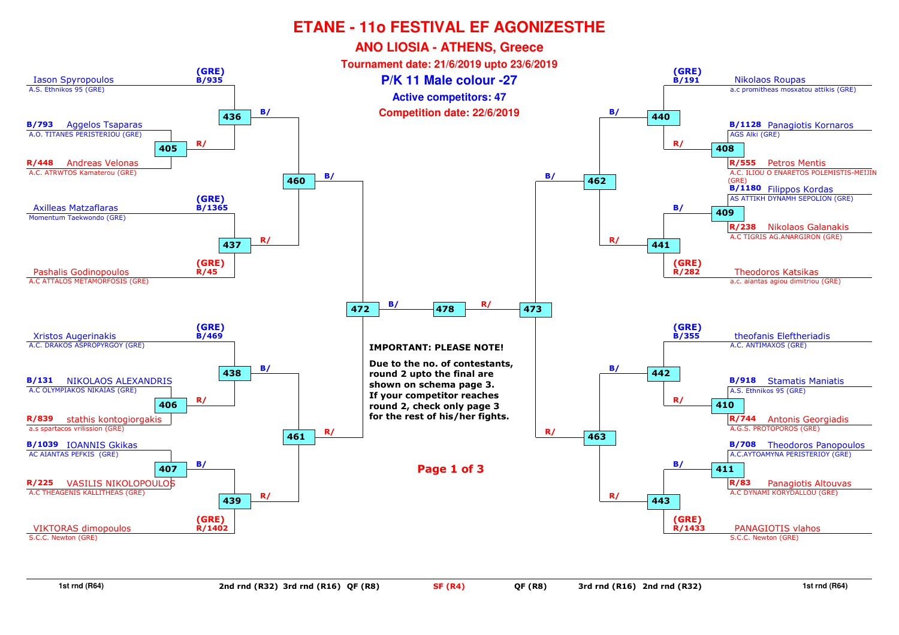# ETANE - 11o FESTIVAL EF AGONIZESTHE

## ANO LIOSIA - ATHENS, Greece

**Tournament date: 21/6/2019 upto 23/6/2019**

**P/K 11 Male colour -27**

**Active competitors: 47**

**Competition date: 22/6/2019**

### Left side

| Competitor | Club | Seed | 1st rnd (R64) | 2nd rnd (R32) | 3rd rnd (R16) | QF (R8) |
|---|---|---|---|---|---|---|
| Iason Spyropoulos | A.S. Ethnikos 95 (GRE) | (GRE) B/935 | | 436 (B/) | 460 (B/) | 472 (B/) |
| Aggelos Tsaparas | A.O. TITANES PERISTERIOU (GRE) | B/793 | 405 | 436 (R/) | | |
| Andreas Velonas | A.C. ATRWTOS Kamaterou (GRE) | R/448 | 405 | | | |
| Axilleas Matzaflaras | Momentum Taekwondo (GRE) | (GRE) B/1365 | | 437 | 460 (R/) | |
| Pashalis Godinopoulos | A.C ATTALOS METAMORFOSIS (GRE) | (GRE) R/45 | | 437 | | |
| Xristos Augerinakis | A.C. DRAKOS ASPROPYRGOY (GRE) | (GRE) B/469 | | 438 (B/) | 461 (B/) | 472 (R/) |
| NIKOLAOS ALEXANDRIS | A.C OLYMPIAKOS NIKAIAS (GRE) | B/131 | 406 | 438 (R/) | | |
| stathis kontogiorgakis | a.s spartacos vrilission (GRE) | R/839 | 406 | | | |
| IOANNIS Gkikas | AC AIANTAS PEFKIS (GRE) | B/1039 | 407 | 439 (B/) | 461 (R/) | |
| VASILIS NIKOLOPOULOS | A.C THEAGENIS KALLITHEAS (GRE) | R/225 | 407 | | | |
| VIKTORAS dimopoulos | S.C.C. Newton (GRE) | (GRE) R/1402 | | 439 (R/) | | |

### Right side

| Competitor | Club | Seed | 1st rnd (R64) | 2nd rnd (R32) | 3rd rnd (R16) | QF (R8) |
|---|---|---|---|---|---|---|
| Nikolaos Roupas | a.c promitheas mosxatou attikis (GRE) | (GRE) B/191 | | 440 (B/) | 462 (B/) | 473 (B/) |
| Panagiotis Kornaros | AGS Alki (GRE) | B/1128 | 408 | 440 (R/) | | |
| Petros Mentis | A.C. ILIOU O ENARETOS POLEMISTIS-MEIJIN (GRE) | R/555 | 408 | | | |
| Filippos Kordas | AS ATTIKH DYNAMH SEPOLION (GRE) | B/1180 | 409 | 441 (B/) | 462 (R/) | |
| Nikolaos Galanakis | A.C TIGRIS AG.ANARGIRON (GRE) | R/238 | 409 | | | |
| Theodoros Katsikas | a.c. aiantas agiou dimitriou (GRE) | (GRE) R/282 | | 441 | | |
| theofanis Eleftheriadis | A.C. ANTIMAXOS (GRE) | (GRE) B/355 | | 442 (B/) | 463 (B/) | 473 (R/) |
| Stamatis Maniatis | A.S. Ethnikos 95 (GRE) | B/918 | 410 | 442 (R/) | | |
| Antonis Georgiadis | A.G.S. PROTOPOROS (GRE) | R/744 | 410 | | | |
| Theodoros Panopoulos | A.C.AYTOAMYNA PERISTERIOY (GRE) | B/708 | 411 | 443 (B/) | 463 (R/) | |
| Panagiotis Altouvas | A.C DYNAMI KORYDALLOU (GRE) | R/83 | 411 | | | |
| PANAGIOTIS vlahos | S.C.C. Newton (GRE) | (GRE) R/1433 | | 443 (R/) | | |

### SF (R4)

472 (B/) — 478 — 473 (R/)

**IMPORTANT: PLEASE NOTE!**

**Due to the no. of contestants, round 2 upto the final are shown on schema page 3. If your competitor reaches round 2, check only page 3 for the rest of his/her fights.**

**Page 1 of 3**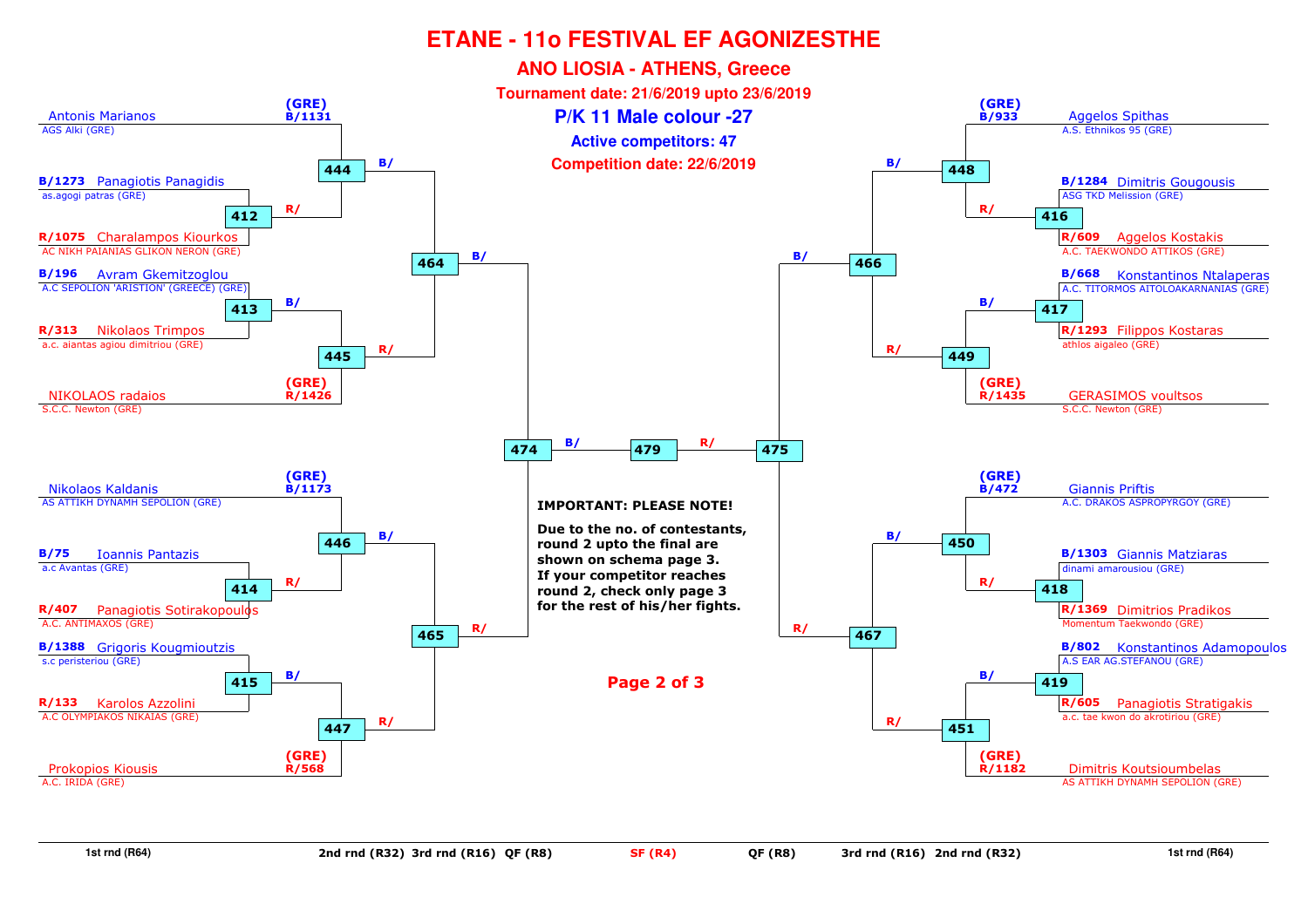# ETANE - 11o FESTIVAL EF AGONIZESTHE

## ANO LIOSIA - ATHENS, Greece

**Tournament date: 21/6/2019 upto 23/6/2019**

**P/K 11 Male colour -27**

**Active competitors: 47**

**Competition date: 22/6/2019**

### Left side

| Match | Blue | Red |
|---|---|---|
| 412 | B/1273 Panagiotis Panagidis – as.agogi patras (GRE) | R/1075 Charalampos Kiourkos – AC NIKH PAIANIAS GLIKON NERON (GRE) |
| 444 | (GRE) B/1131 Antonis Marianos – AGS Alki (GRE) | Winner 412 |
| 413 | B/196 Avram Gkemitzoglou – A.C SEPOLION 'ARISTION' (GREECE) (GRE) | R/313 Nikolaos Trimpos – a.c. aiantas agiou dimitriou (GRE) |
| 445 | Winner 413 | (GRE) R/1426 NIKOLAOS radaios – S.C.C. Newton (GRE) |
| 464 | Winner 444 | Winner 445 |
| 414 | B/75 Ioannis Pantazis – a.c Avantas (GRE) | R/407 Panagiotis Sotirakopoulos – A.C. ANTIMAXOS (GRE) |
| 446 | (GRE) B/1173 Nikolaos Kaldanis – AS ATTIKH DYNAMH SEPOLION (GRE) | Winner 414 |
| 415 | B/1388 Grigoris Kougmioutzis – s.c peristeriou (GRE) | R/133 Karolos Azzolini – A.C OLYMPIAKOS NIKAIAS (GRE) |
| 447 | Winner 415 | (GRE) R/568 Prokopios Kiousis – A.C. IRIDA (GRE) |
| 465 | Winner 446 | Winner 447 |
| 474 | Winner 464 | Winner 465 |

### Right side

| Match | Blue | Red |
|---|---|---|
| 416 | B/1284 Dimitris Gougousis – ASG TKD Melission (GRE) | R/609 Aggelos Kostakis – A.C. TAEKWONDO ATTIKOS (GRE) |
| 448 | (GRE) B/933 Aggelos Spithas – A.S. Ethnikos 95 (GRE) | Winner 416 |
| 417 | B/668 Konstantinos Ntalaperas – A.C. TITORMOS AITOLOAKARNANIAS (GRE) | R/1293 Filippos Kostaras – athlos aigaleo (GRE) |
| 449 | Winner 417 | (GRE) R/1435 GERASIMOS voultsos – S.C.C. Newton (GRE) |
| 466 | Winner 448 | Winner 449 |
| 418 | B/1303 Giannis Matziaras – dinami amarousiou (GRE) | R/1369 Dimitrios Pradikos – Momentum Taekwondo (GRE) |
| 450 | (GRE) B/472 Giannis Priftis – A.C. DRAKOS ASPROPYRGOY (GRE) | Winner 418 |
| 419 | B/802 Konstantinos Adamopoulos – A.S EAR AG.STEFANOU (GRE) | R/605 Panagiotis Stratigakis – a.c. tae kwon do akrotiriou (GRE) |
| 451 | Winner 419 | (GRE) R/1182 Dimitris Koutsioumbelas – AS ATTIKH DYNAMH SEPOLION (GRE) |
| 467 | Winner 450 | Winner 451 |
| 475 | Winner 466 | Winner 467 |

### Semi-final

| Match | Blue | Red |
|---|---|---|
| 479 | Winner 474 | Winner 475 |

**IMPORTANT: PLEASE NOTE!**

**Due to the no. of contestants, round 2 upto the final are shown on schema page 3. If your competitor reaches round 2, check only page 3 for the rest of his/her fights.**

1st rnd (R64) | 2nd rnd (R32) | 3rd rnd (R16) | QF (R8) | SF (R4) | QF (R8) | 3rd rnd (R16) | 2nd rnd (R32) | 1st rnd (R64)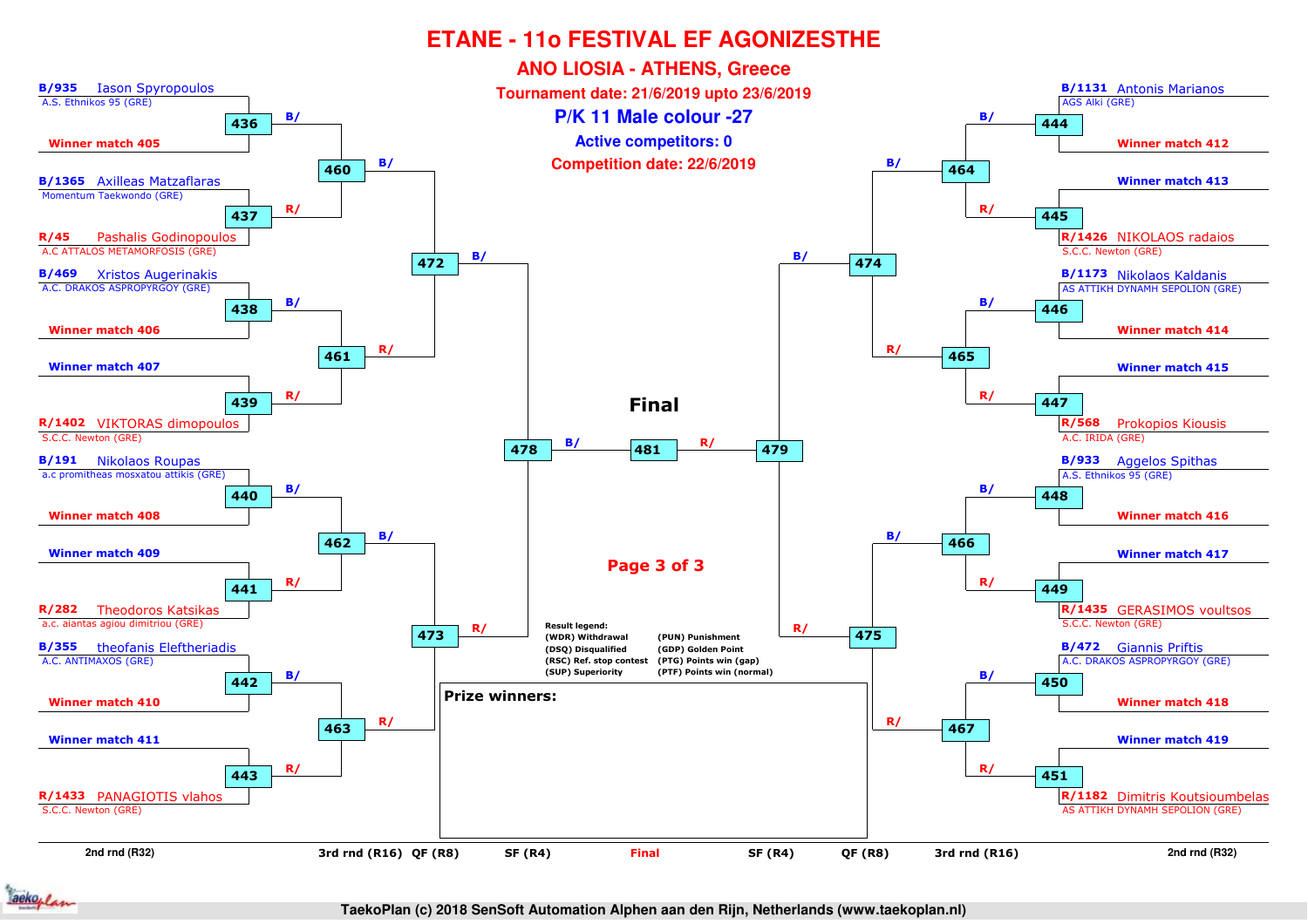# ETANE - 11o FESTIVAL EF AGONIZESTHE

## ANO LIOSIA - ATHENS, Greece

**Tournament date: 21/6/2019 upto 23/6/2019**

## P/K 11 Male colour -27

**Active competitors: 0**

**Competition date: 22/6/2019**

### Left side of bracket

**Match 436**
- B/935 Iason Spyropoulos — A.S. Ethnikos 95 (GRE)
- Winner match 405

**Match 437**
- B/1365 Axilleas Matzaflaras — Momentum Taekwondo (GRE)
- R/45 Pashalis Godinopoulos — A.C ATTALOS METAMORFOSIS (GRE)

**Match 438**
- B/469 Xristos Augerinakis — A.C. DRAKOS ASPROPYRGOY (GRE)
- Winner match 406

**Match 439**
- Winner match 407
- R/1402 VIKTORAS dimopoulos — S.C.C. Newton (GRE)

**Match 440**
- B/191 Nikolaos Roupas — a.c promitheas mosxatou attikis (GRE)
- Winner match 408

**Match 441**
- Winner match 409
- R/282 Theodoros Katsikas — a.c. aiantas agiou dimitriou (GRE)

**Match 442**
- B/355 theofanis Eleftheriadis — A.C. ANTIMAXOS (GRE)
- Winner match 410

**Match 443**
- Winner match 411
- R/1433 PANAGIOTIS vlahos — S.C.C. Newton (GRE)

**Match 460**: B/ (winner 436) vs R/ (winner 437)

**Match 461**: B/ (winner 438) vs R/ (winner 439)

**Match 462**: B/ (winner 440) vs R/ (winner 441)

**Match 463**: B/ (winner 442) vs R/ (winner 443)

**Match 472**: B/ (winner 460) vs R/ (winner 461)

**Match 473**: B/ (winner 462) vs R/ (winner 463)

**Match 478**: B/ (winner 472) vs R/ (winner 473)

### Final

**Match 481**: B/ (winner 478) vs R/ (winner 479)

### Right side of bracket

**Match 444**
- B/1131 Antonis Marianos — AGS Alki (GRE)
- Winner match 412

**Match 445**
- Winner match 413
- R/1426 NIKOLAOS radaios — S.C.C. Newton (GRE)

**Match 446**
- B/1173 Nikolaos Kaldanis — AS ATTIKH DYNAMH SEPOLION (GRE)
- Winner match 414

**Match 447**
- Winner match 415
- R/568 Prokopios Kiousis — A.C. IRIDA (GRE)

**Match 448**
- B/933 Aggelos Spithas — A.S. Ethnikos 95 (GRE)
- Winner match 416

**Match 449**
- Winner match 417
- R/1435 GERASIMOS voultsos — S.C.C. Newton (GRE)

**Match 450**
- B/472 Giannis Priftis — A.C. DRAKOS ASPROPYRGOY (GRE)
- Winner match 418

**Match 451**
- Winner match 419
- R/1182 Dimitris Koutsioumbelas — AS ATTIKH DYNAMH SEPOLION (GRE)

**Match 464**: B/ (winner 444) vs R/ (winner 445)

**Match 465**: B/ (winner 446) vs R/ (winner 447)

**Match 466**: B/ (winner 448) vs R/ (winner 449)

**Match 467**: B/ (winner 450) vs R/ (winner 451)

**Match 474**: B/ (winner 464) vs R/ (winner 465)

**Match 475**: B/ (winner 466) vs R/ (winner 467)

**Match 479**: B/ (winner 474) vs R/ (winner 475)

**Result legend:**

| | |
|---|---|
| (WDR) Withdrawal | (PUN) Punishment |
| (DSQ) Disqualified | (GDP) Golden Point |
| (RSC) Ref. stop contest | (PTG) Points win (gap) |
| (SUP) Superiority | (PTF) Points win (normal) |

**Prize winners:**

2nd rnd (R32) | 3rd rnd (R16) | QF (R8) | SF (R4) | Final | SF (R4) | QF (R8) | 3rd rnd (R16) | 2nd rnd (R32)

TaekoPlan (c) 2018 SenSoft Automation Alphen aan den Rijn, Netherlands (www.taekoplan.nl)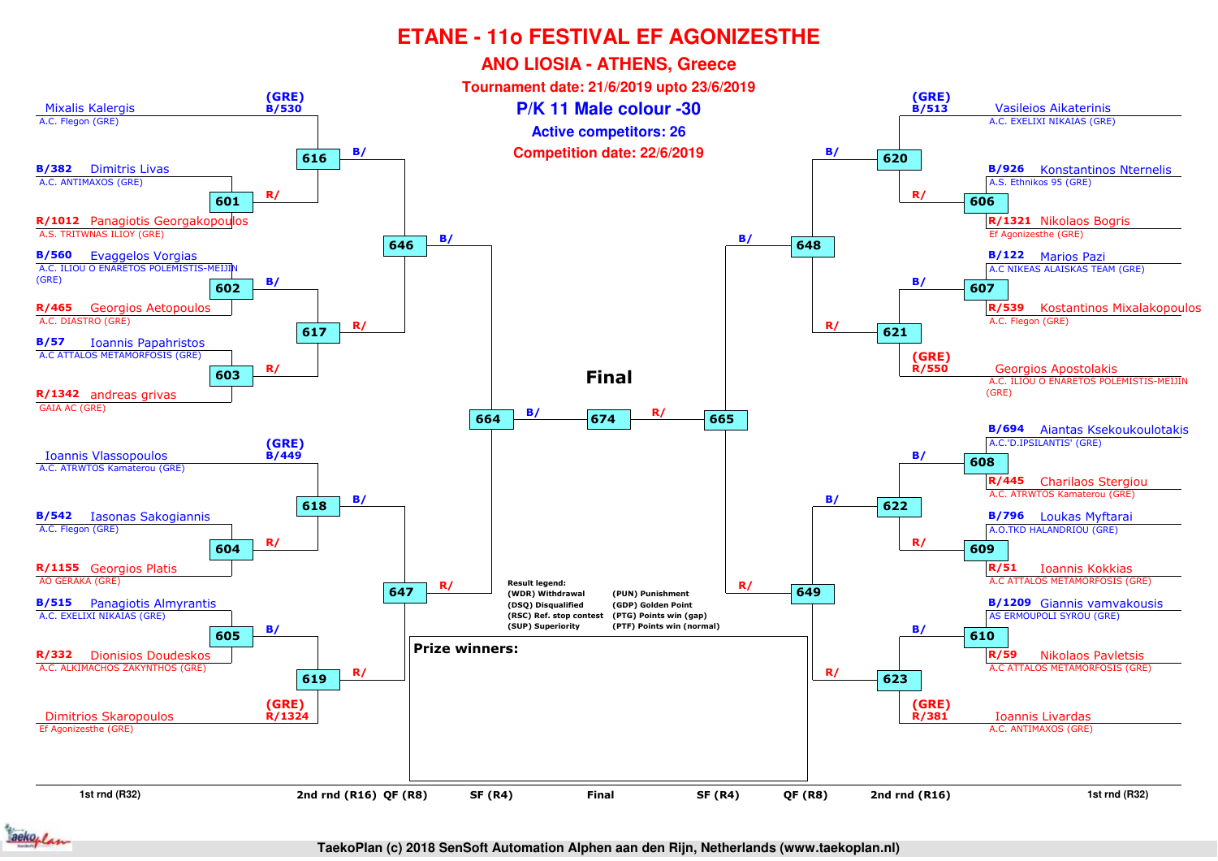# ETANE - 11o FESTIVAL EF AGONIZESTHE

## ANO LIOSIA - ATHENS, Greece

**Tournament date: 21/6/2019 upto 23/6/2019**

**P/K 11 Male colour -30**

**Active competitors: 26**

**Competition date: 22/6/2019**

### Left side of bracket

| 1st rnd (R32) | 2nd rnd (R16) | QF (R8) | SF (R4) |
|---|---|---|---|
| (GRE) B/530 Mixalis Kalergis – A.C. Flegon (GRE) | 616 | 646 | 664 |
| B/382 Dimitris Livas – A.C. ANTIMAXOS (GRE) / R/1012 Panagiotis Georgakopoulos – A.S. TRITWNAS ILIOY (GRE) — 601 | 616 | 646 | 664 |
| B/560 Evaggelos Vorgias – A.C. ILIOU O ENARETOS POLEMISTIS-MEIJIN (GRE) / R/465 Georgios Aetopoulos – A.C. DIASTRO (GRE) — 602 | 617 | 646 | 664 |
| B/57 Ioannis Papahristos – A.C ATTALOS METAMORFOSIS (GRE) / R/1342 andreas grivas – GAIA AC (GRE) — 603 | 617 | 646 | 664 |
| (GRE) B/449 Ioannis Vlassopoulos – A.C. ATRWTOS Kamaterou (GRE) | 618 | 647 | 664 |
| B/542 Iasonas Sakogiannis – A.C. Flegon (GRE) / R/1155 Georgios Platis – AO GERAKA (GRE) — 604 | 618 | 647 | 664 |
| B/515 Panagiotis Almyrantis – A.C. EXELIXI NIKAIAS (GRE) / R/332 Dionisios Doudeskos – A.C. ALKIMACHOS ZAKYNTHOS (GRE) — 605 | 619 | 647 | 664 |
| (GRE) R/1324 Dimitrios Skaropoulos – Ef Agonizesthe (GRE) | 619 | 647 | 664 |

### Right side of bracket

| 1st rnd (R32) | 2nd rnd (R16) | QF (R8) | SF (R4) |
|---|---|---|---|
| (GRE) B/513 Vasileios Aikaterinis – A.C. EXELIXI NIKAIAS (GRE) | 620 | 648 | 665 |
| B/926 Konstantinos Nternelis – A.S. Ethnikos 95 (GRE) / R/1321 Nikolaos Bogris – Ef Agonizesthe (GRE) — 606 | 620 | 648 | 665 |
| B/122 Marios Pazi – A.C NIKEAS ALAISKAS TEAM (GRE) / R/539 Kostantinos Mixalakopoulos – A.C. Flegon (GRE) — 607 | 621 | 648 | 665 |
| (GRE) R/550 Georgios Apostolakis – A.C. ILIOU O ENARETOS POLEMISTIS-MEIJIN (GRE) | 621 | 648 | 665 |
| B/694 Aiantas Ksekoukoulotakis – A.C.'D.IPSILANTIS' (GRE) / R/445 Charilaos Stergiou – A.C. ATRWTOS Kamaterou (GRE) — 608 | 622 | 649 | 665 |
| B/796 Loukas Myftarai – A.O.TKD HALANDRIOU (GRE) / R/51 Ioannis Kokkias – A.C ATTALOS METAMORFOSIS (GRE) — 609 | 622 | 649 | 665 |
| B/1209 Giannis vamvakousis – AS ERMOUPOLI SYROU (GRE) / R/59 Nikolaos Pavletsis – A.C ATTALOS METAMORFOSIS (GRE) — 610 | 623 | 649 | 665 |
| (GRE) R/381 Ioannis Livardas – A.C. ANTIMAXOS (GRE) | 623 | 649 | 665 |

### Final

664 (B/) – **674** – 665 (R/)

**Result legend:**

| | |
|---|---|
| (WDR) Withdrawal | (PUN) Punishment |
| (DSQ) Disqualified | (GDP) Golden Point |
| (RSC) Ref. stop contest | (PTG) Points win (gap) |
| (SUP) Superiority | (PTF) Points win (normal) |

**Prize winners:**

TaekoPlan (c) 2018 SenSoft Automation Alphen aan den Rijn, Netherlands (www.taekoplan.nl)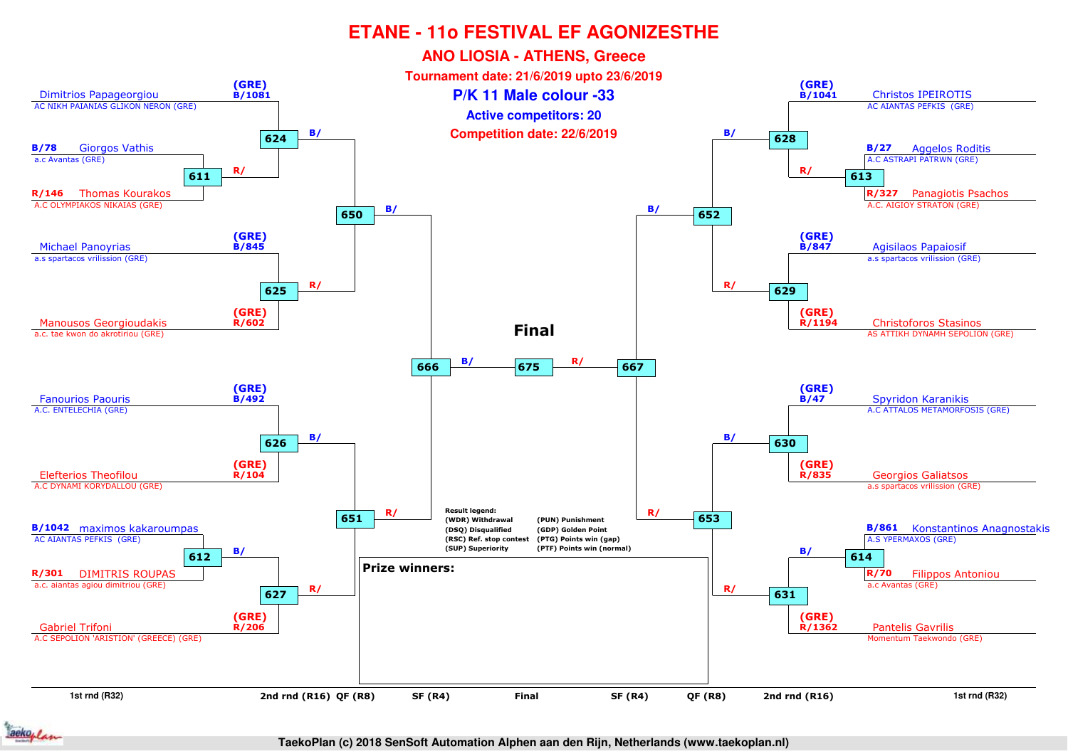# ETANE - 11o FESTIVAL EF AGONIZESTHE

## ANO LIOSIA - ATHENS, Greece

**Tournament date: 21/6/2019 upto 23/6/2019**

## P/K 11 Male colour -33

**Active competitors: 20**

**Competition date: 22/6/2019**

### Left half of bracket

| Competitor | Club | Corner/No. | Match |
|---|---|---|---|
| Dimitrios Papageorgiou | AC NIKH PAIANIAS GLIKON NERON (GRE) | (GRE) B/1081 | 624 |
| Giorgos Vathis | a.c Avantas (GRE) | B/78 | 611 |
| Thomas Kourakos | A.C OLYMPIAKOS NIKAIAS (GRE) | R/146 | 611 |
| Michael Panoyrias | a.s spartacos vrilission (GRE) | (GRE) B/845 | 625 |
| Manousos Georgioudakis | a.c. tae kwon do akrotiriou (GRE) | (GRE) R/602 | 625 |
| Fanourios Paouris | A.C. ENTELECHIA (GRE) | (GRE) B/492 | 626 |
| Elefterios Theofilou | A.C DYNAMI KORYDALLOU (GRE) | (GRE) R/104 | 626 |
| maximos kakaroumpas | AC AIANTAS PEFKIS (GRE) | B/1042 | 612 |
| DIMITRIS ROUPAS | a.c. aiantas agiou dimitriou (GRE) | R/301 | 612 |
| Gabriel Trifoni | A.C SEPOLION 'ARISTION' (GREECE) (GRE) | (GRE) R/206 | 627 |

Winner of 611 → 624 (R/). Winner of 612 → 627 (B/).

Matches: 624 (B/) and 625 (R/) → 650; 626 (B/) and 627 (R/) → 651; 650 (B/) and 651 (R/) → 666.

### Right half of bracket

| Competitor | Club | Corner/No. | Match |
|---|---|---|---|
| Christos IPEIROTIS | AC AIANTAS PEFKIS (GRE) | (GRE) B/1041 | 628 |
| Aggelos Roditis | A.C ASTRAPI PATRWN (GRE) | B/27 | 613 |
| Panagiotis Psachos | A.C. AIGIOY STRATON (GRE) | R/327 | 613 |
| Agisilaos Papaiosif | a.s spartacos vrilission (GRE) | (GRE) B/847 | 629 |
| Christoforos Stasinos | AS ATTIKH DYNAMH SEPOLION (GRE) | (GRE) R/1194 | 629 |
| Spyridon Karanikis | A.C ATTALOS METAMORFOSIS (GRE) | (GRE) B/47 | 630 |
| Georgios Galiatsos | a.s spartacos vrilission (GRE) | (GRE) R/835 | 630 |
| Konstantinos Anagnostakis | A.S YPERMAXOS (GRE) | B/861 | 614 |
| Filippos Antoniou | a.c Avantas (GRE) | R/70 | 614 |
| Pantelis Gavrilis | Momentum Taekwondo (GRE) | (GRE) R/1362 | 631 |

Winner of 613 → 628 (R/). Winner of 614 → 631 (B/).

Matches: 628 (B/) and 629 (R/) → 652; 630 (B/) and 631 (R/) → 653; 652 (B/) and 653 (R/) → 667.

### Final

666 (B/) vs 667 (R/) → 675

**Result legend:**

- (WDR) Withdrawal
- (DSQ) Disqualified
- (RSC) Ref. stop contest
- (SUP) Superiority
- (PUN) Punishment
- (GDP) Golden Point
- (PTG) Points win (gap)
- (PTF) Points win (normal)

**Prize winners:**

1st rnd (R32) | 2nd rnd (R16) | QF (R8) | SF (R4) | Final | SF (R4) | QF (R8) | 2nd rnd (R16) | 1st rnd (R32)

TaekoPlan (c) 2018 SenSoft Automation Alphen aan den Rijn, Netherlands (www.taekoplan.nl)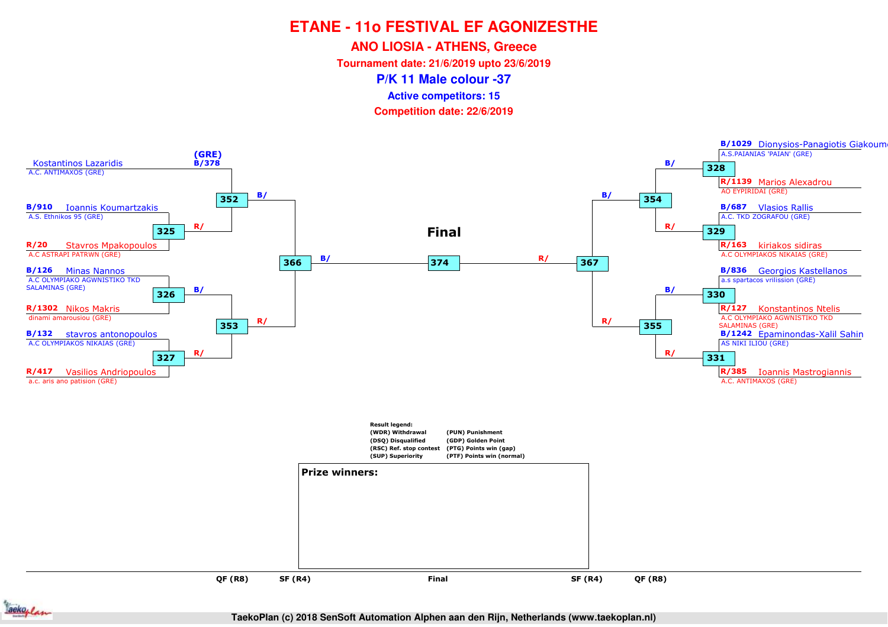# ETANE - 11o FESTIVAL EF AGONIZESTHE

## ANO LIOSIA - ATHENS, Greece

**Tournament date: 21/6/2019 upto 23/6/2019**

## P/K 11 Male colour -37

**Active competitors: 15**

**Competition date: 22/6/2019**

### Left side of bracket

| Competitor | Club | QF (R8) match | SF (R4) match |
|---|---|---|---|
| (GRE) B/378 Kostantinos Lazaridis | A.C. ANTIMAXOS (GRE) | 352 (B/) | 366 (B/) |
| B/910 Ioannis Koumartzakis | A.S. Ethnikos 95 (GRE) | 325 → 352 (R/) | |
| R/20 Stavros Mpakopoulos | A.C ASTRAPI PATRWN (GRE) | 325 | |
| B/126 Minas Nannos | A.C OLYMPIAKO AGWNISTIKO TKD SALAMINAS (GRE) | 326 → 353 (B/) | 366 (R/) |
| R/1302 Nikos Makris | dinami amarousiou (GRE) | 326 | |
| B/132 stavros antonopoulos | A.C OLYMPIAKOS NIKAIAS (GRE) | 327 → 353 (R/) | |
| R/417 Vasilios Andriopoulos | a.c. aris ano patision (GRE) | 327 | |

### Final

366 (B/) — **374** — 367 (R/)

### Right side of bracket

| Competitor | Club | QF (R8) match | SF (R4) match |
|---|---|---|---|
| B/1029 Dionysios-Panagiotis Giakoum | A.S.PAIANIAS 'PAIAN' (GRE) | 328 → 354 (B/) | 367 (B/) |
| R/1139 Marios Alexadrou | AO EYPIRIDAI (GRE) | 328 | |
| B/687 Vlasios Rallis | A.C. TKD ZOGRAFOU (GRE) | 329 → 354 (R/) | |
| R/163 kiriakos sidiras | A.C OLYMPIAKOS NIKAIAS (GRE) | 329 | |
| B/836 Georgios Kastellanos | a.s spartacos vrilission (GRE) | 330 → 355 (B/) | 367 (R/) |
| R/127 Konstantinos Ntelis | A.C OLYMPIAKO AGWNISTIKO TKD SALAMINAS (GRE) | 330 | |
| B/1242 Epaminondas-Xalil Sahin | AS NIKI ILIOU (GRE) | 331 → 355 (R/) | |
| R/385 Ioannis Mastrogiannis | A.C. ANTIMAXOS (GRE) | 331 | |

**Result legend:**

| | |
|---|---|
| (WDR) Withdrawal | (PUN) Punishment |
| (DSQ) Disqualified | (GDP) Golden Point |
| (RSC) Ref. stop contest | (PTG) Points win (gap) |
| (SUP) Superiority | (PTF) Points win (normal) |

**Prize winners:**

QF (R8) | SF (R4) | Final | SF (R4) | QF (R8)

TaekoPlan (c) 2018 SenSoft Automation Alphen aan den Rijn, Netherlands (www.taekoplan.nl)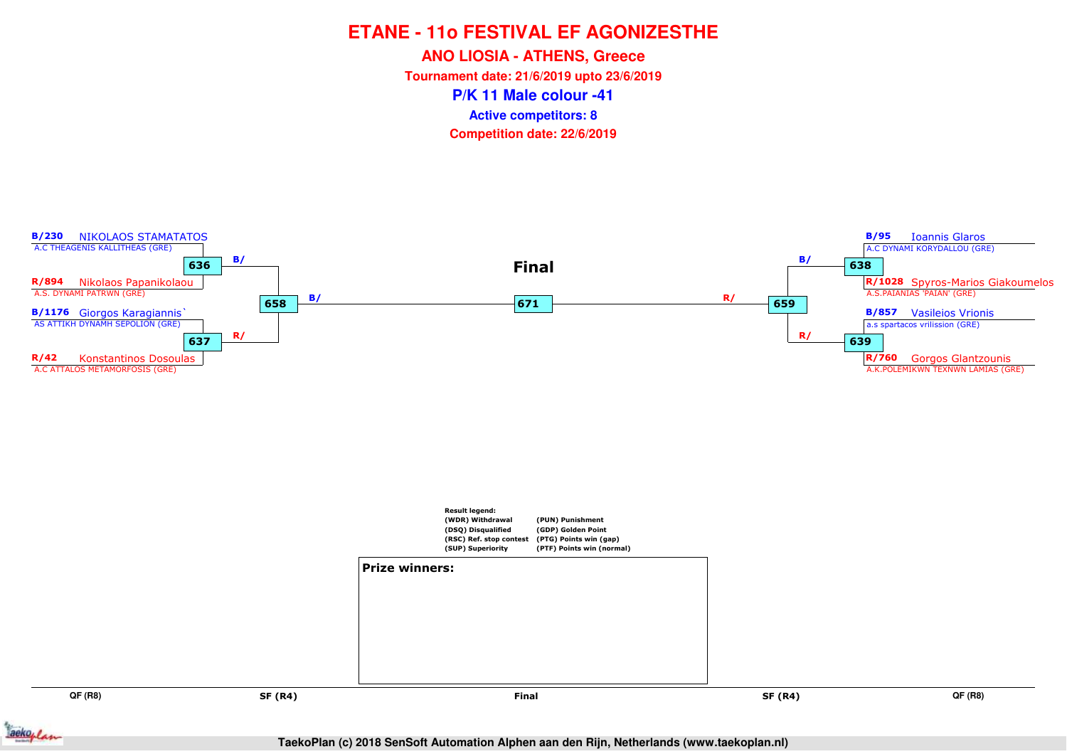# ETANE - 11o FESTIVAL EF AGONIZESTHE

## ANO LIOSIA - ATHENS, Greece

**Tournament date: 21/6/2019 upto 23/6/2019**

## P/K 11 Male colour -41

**Active competitors: 8**

**Competition date: 22/6/2019**

### QF (R8) – Left side

**Match 636**
- B/230 NIKOLAOS STAMATATOS – A.C THEAGENIS KALLITHEAS (GRE)
- R/894 Nikolaos Papanikolaou – A.S. DYNAMI PATRWN (GRE)

**Match 637**
- B/1176 Giorgos Karagiannis` – AS ATTIKH DYNAMH SEPOLION (GRE)
- R/42 Konstantinos Dosoulas – A.C ATTALOS METAMORFOSIS (GRE)

### SF (R4) – Left side

**Match 658**
- B/ (winner 636)
- R/ (winner 637)

### Final

**Match 671**
- B/ (winner 658)
- R/ (winner 659)

### SF (R4) – Right side

**Match 659**
- B/ (winner 638)
- R/ (winner 639)

### QF (R8) – Right side

**Match 638**
- B/95 Ioannis Glaros – A.C DYNAMI KORYDALLOU (GRE)
- R/1028 Spyros-Marios Giakoumelos – A.S.PAIANIAS 'PAIAN' (GRE)

**Match 639**
- B/857 Vasileios Vrionis – a.s spartacos vrilission (GRE)
- R/760 Gorgos Glantzounis – A.K.POLEMIKWN TEXNWN LAMIAS (GRE)

**Result legend:**

| | |
|---|---|
| (WDR) Withdrawal | (PUN) Punishment |
| (DSQ) Disqualified | (GDP) Golden Point |
| (RSC) Ref. stop contest | (PTG) Points win (gap) |
| (SUP) Superiority | (PTF) Points win (normal) |

**Prize winners:**

QF (R8) | SF (R4) | Final | SF (R4) | QF (R8)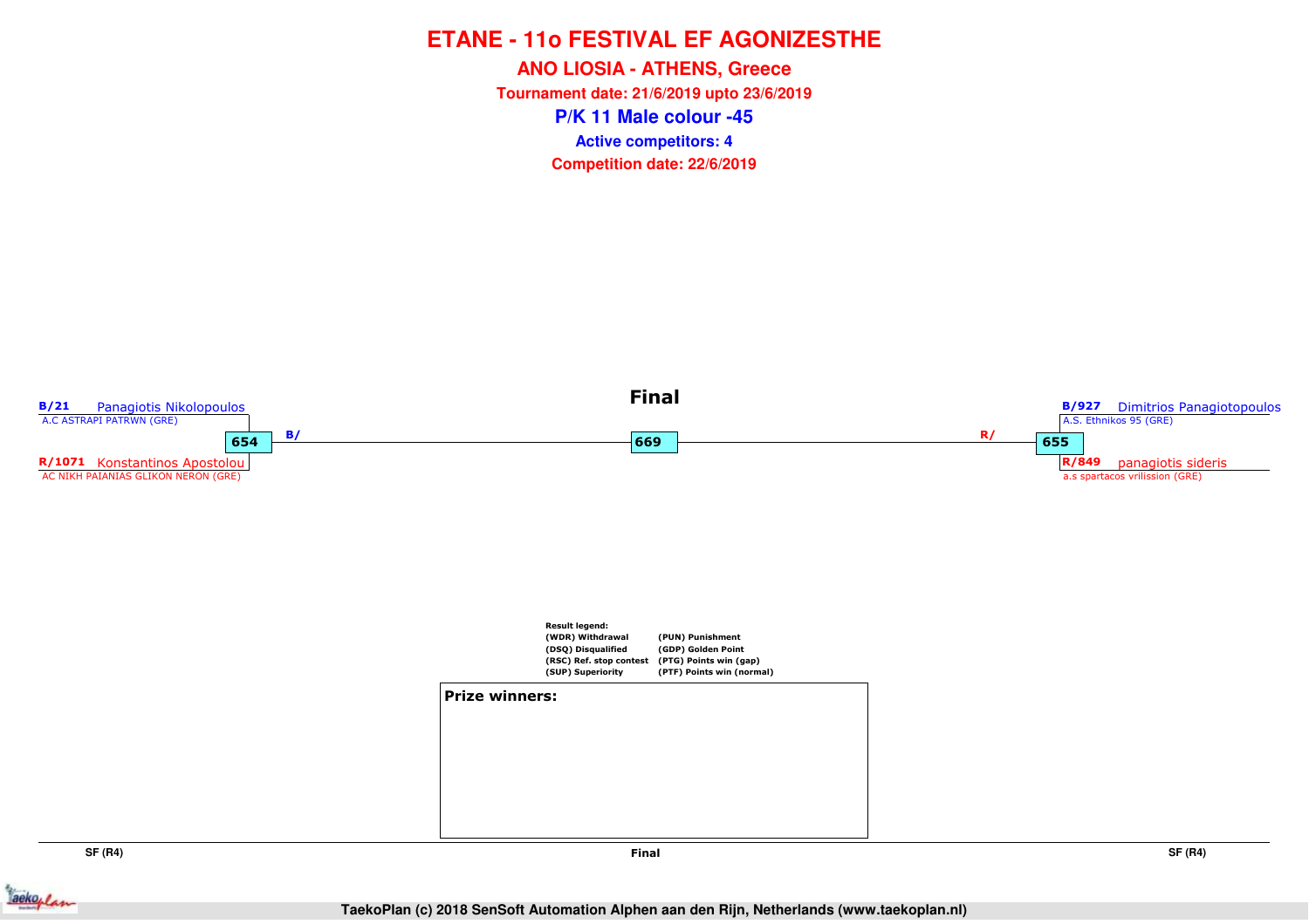# ETANE - 11o FESTIVAL EF AGONIZESTHE

## ANO LIOSIA - ATHENS, Greece

**Tournament date: 21/6/2019 upto 23/6/2019**

## P/K 11 Male colour -45

**Active competitors: 4**

**Competition date: 22/6/2019**

### Final

**SF (R4)**

B/21 Panagiotis Nikolopoulos
A.C ASTRAPI PATRWN (GRE)

654

R/1071 Konstantinos Apostolou
AC NIKH PAIANIAS GLIKON NERON (GRE)

B/

**Final**

669

R/

**SF (R4)**

B/927 Dimitrios Panagiotopoulos
A.S. Ethnikos 95 (GRE)

655

R/849 panagiotis sideris
a.s spartacos vrilission (GRE)

**Result legend:**

| | |
|---|---|
| (WDR) Withdrawal | (PUN) Punishment |
| (DSQ) Disqualified | (GDP) Golden Point |
| (RSC) Ref. stop contest | (PTG) Points win (gap) |
| (SUP) Superiority | (PTF) Points win (normal) |

**Prize winners:**

TaekoPlan (c) 2018 SenSoft Automation Alphen aan den Rijn, Netherlands (www.taekoplan.nl)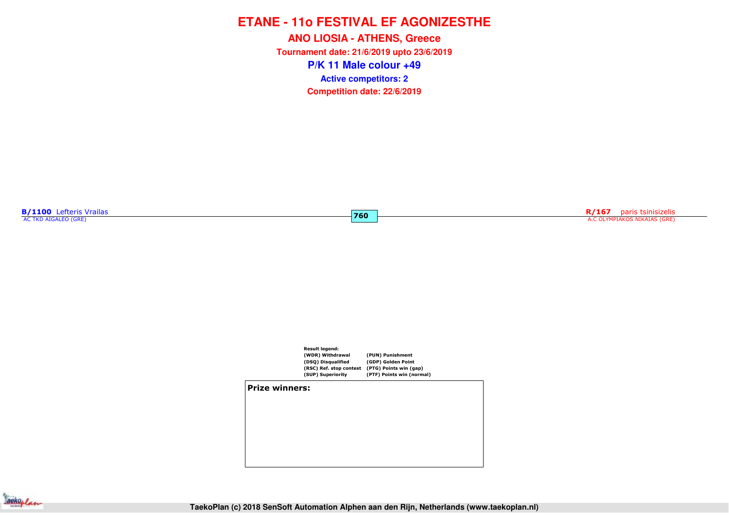# ETANE - 11o FESTIVAL EF AGONIZESTHE

## ANO LIOSIA - ATHENS, Greece

**Tournament date: 21/6/2019 upto 23/6/2019**

## P/K 11 Male colour +49

**Active competitors: 2**

**Competition date: 22/6/2019**

**B/1100** Lefteris Vrailas
AC TKD AIGALEO (GRE)

**760**

**R/167** paris tsinisizelis
A.C OLYMPIAKOS NIKAIAS (GRE)

**Result legend:**

| | |
|---|---|
| (WDR) Withdrawal | (PUN) Punishment |
| (DSQ) Disqualified | (GDP) Golden Point |
| (RSC) Ref. stop contest | (PTG) Points win (gap) |
| (SUP) Superiority | (PTF) Points win (normal) |

**Prize winners:**

TaekoPlan (c) 2018 SenSoft Automation Alphen aan den Rijn, Netherlands (www.taekoplan.nl)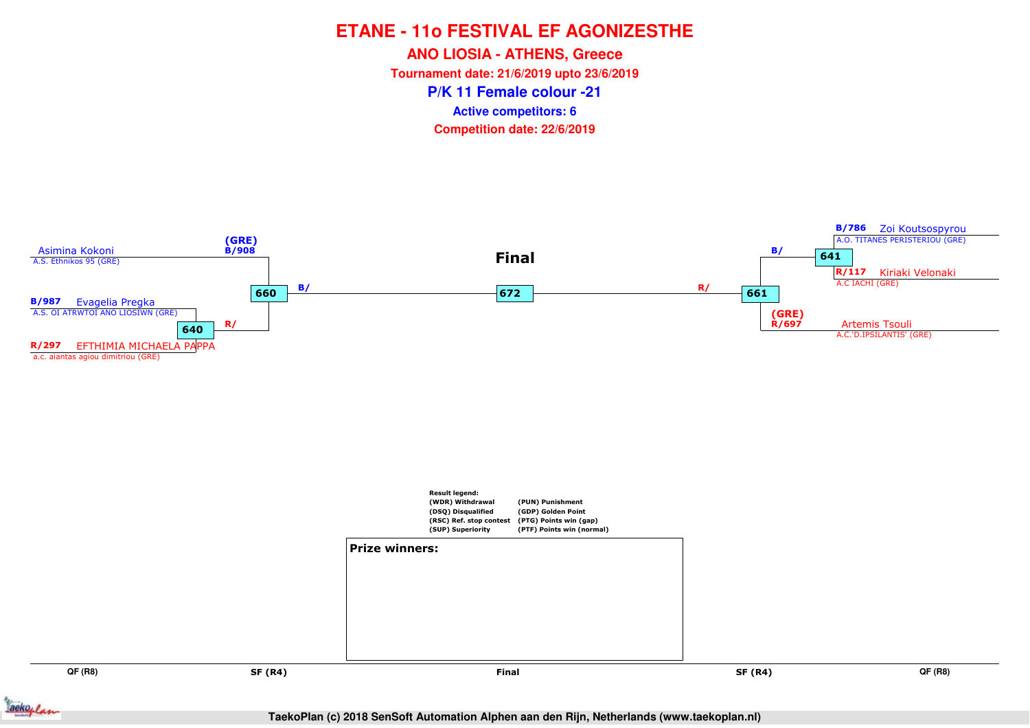# ETANE - 11o FESTIVAL EF AGONIZESTHE

## ANO LIOSIA - ATHENS, Greece

**Tournament date: 21/6/2019 upto 23/6/2019**

## P/K 11 Female colour -21

**Active competitors: 6**

**Competition date: 22/6/2019**

### Final

**Left side:**

- Asimina Kokoni – A.S. Ethnikos 95 (GRE) — (GRE) B/908
- B/987 Evagelia Pregka – A.S. OI ATRWTOI ANO LIOSIWN (GRE)
- R/297 EFTHIMIA MICHAELA PAPPA – a.c. aiantas agiou dimitriou (GRE)

Match 640: Evagelia Pregka vs EFTHIMIA MICHAELA PAPPA → R/

Match 660: Asimina Kokoni vs winner 640 → B/

**Right side:**

- B/786 Zoi Koutsospyrou – A.O. TITANES PERISTERIOU (GRE)
- R/117 Kiriaki Velonaki – A.C IACHI (GRE)
- Artemis Tsouli – A.C.'D.IPSILANTIS' (GRE) — (GRE) R/697

Match 641: Zoi Koutsospyrou vs Kiriaki Velonaki → B/

Match 661: winner 641 vs Artemis Tsouli → R/

**Final:** Match 672

Result legend:

| | |
|---|---|
| (WDR) Withdrawal | (PUN) Punishment |
| (DSQ) Disqualified | (GDP) Golden Point |
| (RSC) Ref. stop contest | (PTG) Points win (gap) |
| (SUP) Superiority | (PTF) Points win (normal) |

**Prize winners:**

QF (R8) | SF (R4) | Final | SF (R4) | QF (R8)

TaekoPlan (c) 2018 SenSoft Automation Alphen aan den Rijn, Netherlands (www.taekoplan.nl)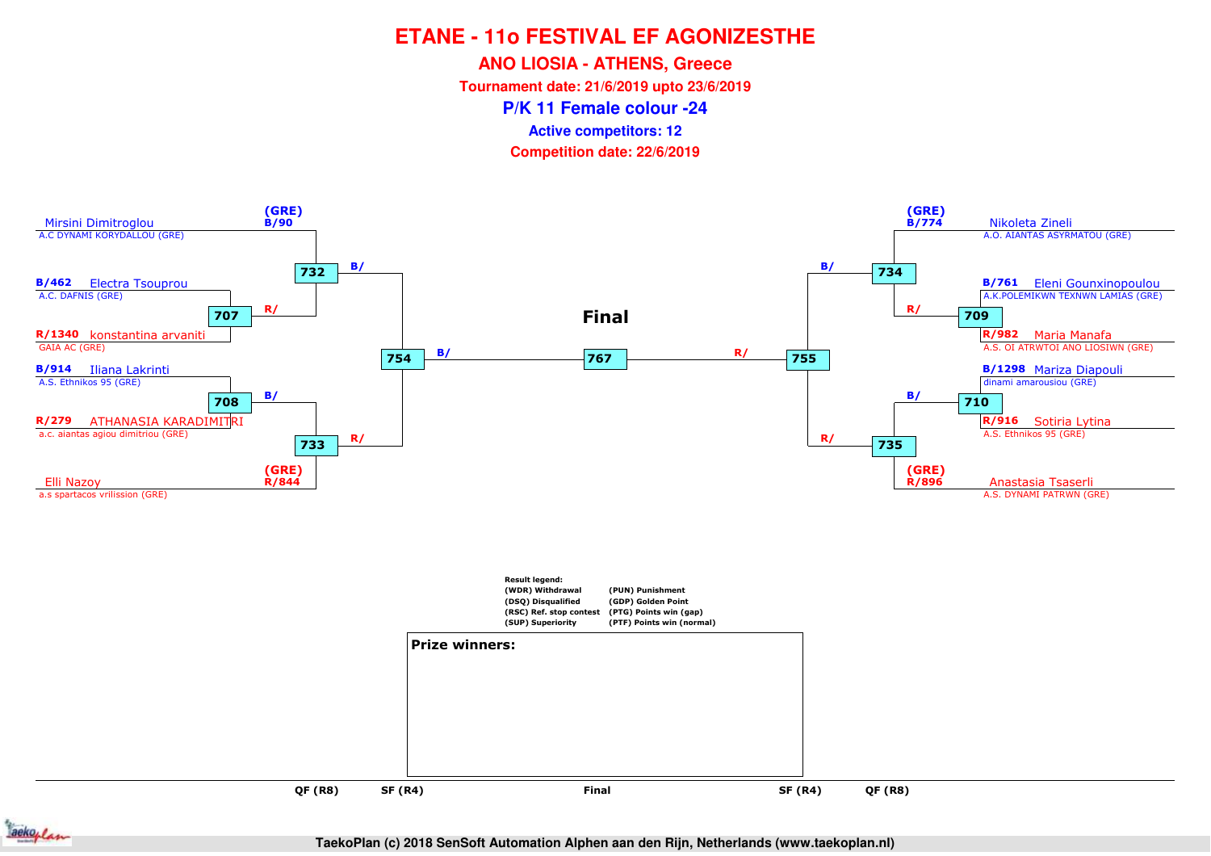# ETANE - 11o FESTIVAL EF AGONIZESTHE

## ANO LIOSIA - ATHENS, Greece

**Tournament date: 21/6/2019 upto 23/6/2019**

## P/K 11 Female colour -24

**Active competitors: 12**

**Competition date: 22/6/2019**

### Left side

- (GRE) B/90 Mirsini Dimitroglou — A.C DYNAMI KORYDALLOU (GRE)
- B/462 Electra Tsouprou — A.C. DAFNIS (GRE)
- R/1340 konstantina arvaniti — GAIA AC (GRE)
- B/914 Iliana Lakrinti — A.S. Ethnikos 95 (GRE)
- R/279 ATHANASIA KARADIMITRI — a.c. aiantas agiou dimitriou (GRE)
- (GRE) R/844 Elli Nazoy — a.s spartacos vrilission (GRE)

Matches: 707 (B/462 vs R/1340), 708 (B/914 vs R/279), 732 (B/90 vs R/ winner 707), 733 (B/ winner 708 vs R/844), 754 (B/ winner 732 vs R/ winner 733)

### Final

767 (B/ winner 754 vs R/ winner 755)

### Right side

- (GRE) B/774 Nikoleta Zineli — A.O. AIANTAS ASYRMATOU (GRE)
- B/761 Eleni Gounxinopoulou — A.K.POLEMIKWN TEXNWN LAMIAS (GRE)
- R/982 Maria Manafa — A.S. OI ATRWTOI ANO LIOSIWN (GRE)
- B/1298 Mariza Diapouli — dinami amarousiou (GRE)
- R/916 Sotiria Lytina — A.S. Ethnikos 95 (GRE)
- (GRE) R/896 Anastasia Tsaserli — A.S. DYNAMI PATRWN (GRE)

Matches: 709 (B/761 vs R/982), 710 (B/1298 vs R/916), 734 (B/774 vs R/ winner 709), 735 (B/ winner 710 vs R/896), 755 (B/ winner 734 vs R/ winner 735)

QF (R8) | SF (R4) | Final | SF (R4) | QF (R8)

**Result legend:**

| | |
|---|---|
| (WDR) Withdrawal | (PUN) Punishment |
| (DSQ) Disqualified | (GDP) Golden Point |
| (RSC) Ref. stop contest | (PTG) Points win (gap) |
| (SUP) Superiority | (PTF) Points win (normal) |

**Prize winners:**

TaekoPlan (c) 2018 SenSoft Automation Alphen aan den Rijn, Netherlands (www.taekoplan.nl)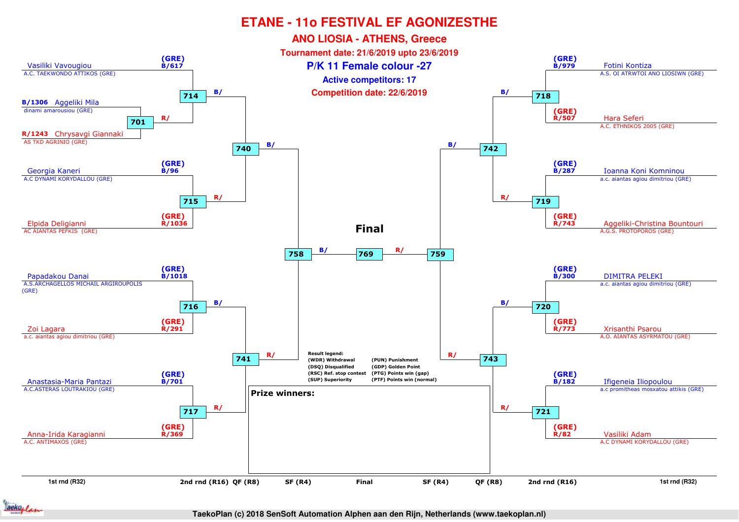# ETANE - 11o FESTIVAL EF AGONIZESTHE

## ANO LIOSIA - ATHENS, Greece

**Tournament date: 21/6/2019 upto 23/6/2019**

## P/K 11 Female colour -27

**Active competitors: 17**

**Competition date: 22/6/2019**

### Left side of bracket

| Competitor | Club | Code | Match |
|---|---|---|---|
| Vasiliki Vavougiou | A.C. TAEKWONDO ATTIKOS (GRE) | (GRE) B/617 | 714 |
| Aggeliki Mila | dinami amarousiou (GRE) | B/1306 | 701 |
| Chrysavgi Giannaki | AS TKD AGRINIO (GRE) | R/1243 | 701 |
| Georgia Kaneri | A.C DYNAMI KORYDALLOU (GRE) | (GRE) B/96 | 715 |
| Elpida Deligianni | AC AIANTAS PEFKIS (GRE) | (GRE) R/1036 | 715 |
| Papadakou Danai | A.S.ARCHAGELLOS MICHAIL ARGIROUPOLIS (GRE) | (GRE) B/1018 | 716 |
| Zoi Lagara | a.c. aiantas agiou dimitriou (GRE) | (GRE) R/291 | 716 |
| Anastasia-Maria Pantazi | A.C.ASTERAS LOUTRAKIOU (GRE) | (GRE) B/701 | 717 |
| Anna-Irida Karagianni | A.C. ANTIMAXOS (GRE) | (GRE) R/369 | 717 |

- 701 (winner R/) → 714
- 714 (B/) and 715 (R/) → 740
- 716 (B/) and 717 (R/) → 741
- 740 (B/) and 741 (R/) → 758

### Right side of bracket

| Competitor | Club | Code | Match |
|---|---|---|---|
| Fotini Kontiza | A.S. OI ATRWTOI ANO LIOSIWN (GRE) | (GRE) B/979 | 718 |
| Hara Seferi | A.C. ETHNIKOS 2005 (GRE) | (GRE) R/507 | 718 |
| Ioanna Koni Komninou | a.c. aiantas agiou dimitriou (GRE) | (GRE) B/287 | 719 |
| Aggeliki-Christina Bountouri | A.G.S. PROTOPOROS (GRE) | (GRE) R/743 | 719 |
| DIMITRA PELEKI | a.c. aiantas agiou dimitriou (GRE) | (GRE) B/300 | 720 |
| Xrisanthi Psarou | A.O. AIANTAS ASYRMATOU (GRE) | (GRE) R/773 | 720 |
| Ifigeneia Iliopoulou | a.c promitheas mosxatou attikis (GRE) | (GRE) B/182 | 721 |
| Vasiliki Adam | A.C DYNAMI KORYDALLOU (GRE) | (GRE) R/82 | 721 |

- 718 (B/) and 719 (R/) → 742
- 720 (B/) and 721 (R/) → 743
- 742 (B/) and 743 (R/) → 759

### Final

- 758 (B/) and 759 (R/) → 769

**Result legend:**

- (WDR) Withdrawal
- (DSQ) Disqualified
- (RSC) Ref. stop contest
- (SUP) Superiority
- (PUN) Punishment
- (GDP) Golden Point
- (PTG) Points win (gap)
- (PTF) Points win (normal)

**Prize winners:**

1st rnd (R32) | 2nd rnd (R16) | QF (R8) | SF (R4) | Final | SF (R4) | QF (R8) | 2nd rnd (R16) | 1st rnd (R32)

TaekoPlan (c) 2018 SenSoft Automation Alphen aan den Rijn, Netherlands (www.taekoplan.nl)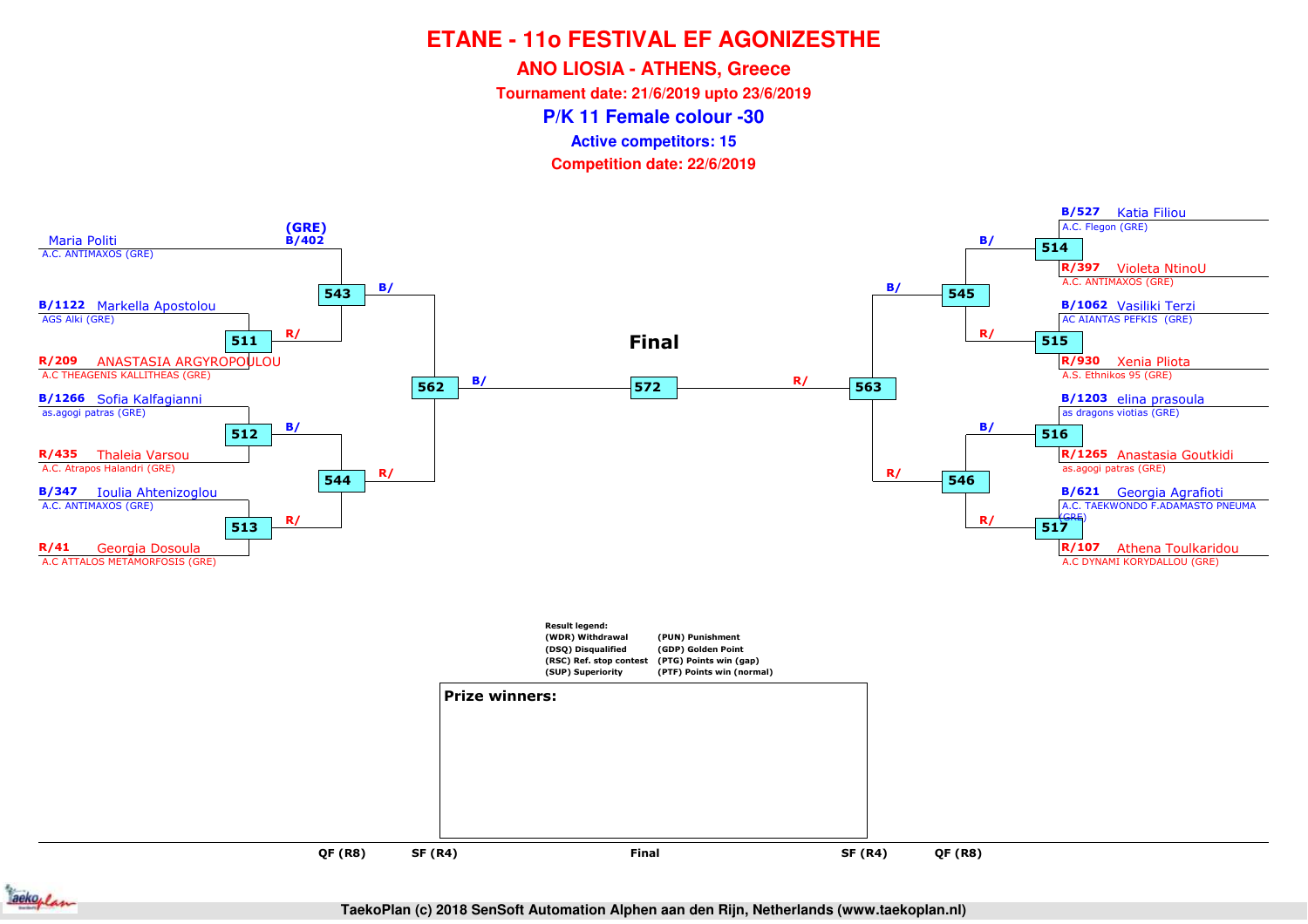# ETANE - 11o FESTIVAL EF AGONIZESTHE

## ANO LIOSIA - ATHENS, Greece

**Tournament date: 21/6/2019 upto 23/6/2019**

## P/K 11 Female colour -30

**Active competitors: 15**

**Competition date: 22/6/2019**

| Bout | Blue | Red |
|---|---|---|
| 543 | B/402 Maria Politi, A.C. ANTIMAXOS (GRE) | R/ (winner 511) |
| 511 | B/1122 Markella Apostolou, AGS Alki (GRE) | R/209 ANASTASIA ARGYROPOULOU, A.C THEAGENIS KALLITHEAS (GRE) |
| 512 | B/1266 Sofia Kalfagianni, as.agogi patras (GRE) | R/435 Thaleia Varsou, A.C. Atrapos Halandri (GRE) |
| 513 | B/347 Ioulia Ahtenizoglou, A.C. ANTIMAXOS (GRE) | R/41 Georgia Dosoula, A.C ATTALOS METAMORFOSIS (GRE) |
| 544 | B/ (winner 512) | R/ (winner 513) |
| 562 | B/ (winner 543) | R/ (winner 544) |
| 514 | B/527 Katia Filiou, A.C. Flegon (GRE) | R/397 Violeta NtinoU, A.C. ANTIMAXOS (GRE) |
| 515 | B/1062 Vasiliki Terzi, AC AIANTAS PEFKIS (GRE) | R/930 Xenia Pliota, A.S. Ethnikos 95 (GRE) |
| 516 | B/1203 elina prasoula, as dragons viotias (GRE) | R/1265 Anastasia Goutkidi, as.agogi patras (GRE) |
| 517 | B/621 Georgia Agrafioti, A.C. TAEKWONDO F.ADAMASTO PNEUMA (GRE) | R/107 Athena Toulkaridou, A.C DYNAMI KORYDALLOU (GRE) |
| 545 | B/ (winner 514) | R/ (winner 515) |
| 546 | B/ (winner 516) | R/ (winner 517) |
| 563 | B/ (winner 545) | R/ (winner 546) |
| 572 (Final) | B/ (winner 562) | R/ (winner 563) |

QF (R8) — SF (R4) — Final — SF (R4) — QF (R8)

**Result legend:**

- (WDR) Withdrawal
- (DSQ) Disqualified
- (RSC) Ref. stop contest
- (SUP) Superiority
- (PUN) Punishment
- (GDP) Golden Point
- (PTG) Points win (gap)
- (PTF) Points win (normal)

**Prize winners:**

TaekoPlan (c) 2018 SenSoft Automation Alphen aan den Rijn, Netherlands (www.taekoplan.nl)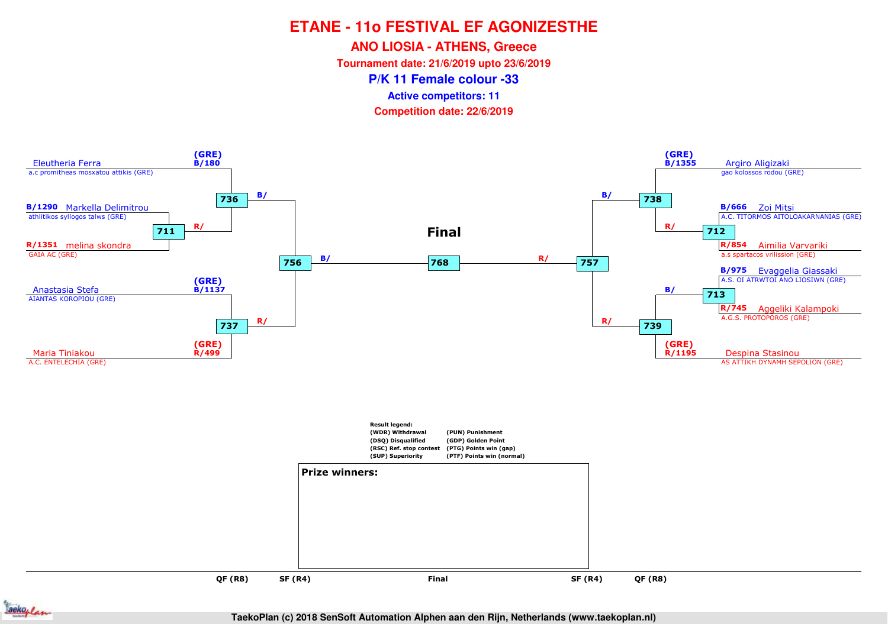# ETANE - 11o FESTIVAL EF AGONIZESTHE

## ANO LIOSIA - ATHENS, Greece

**Tournament date: 21/6/2019 upto 23/6/2019**

**P/K 11 Female colour -33**

**Active competitors: 11**

**Competition date: 22/6/2019**

### Left side

- (GRE) B/180 Eleutheria Ferra — a.c promitheas mosxatou attikis (GRE)
- B/1290 Markella Delimitrou — athlitikos syllogos talws (GRE)
- R/1351 melina skondra — GAIA AC (GRE)
- (GRE) B/1137 Anastasia Stefa — AIANTAS KOROPIOU (GRE)
- (GRE) R/499 Maria Tiniakou — A.C. ENTELECHIA (GRE)

Matches:
- 711: Markella Delimitrou (B) vs melina skondra (R) — R/
- 736: Eleutheria Ferra (B) vs winner 711 (R) — B/
- 737: Anastasia Stefa (B) vs Maria Tiniakou (R) — R/
- 756: winner 736 (B) vs winner 737 (R) — B/

### Final

- 768: winner 756 (B/) vs winner 757 (R/)

### Right side

- (GRE) B/1355 Argiro Aligizaki — gao kolossos rodou (GRE)
- B/666 Zoi Mitsi — A.C. TITORMOS AITOLOAKARNANIAS (GRE)
- R/854 Aimilia Varvariki — a.s spartacos vrilission (GRE)
- B/975 Evaggelia Giassaki — A.S. OI ATRWTOI ANO LIOSIWN (GRE)
- R/745 Aggeliki Kalampoki — A.G.S. PROTOPOROS (GRE)
- (GRE) R/1195 Despina Stasinou — AS ATTIKH DYNAMH SEPOLION (GRE)

Matches:
- 712: Zoi Mitsi (B) vs Aimilia Varvariki (R)
- 738: Argiro Aligizaki (B) vs winner 712 (R/) — B/
- 713: Evaggelia Giassaki (B) vs Aggeliki Kalampoki (R)
- 739: winner 713 (B/) vs Despina Stasinou (R) — R/
- 757: winner 738 (B) vs winner 739 (R)

QF (R8) | SF (R4) | Final | SF (R4) | QF (R8)

**Result legend:**

| | |
|---|---|
| (WDR) Withdrawal | (PUN) Punishment |
| (DSQ) Disqualified | (GDP) Golden Point |
| (RSC) Ref. stop contest | (PTG) Points win (gap) |
| (SUP) Superiority | (PTF) Points win (normal) |

**Prize winners:**

TaekoPlan (c) 2018 SenSoft Automation Alphen aan den Rijn, Netherlands (www.taekoplan.nl)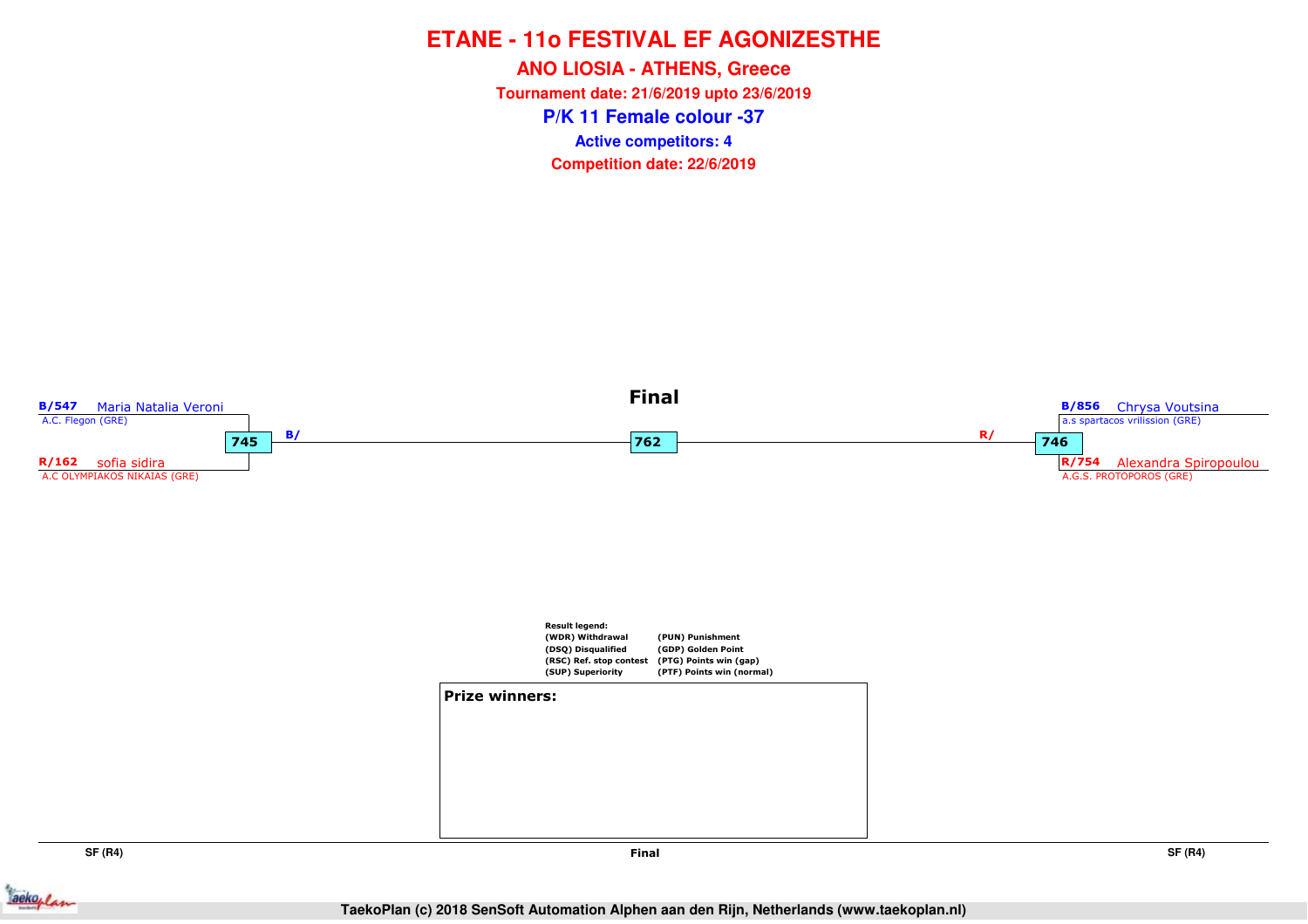# ETANE - 11o FESTIVAL EF AGONIZESTHE

## ANO LIOSIA - ATHENS, Greece

**Tournament date: 21/6/2019 upto 23/6/2019**

## P/K 11 Female colour -37

**Active competitors: 4**

**Competition date: 22/6/2019**

### Final

**B/547** Maria Natalia Veroni
A.C. Flegon (GRE)

**745** B/

**R/162** sofia sidira
A.C OLYMPIAKOS NIKAIAS (GRE)

**762**

**B/856** Chrysa Voutsina
a.s spartacos vrilission (GRE)

R/ **746**

**R/754** Alexandra Spiropoulou
A.G.S. PROTOPOROS (GRE)

**Result legend:**

| | |
|---|---|
| (WDR) Withdrawal | (PUN) Punishment |
| (DSQ) Disqualified | (GDP) Golden Point |
| (RSC) Ref. stop contest | (PTG) Points win (gap) |
| (SUP) Superiority | (PTF) Points win (normal) |

**Prize winners:**

SF (R4) | Final | SF (R4)

TaekoPlan (c) 2018 SenSoft Automation Alphen aan den Rijn, Netherlands (www.taekoplan.nl)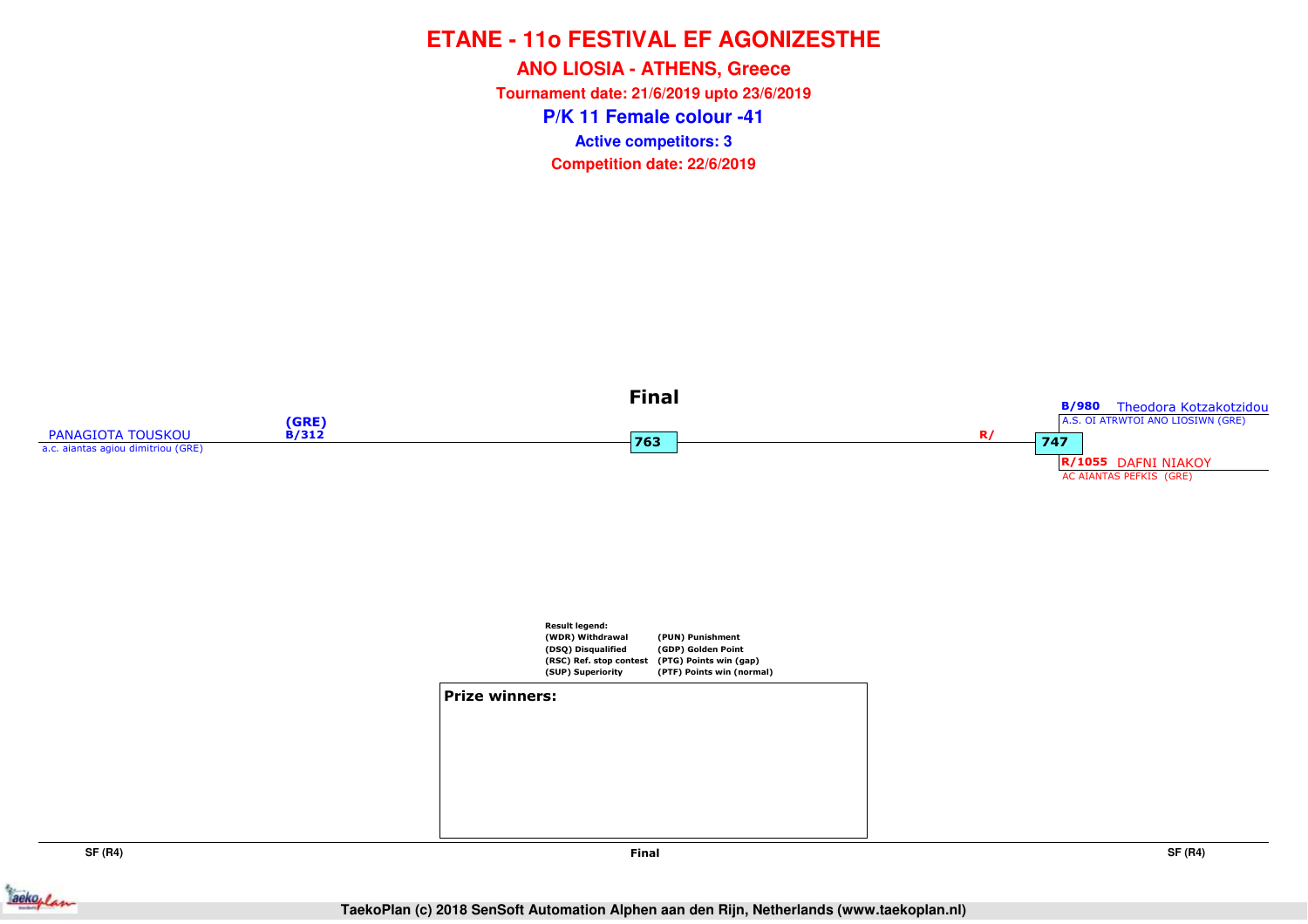# ETANE - 11o FESTIVAL EF AGONIZESTHE

## ANO LIOSIA - ATHENS, Greece

**Tournament date: 21/6/2019 upto 23/6/2019**

### P/K 11 Female colour -41

**Active competitors: 3**

**Competition date: 22/6/2019**

**Final**

PANAGIOTA TOUSKOU (GRE) B/312
a.c. aiantas agiou dimitriou (GRE)

763

R/

747

B/980 Theodora Kotzakotzidou
A.S. OI ATRWTOI ANO LIOSIWN (GRE)

R/1055 DAFNI NIAKOY
AC AIANTAS PEFKIS (GRE)

Result legend:

| | |
|---|---|
| (WDR) Withdrawal | (PUN) Punishment |
| (DSQ) Disqualified | (GDP) Golden Point |
| (RSC) Ref. stop contest | (PTG) Points win (gap) |
| (SUP) Superiority | (PTF) Points win (normal) |

**Prize winners:**

SF (R4) | Final | SF (R4)

TaekoPlan (c) 2018 SenSoft Automation Alphen aan den Rijn, Netherlands (www.taekoplan.nl)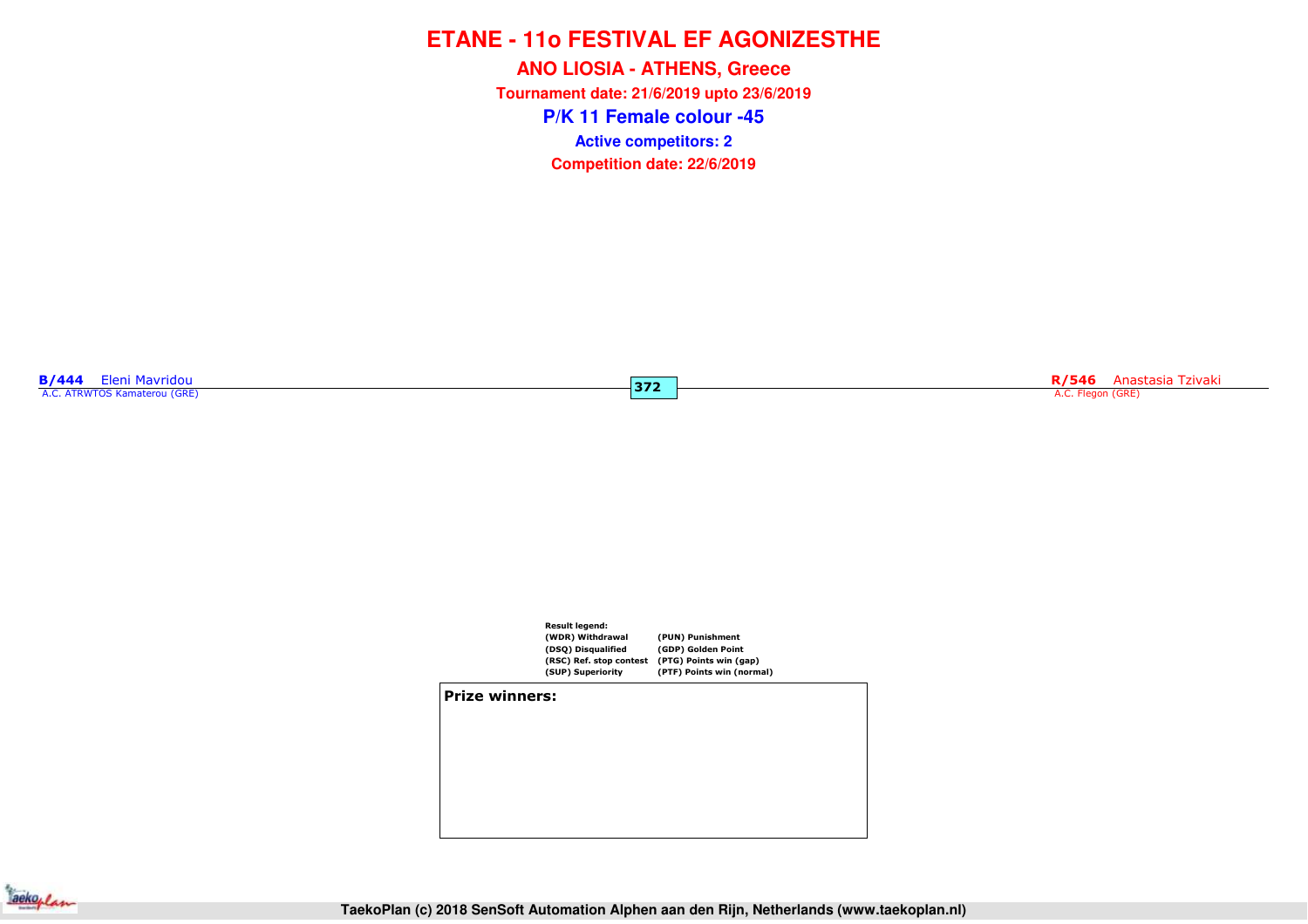# ETANE - 11o FESTIVAL EF AGONIZESTHE

## ANO LIOSIA - ATHENS, Greece

**Tournament date: 21/6/2019 upto 23/6/2019**

## P/K 11 Female colour -45

**Active competitors: 2**

**Competition date: 22/6/2019**

**B/444** Eleni Mavridou
A.C. ATRWTOS Kamaterou (GRE)

372

**R/546** Anastasia Tzivaki
A.C. Flegon (GRE)

**Result legend:**

| | |
|---|---|
| (WDR) Withdrawal | (PUN) Punishment |
| (DSQ) Disqualified | (GDP) Golden Point |
| (RSC) Ref. stop contest | (PTG) Points win (gap) |
| (SUP) Superiority | (PTF) Points win (normal) |

**Prize winners:**

TaekoPlan (c) 2018 SenSoft Automation Alphen aan den Rijn, Netherlands (www.taekoplan.nl)